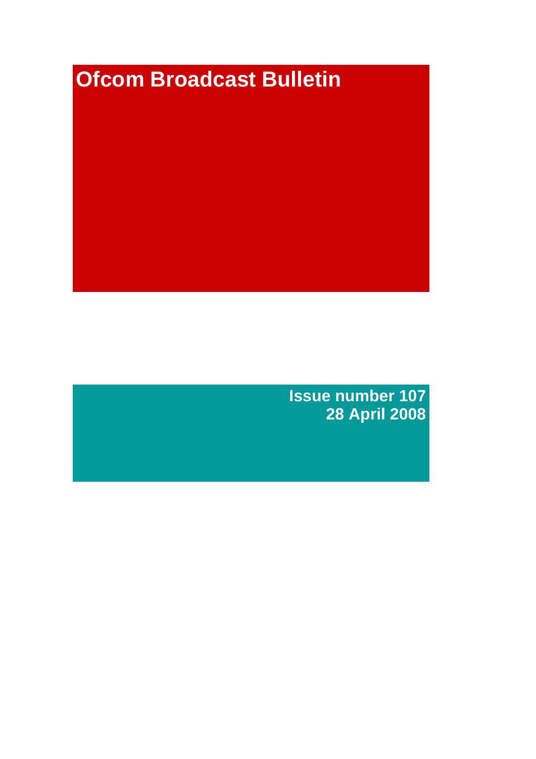# Ofcom Broadcast Bulletin

**Issue number 107**
**28 April 2008**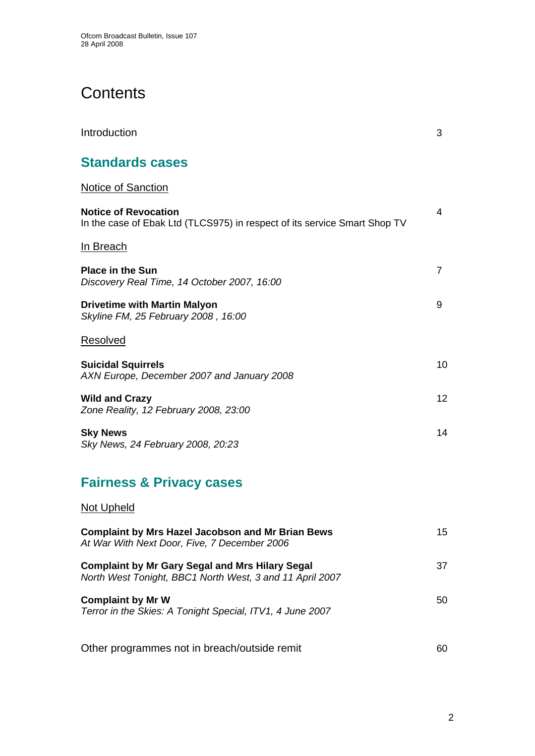# Contents

Introduction 3

## Standards cases

Notice of Sanction

**Notice of Revocation** 4
In the case of Ebak Ltd (TLCS975) in respect of its service Smart Shop TV

In Breach

**Place in the Sun** 7
*Discovery Real Time, 14 October 2007, 16:00*

**Drivetime with Martin Malyon** 9
*Skyline FM, 25 February 2008 , 16:00*

Resolved

**Suicidal Squirrels** 10
*AXN Europe, December 2007 and January 2008*

**Wild and Crazy** 12
*Zone Reality, 12 February 2008, 23:00*

**Sky News** 14
*Sky News, 24 February 2008, 20:23*

## Fairness & Privacy cases

Not Upheld

**Complaint by Mrs Hazel Jacobson and Mr Brian Bews** 15
*At War With Next Door, Five, 7 December 2006*

**Complaint by Mr Gary Segal and Mrs Hilary Segal** 37
*North West Tonight, BBC1 North West, 3 and 11 April 2007*

**Complaint by Mr W** 50
*Terror in the Skies: A Tonight Special, ITV1, 4 June 2007*

Other programmes not in breach/outside remit 60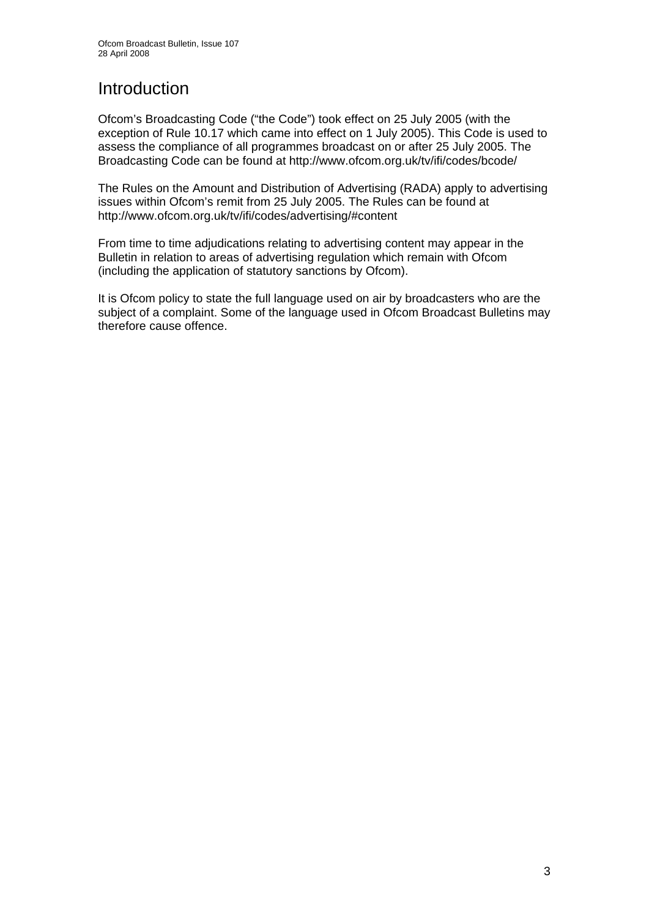# Introduction

Ofcom's Broadcasting Code ("the Code") took effect on 25 July 2005 (with the exception of Rule 10.17 which came into effect on 1 July 2005). This Code is used to assess the compliance of all programmes broadcast on or after 25 July 2005. The Broadcasting Code can be found at http://www.ofcom.org.uk/tv/ifi/codes/bcode/

The Rules on the Amount and Distribution of Advertising (RADA) apply to advertising issues within Ofcom's remit from 25 July 2005. The Rules can be found at http://www.ofcom.org.uk/tv/ifi/codes/advertising/#content

From time to time adjudications relating to advertising content may appear in the Bulletin in relation to areas of advertising regulation which remain with Ofcom (including the application of statutory sanctions by Ofcom).

It is Ofcom policy to state the full language used on air by broadcasters who are the subject of a complaint. Some of the language used in Ofcom Broadcast Bulletins may therefore cause offence.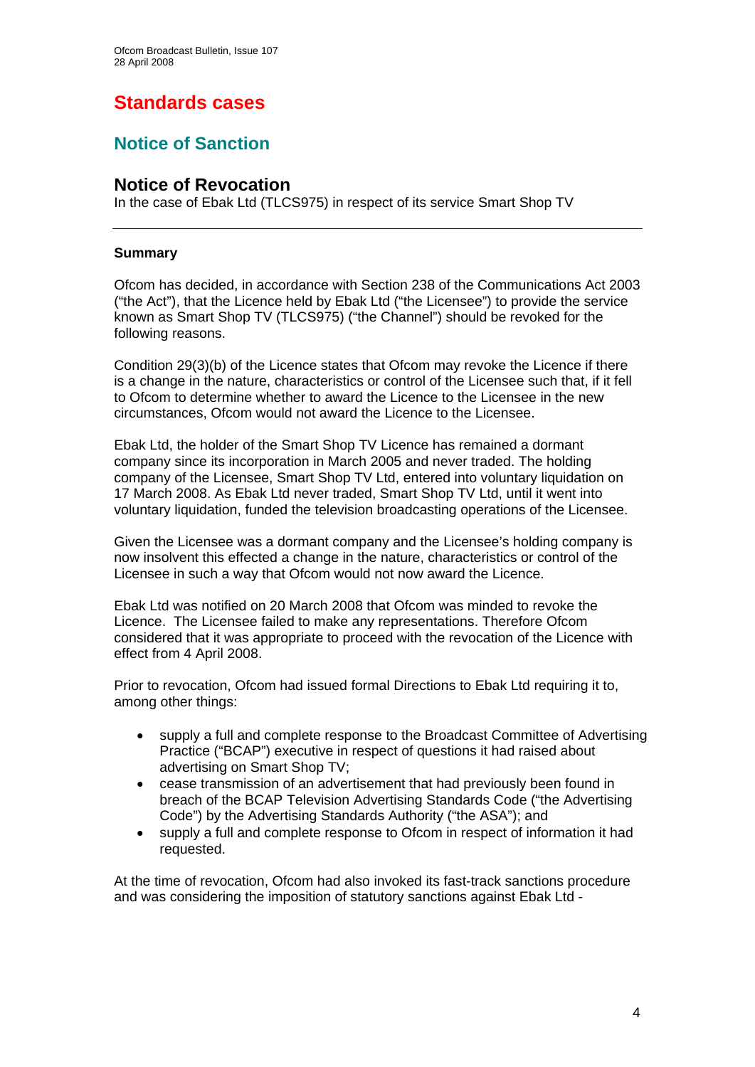# Standards cases

## Notice of Sanction

### Notice of Revocation

In the case of Ebak Ltd (TLCS975) in respect of its service Smart Shop TV

---

**Summary**

Ofcom has decided, in accordance with Section 238 of the Communications Act 2003 ("the Act"), that the Licence held by Ebak Ltd ("the Licensee") to provide the service known as Smart Shop TV (TLCS975) ("the Channel") should be revoked for the following reasons.

Condition 29(3)(b) of the Licence states that Ofcom may revoke the Licence if there is a change in the nature, characteristics or control of the Licensee such that, if it fell to Ofcom to determine whether to award the Licence to the Licensee in the new circumstances, Ofcom would not award the Licence to the Licensee.

Ebak Ltd, the holder of the Smart Shop TV Licence has remained a dormant company since its incorporation in March 2005 and never traded. The holding company of the Licensee, Smart Shop TV Ltd, entered into voluntary liquidation on 17 March 2008. As Ebak Ltd never traded, Smart Shop TV Ltd, until it went into voluntary liquidation, funded the television broadcasting operations of the Licensee.

Given the Licensee was a dormant company and the Licensee's holding company is now insolvent this effected a change in the nature, characteristics or control of the Licensee in such a way that Ofcom would not now award the Licence.

Ebak Ltd was notified on 20 March 2008 that Ofcom was minded to revoke the Licence. The Licensee failed to make any representations. Therefore Ofcom considered that it was appropriate to proceed with the revocation of the Licence with effect from 4 April 2008.

Prior to revocation, Ofcom had issued formal Directions to Ebak Ltd requiring it to, among other things:

- supply a full and complete response to the Broadcast Committee of Advertising Practice ("BCAP") executive in respect of questions it had raised about advertising on Smart Shop TV;
- cease transmission of an advertisement that had previously been found in breach of the BCAP Television Advertising Standards Code ("the Advertising Code") by the Advertising Standards Authority ("the ASA"); and
- supply a full and complete response to Ofcom in respect of information it had requested.

At the time of revocation, Ofcom had also invoked its fast-track sanctions procedure and was considering the imposition of statutory sanctions against Ebak Ltd -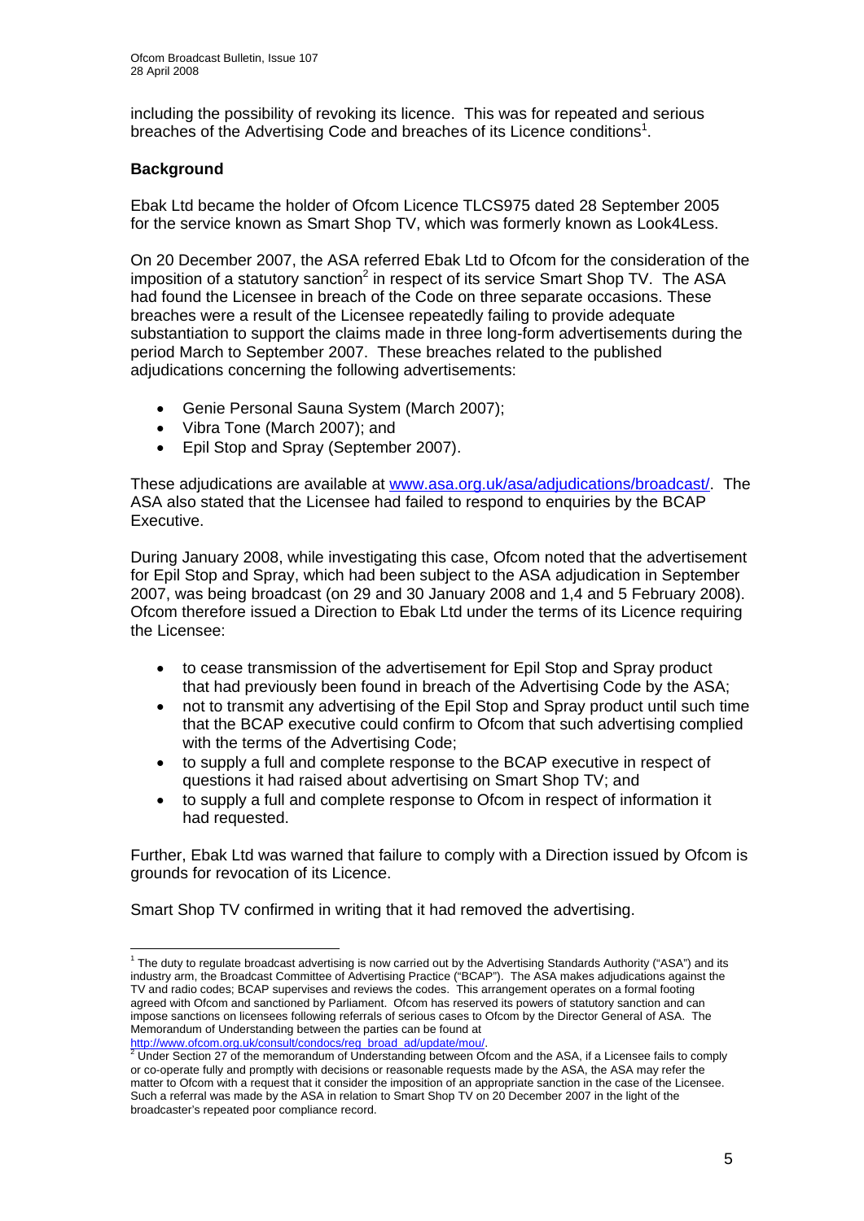including the possibility of revoking its licence. This was for repeated and serious breaches of the Advertising Code and breaches of its Licence conditions[1].

**Background**

Ebak Ltd became the holder of Ofcom Licence TLCS975 dated 28 September 2005 for the service known as Smart Shop TV, which was formerly known as Look4Less.

On 20 December 2007, the ASA referred Ebak Ltd to Ofcom for the consideration of the imposition of a statutory sanction[2] in respect of its service Smart Shop TV. The ASA had found the Licensee in breach of the Code on three separate occasions. These breaches were a result of the Licensee repeatedly failing to provide adequate substantiation to support the claims made in three long-form advertisements during the period March to September 2007. These breaches related to the published adjudications concerning the following advertisements:

- Genie Personal Sauna System (March 2007);
- Vibra Tone (March 2007); and
- Epil Stop and Spray (September 2007).

These adjudications are available at www.asa.org.uk/asa/adjudications/broadcast/. The ASA also stated that the Licensee had failed to respond to enquiries by the BCAP Executive.

During January 2008, while investigating this case, Ofcom noted that the advertisement for Epil Stop and Spray, which had been subject to the ASA adjudication in September 2007, was being broadcast (on 29 and 30 January 2008 and 1,4 and 5 February 2008). Ofcom therefore issued a Direction to Ebak Ltd under the terms of its Licence requiring the Licensee:

- to cease transmission of the advertisement for Epil Stop and Spray product that had previously been found in breach of the Advertising Code by the ASA;
- not to transmit any advertising of the Epil Stop and Spray product until such time that the BCAP executive could confirm to Ofcom that such advertising complied with the terms of the Advertising Code;
- to supply a full and complete response to the BCAP executive in respect of questions it had raised about advertising on Smart Shop TV; and
- to supply a full and complete response to Ofcom in respect of information it had requested.

Further, Ebak Ltd was warned that failure to comply with a Direction issued by Ofcom is grounds for revocation of its Licence.

Smart Shop TV confirmed in writing that it had removed the advertising.

---

[1] The duty to regulate broadcast advertising is now carried out by the Advertising Standards Authority ("ASA") and its industry arm, the Broadcast Committee of Advertising Practice ("BCAP"). The ASA makes adjudications against the TV and radio codes; BCAP supervises and reviews the codes. This arrangement operates on a formal footing agreed with Ofcom and sanctioned by Parliament. Ofcom has reserved its powers of statutory sanction and can impose sanctions on licensees following referrals of serious cases to Ofcom by the Director General of ASA. The Memorandum of Understanding between the parties can be found at http://www.ofcom.org.uk/consult/condocs/reg_broad_ad/update/mou/.

[2] Under Section 27 of the memorandum of Understanding between Ofcom and the ASA, if a Licensee fails to comply or co-operate fully and promptly with decisions or reasonable requests made by the ASA, the ASA may refer the matter to Ofcom with a request that it consider the imposition of an appropriate sanction in the case of the Licensee. Such a referral was made by the ASA in relation to Smart Shop TV on 20 December 2007 in the light of the broadcaster's repeated poor compliance record.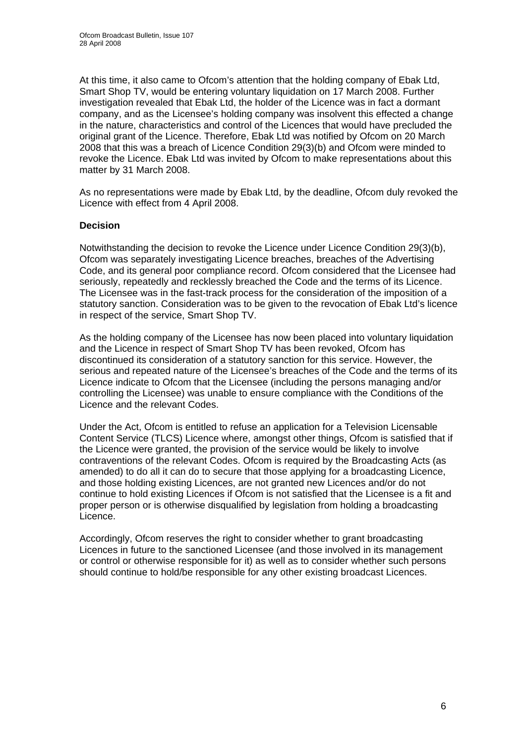At this time, it also came to Ofcom's attention that the holding company of Ebak Ltd, Smart Shop TV, would be entering voluntary liquidation on 17 March 2008. Further investigation revealed that Ebak Ltd, the holder of the Licence was in fact a dormant company, and as the Licensee's holding company was insolvent this effected a change in the nature, characteristics and control of the Licences that would have precluded the original grant of the Licence. Therefore, Ebak Ltd was notified by Ofcom on 20 March 2008 that this was a breach of Licence Condition 29(3)(b) and Ofcom were minded to revoke the Licence. Ebak Ltd was invited by Ofcom to make representations about this matter by 31 March 2008.

As no representations were made by Ebak Ltd, by the deadline, Ofcom duly revoked the Licence with effect from 4 April 2008.

**Decision**

Notwithstanding the decision to revoke the Licence under Licence Condition 29(3)(b), Ofcom was separately investigating Licence breaches, breaches of the Advertising Code, and its general poor compliance record. Ofcom considered that the Licensee had seriously, repeatedly and recklessly breached the Code and the terms of its Licence. The Licensee was in the fast-track process for the consideration of the imposition of a statutory sanction. Consideration was to be given to the revocation of Ebak Ltd's licence in respect of the service, Smart Shop TV.

As the holding company of the Licensee has now been placed into voluntary liquidation and the Licence in respect of Smart Shop TV has been revoked, Ofcom has discontinued its consideration of a statutory sanction for this service. However, the serious and repeated nature of the Licensee's breaches of the Code and the terms of its Licence indicate to Ofcom that the Licensee (including the persons managing and/or controlling the Licensee) was unable to ensure compliance with the Conditions of the Licence and the relevant Codes.

Under the Act, Ofcom is entitled to refuse an application for a Television Licensable Content Service (TLCS) Licence where, amongst other things, Ofcom is satisfied that if the Licence were granted, the provision of the service would be likely to involve contraventions of the relevant Codes. Ofcom is required by the Broadcasting Acts (as amended) to do all it can do to secure that those applying for a broadcasting Licence, and those holding existing Licences, are not granted new Licences and/or do not continue to hold existing Licences if Ofcom is not satisfied that the Licensee is a fit and proper person or is otherwise disqualified by legislation from holding a broadcasting Licence.

Accordingly, Ofcom reserves the right to consider whether to grant broadcasting Licences in future to the sanctioned Licensee (and those involved in its management or control or otherwise responsible for it) as well as to consider whether such persons should continue to hold/be responsible for any other existing broadcast Licences.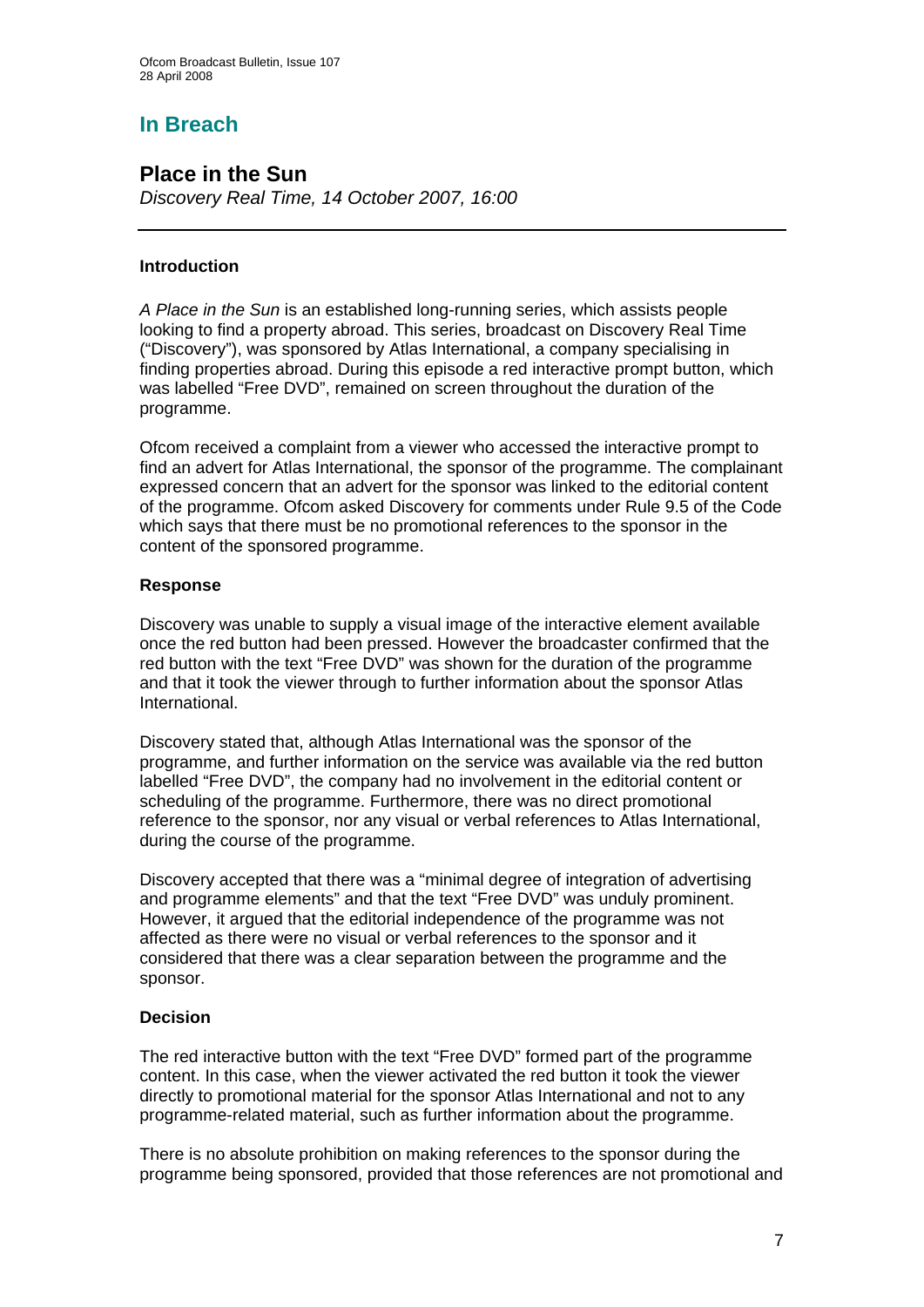## In Breach

## Place in the Sun

*Discovery Real Time, 14 October 2007, 16:00*

---

### Introduction

*A Place in the Sun* is an established long-running series, which assists people looking to find a property abroad. This series, broadcast on Discovery Real Time ("Discovery"), was sponsored by Atlas International, a company specialising in finding properties abroad. During this episode a red interactive prompt button, which was labelled "Free DVD", remained on screen throughout the duration of the programme.

Ofcom received a complaint from a viewer who accessed the interactive prompt to find an advert for Atlas International, the sponsor of the programme. The complainant expressed concern that an advert for the sponsor was linked to the editorial content of the programme. Ofcom asked Discovery for comments under Rule 9.5 of the Code which says that there must be no promotional references to the sponsor in the content of the sponsored programme.

### Response

Discovery was unable to supply a visual image of the interactive element available once the red button had been pressed. However the broadcaster confirmed that the red button with the text "Free DVD" was shown for the duration of the programme and that it took the viewer through to further information about the sponsor Atlas International.

Discovery stated that, although Atlas International was the sponsor of the programme, and further information on the service was available via the red button labelled "Free DVD", the company had no involvement in the editorial content or scheduling of the programme. Furthermore, there was no direct promotional reference to the sponsor, nor any visual or verbal references to Atlas International, during the course of the programme.

Discovery accepted that there was a "minimal degree of integration of advertising and programme elements" and that the text "Free DVD" was unduly prominent. However, it argued that the editorial independence of the programme was not affected as there were no visual or verbal references to the sponsor and it considered that there was a clear separation between the programme and the sponsor.

### Decision

The red interactive button with the text "Free DVD" formed part of the programme content. In this case, when the viewer activated the red button it took the viewer directly to promotional material for the sponsor Atlas International and not to any programme-related material, such as further information about the programme.

There is no absolute prohibition on making references to the sponsor during the programme being sponsored, provided that those references are not promotional and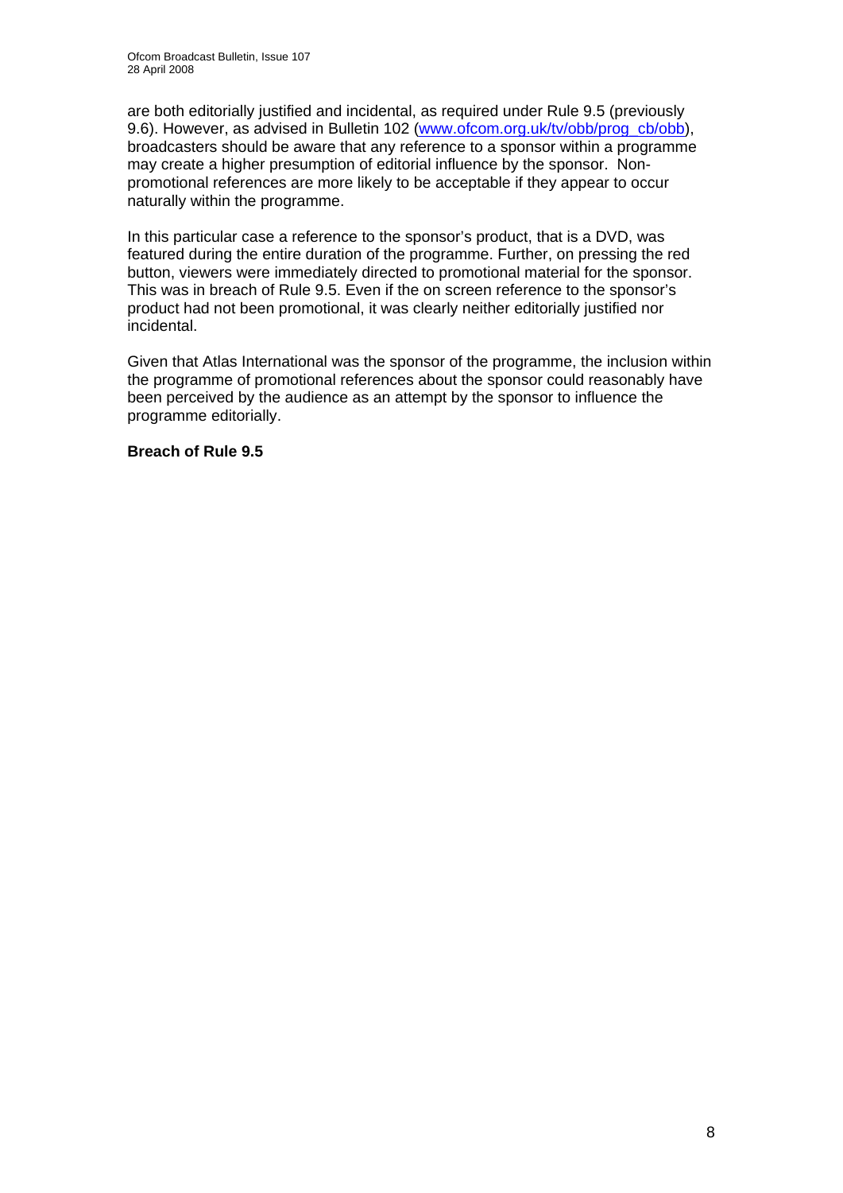are both editorially justified and incidental, as required under Rule 9.5 (previously 9.6). However, as advised in Bulletin 102 ([www.ofcom.org.uk/tv/obb/prog_cb/obb](www.ofcom.org.uk/tv/obb/prog_cb/obb)), broadcasters should be aware that any reference to a sponsor within a programme may create a higher presumption of editorial influence by the sponsor. Non-promotional references are more likely to be acceptable if they appear to occur naturally within the programme.

In this particular case a reference to the sponsor's product, that is a DVD, was featured during the entire duration of the programme. Further, on pressing the red button, viewers were immediately directed to promotional material for the sponsor. This was in breach of Rule 9.5. Even if the on screen reference to the sponsor's product had not been promotional, it was clearly neither editorially justified nor incidental.

Given that Atlas International was the sponsor of the programme, the inclusion within the programme of promotional references about the sponsor could reasonably have been perceived by the audience as an attempt by the sponsor to influence the programme editorially.

**Breach of Rule 9.5**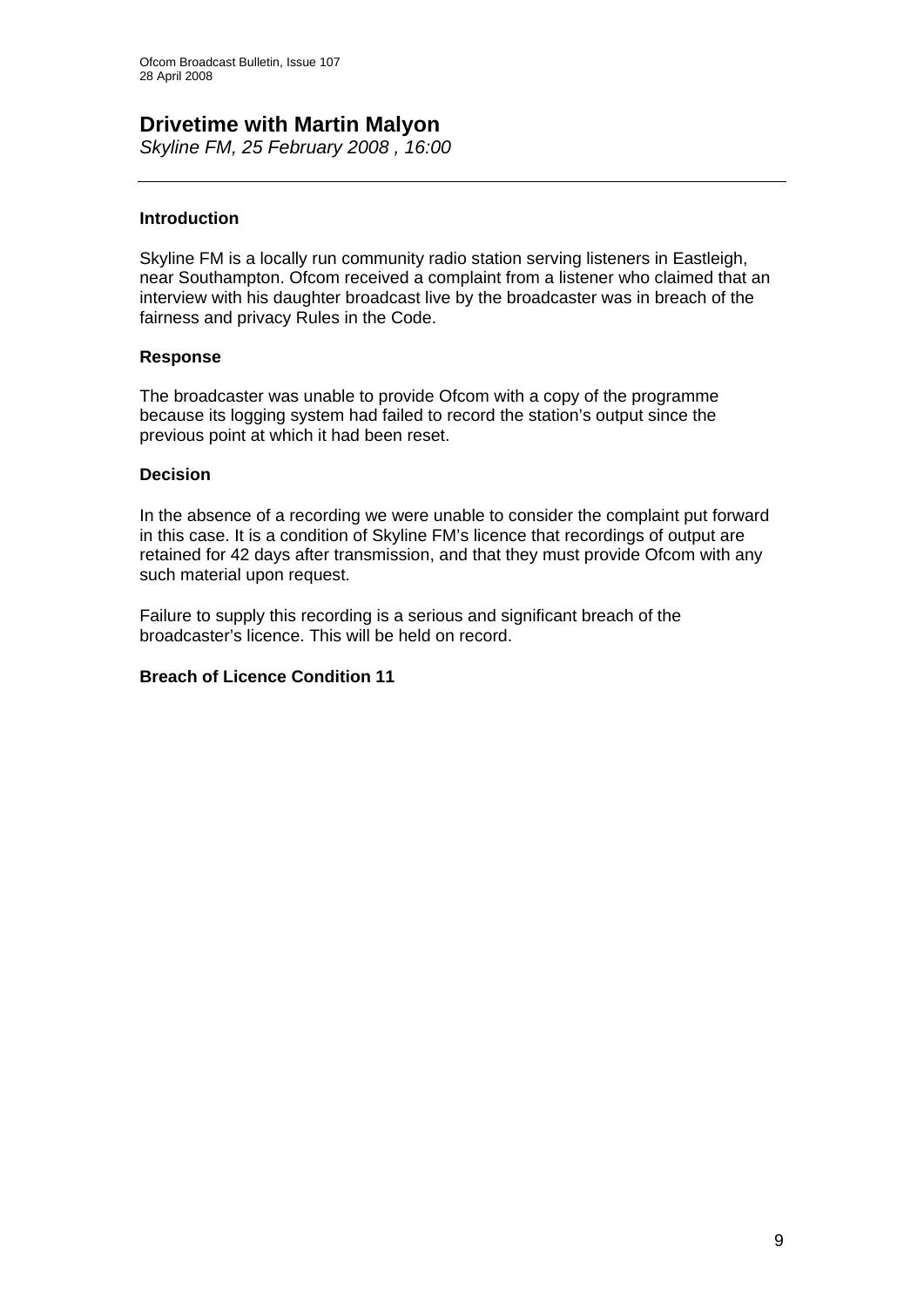## Drivetime with Martin Malyon

*Skyline FM, 25 February 2008 , 16:00*

---

**Introduction**

Skyline FM is a locally run community radio station serving listeners in Eastleigh, near Southampton. Ofcom received a complaint from a listener who claimed that an interview with his daughter broadcast live by the broadcaster was in breach of the fairness and privacy Rules in the Code.

**Response**

The broadcaster was unable to provide Ofcom with a copy of the programme because its logging system had failed to record the station's output since the previous point at which it had been reset.

**Decision**

In the absence of a recording we were unable to consider the complaint put forward in this case. It is a condition of Skyline FM's licence that recordings of output are retained for 42 days after transmission, and that they must provide Ofcom with any such material upon request.

Failure to supply this recording is a serious and significant breach of the broadcaster's licence. This will be held on record.

**Breach of Licence Condition 11**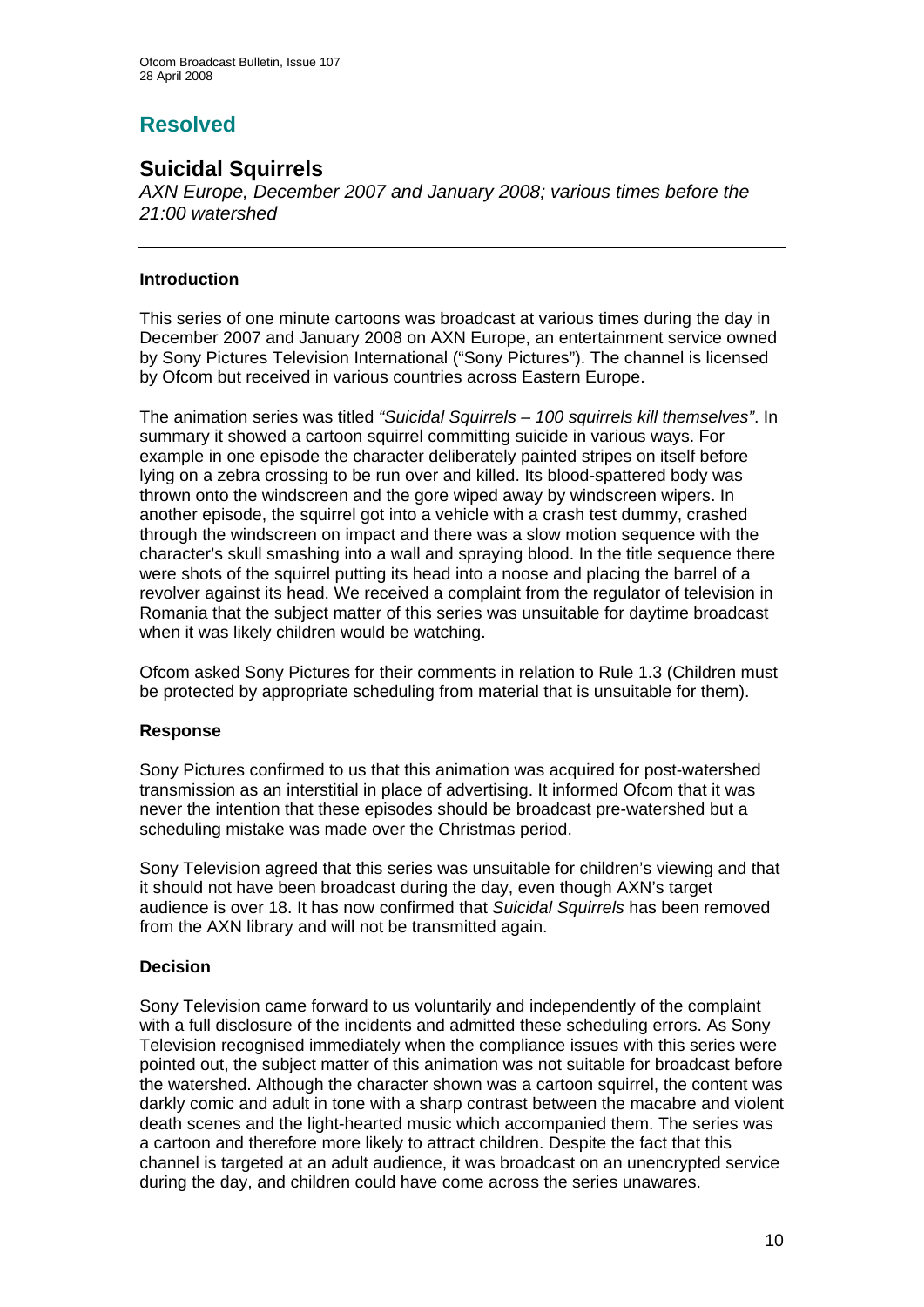# Resolved

## Suicidal Squirrels

*AXN Europe, December 2007 and January 2008; various times before the 21:00 watershed*

---

### Introduction

This series of one minute cartoons was broadcast at various times during the day in December 2007 and January 2008 on AXN Europe, an entertainment service owned by Sony Pictures Television International ("Sony Pictures"). The channel is licensed by Ofcom but received in various countries across Eastern Europe.

The animation series was titled *"Suicidal Squirrels – 100 squirrels kill themselves"*. In summary it showed a cartoon squirrel committing suicide in various ways. For example in one episode the character deliberately painted stripes on itself before lying on a zebra crossing to be run over and killed. Its blood-spattered body was thrown onto the windscreen and the gore wiped away by windscreen wipers. In another episode, the squirrel got into a vehicle with a crash test dummy, crashed through the windscreen on impact and there was a slow motion sequence with the character's skull smashing into a wall and spraying blood. In the title sequence there were shots of the squirrel putting its head into a noose and placing the barrel of a revolver against its head. We received a complaint from the regulator of television in Romania that the subject matter of this series was unsuitable for daytime broadcast when it was likely children would be watching.

Ofcom asked Sony Pictures for their comments in relation to Rule 1.3 (Children must be protected by appropriate scheduling from material that is unsuitable for them).

### Response

Sony Pictures confirmed to us that this animation was acquired for post-watershed transmission as an interstitial in place of advertising. It informed Ofcom that it was never the intention that these episodes should be broadcast pre-watershed but a scheduling mistake was made over the Christmas period.

Sony Television agreed that this series was unsuitable for children's viewing and that it should not have been broadcast during the day, even though AXN's target audience is over 18. It has now confirmed that *Suicidal Squirrels* has been removed from the AXN library and will not be transmitted again.

### Decision

Sony Television came forward to us voluntarily and independently of the complaint with a full disclosure of the incidents and admitted these scheduling errors. As Sony Television recognised immediately when the compliance issues with this series were pointed out, the subject matter of this animation was not suitable for broadcast before the watershed. Although the character shown was a cartoon squirrel, the content was darkly comic and adult in tone with a sharp contrast between the macabre and violent death scenes and the light-hearted music which accompanied them. The series was a cartoon and therefore more likely to attract children. Despite the fact that this channel is targeted at an adult audience, it was broadcast on an unencrypted service during the day, and children could have come across the series unawares.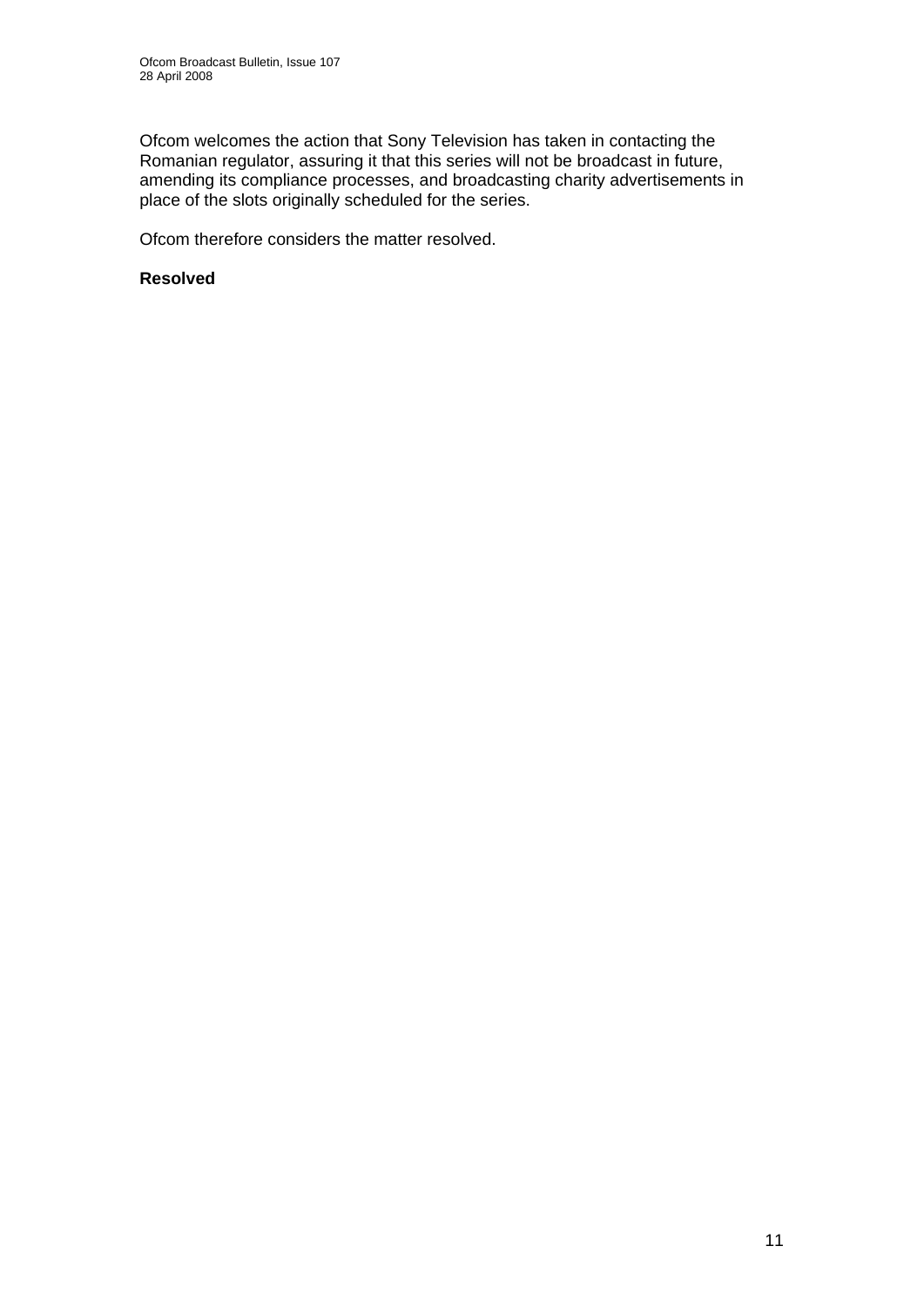Ofcom welcomes the action that Sony Television has taken in contacting the Romanian regulator, assuring it that this series will not be broadcast in future, amending its compliance processes, and broadcasting charity advertisements in place of the slots originally scheduled for the series.

Ofcom therefore considers the matter resolved.

**Resolved**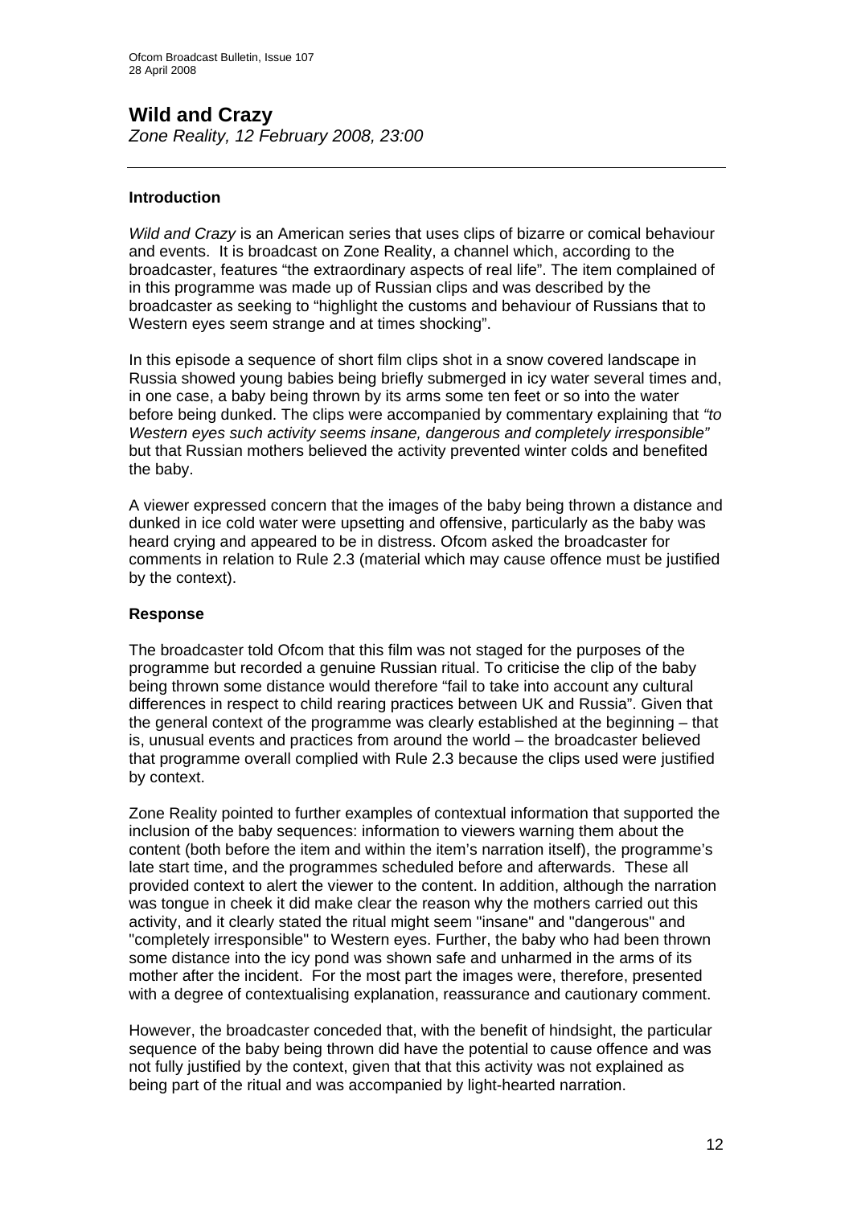# Wild and Crazy

*Zone Reality, 12 February 2008, 23:00*

## Introduction

*Wild and Crazy* is an American series that uses clips of bizarre or comical behaviour and events. It is broadcast on Zone Reality, a channel which, according to the broadcaster, features "the extraordinary aspects of real life". The item complained of in this programme was made up of Russian clips and was described by the broadcaster as seeking to "highlight the customs and behaviour of Russians that to Western eyes seem strange and at times shocking".

In this episode a sequence of short film clips shot in a snow covered landscape in Russia showed young babies being briefly submerged in icy water several times and, in one case, a baby being thrown by its arms some ten feet or so into the water before being dunked. The clips were accompanied by commentary explaining that *"to Western eyes such activity seems insane, dangerous and completely irresponsible"* but that Russian mothers believed the activity prevented winter colds and benefited the baby.

A viewer expressed concern that the images of the baby being thrown a distance and dunked in ice cold water were upsetting and offensive, particularly as the baby was heard crying and appeared to be in distress. Ofcom asked the broadcaster for comments in relation to Rule 2.3 (material which may cause offence must be justified by the context).

## Response

The broadcaster told Ofcom that this film was not staged for the purposes of the programme but recorded a genuine Russian ritual. To criticise the clip of the baby being thrown some distance would therefore "fail to take into account any cultural differences in respect to child rearing practices between UK and Russia". Given that the general context of the programme was clearly established at the beginning – that is, unusual events and practices from around the world – the broadcaster believed that programme overall complied with Rule 2.3 because the clips used were justified by context.

Zone Reality pointed to further examples of contextual information that supported the inclusion of the baby sequences: information to viewers warning them about the content (both before the item and within the item's narration itself), the programme's late start time, and the programmes scheduled before and afterwards. These all provided context to alert the viewer to the content. In addition, although the narration was tongue in cheek it did make clear the reason why the mothers carried out this activity, and it clearly stated the ritual might seem "insane" and "dangerous" and "completely irresponsible" to Western eyes. Further, the baby who had been thrown some distance into the icy pond was shown safe and unharmed in the arms of its mother after the incident. For the most part the images were, therefore, presented with a degree of contextualising explanation, reassurance and cautionary comment.

However, the broadcaster conceded that, with the benefit of hindsight, the particular sequence of the baby being thrown did have the potential to cause offence and was not fully justified by the context, given that that this activity was not explained as being part of the ritual and was accompanied by light-hearted narration.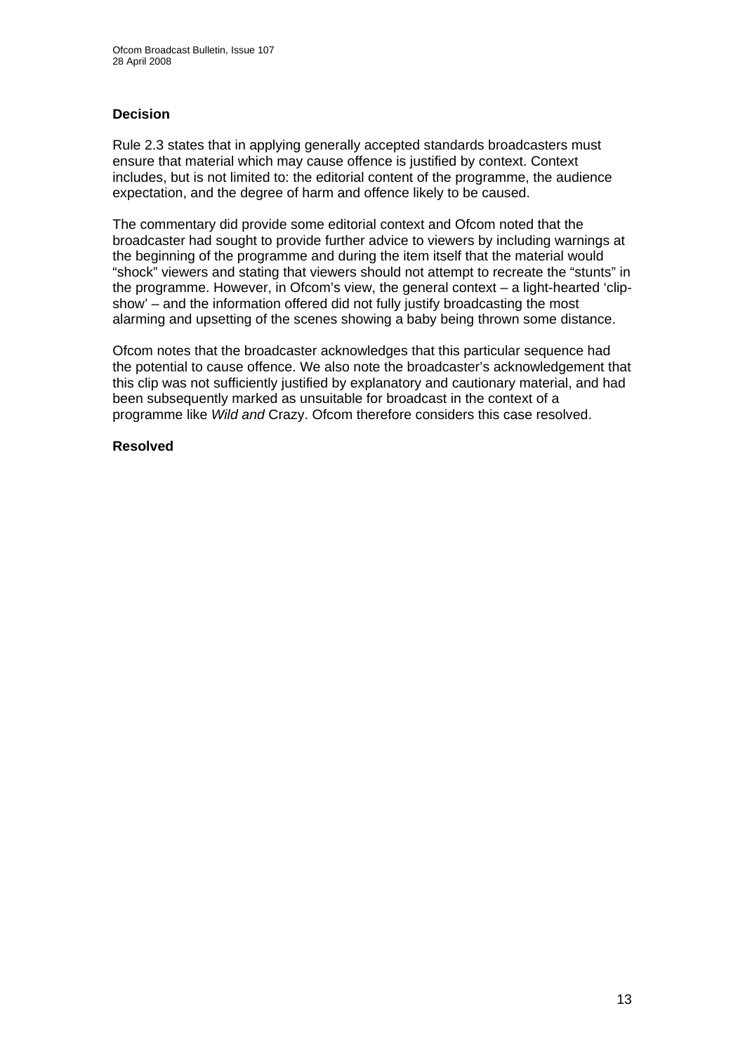**Decision**

Rule 2.3 states that in applying generally accepted standards broadcasters must ensure that material which may cause offence is justified by context. Context includes, but is not limited to: the editorial content of the programme, the audience expectation, and the degree of harm and offence likely to be caused.

The commentary did provide some editorial context and Ofcom noted that the broadcaster had sought to provide further advice to viewers by including warnings at the beginning of the programme and during the item itself that the material would "shock" viewers and stating that viewers should not attempt to recreate the "stunts" in the programme. However, in Ofcom's view, the general context – a light-hearted 'clip-show' – and the information offered did not fully justify broadcasting the most alarming and upsetting of the scenes showing a baby being thrown some distance.

Ofcom notes that the broadcaster acknowledges that this particular sequence had the potential to cause offence. We also note the broadcaster's acknowledgement that this clip was not sufficiently justified by explanatory and cautionary material, and had been subsequently marked as unsuitable for broadcast in the context of a programme like *Wild and* Crazy. Ofcom therefore considers this case resolved.

**Resolved**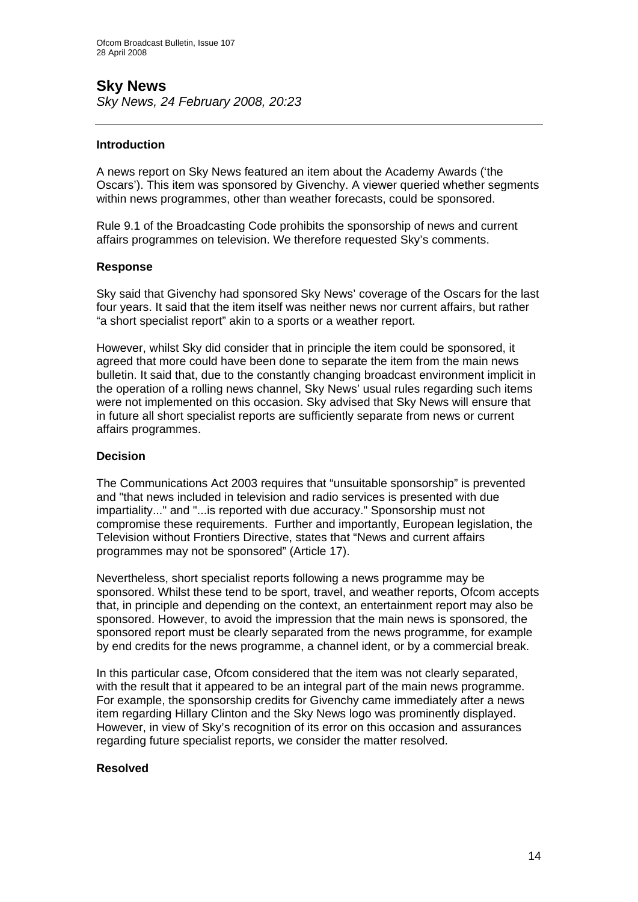## Sky News

*Sky News, 24 February 2008, 20:23*

---

### Introduction

A news report on Sky News featured an item about the Academy Awards ('the Oscars'). This item was sponsored by Givenchy. A viewer queried whether segments within news programmes, other than weather forecasts, could be sponsored.

Rule 9.1 of the Broadcasting Code prohibits the sponsorship of news and current affairs programmes on television. We therefore requested Sky's comments.

### Response

Sky said that Givenchy had sponsored Sky News' coverage of the Oscars for the last four years. It said that the item itself was neither news nor current affairs, but rather "a short specialist report" akin to a sports or a weather report.

However, whilst Sky did consider that in principle the item could be sponsored, it agreed that more could have been done to separate the item from the main news bulletin. It said that, due to the constantly changing broadcast environment implicit in the operation of a rolling news channel, Sky News' usual rules regarding such items were not implemented on this occasion. Sky advised that Sky News will ensure that in future all short specialist reports are sufficiently separate from news or current affairs programmes.

### Decision

The Communications Act 2003 requires that "unsuitable sponsorship" is prevented and "that news included in television and radio services is presented with due impartiality..." and "...is reported with due accuracy." Sponsorship must not compromise these requirements. Further and importantly, European legislation, the Television without Frontiers Directive, states that "News and current affairs programmes may not be sponsored" (Article 17).

Nevertheless, short specialist reports following a news programme may be sponsored. Whilst these tend to be sport, travel, and weather reports, Ofcom accepts that, in principle and depending on the context, an entertainment report may also be sponsored. However, to avoid the impression that the main news is sponsored, the sponsored report must be clearly separated from the news programme, for example by end credits for the news programme, a channel ident, or by a commercial break.

In this particular case, Ofcom considered that the item was not clearly separated, with the result that it appeared to be an integral part of the main news programme. For example, the sponsorship credits for Givenchy came immediately after a news item regarding Hillary Clinton and the Sky News logo was prominently displayed. However, in view of Sky's recognition of its error on this occasion and assurances regarding future specialist reports, we consider the matter resolved.

### Resolved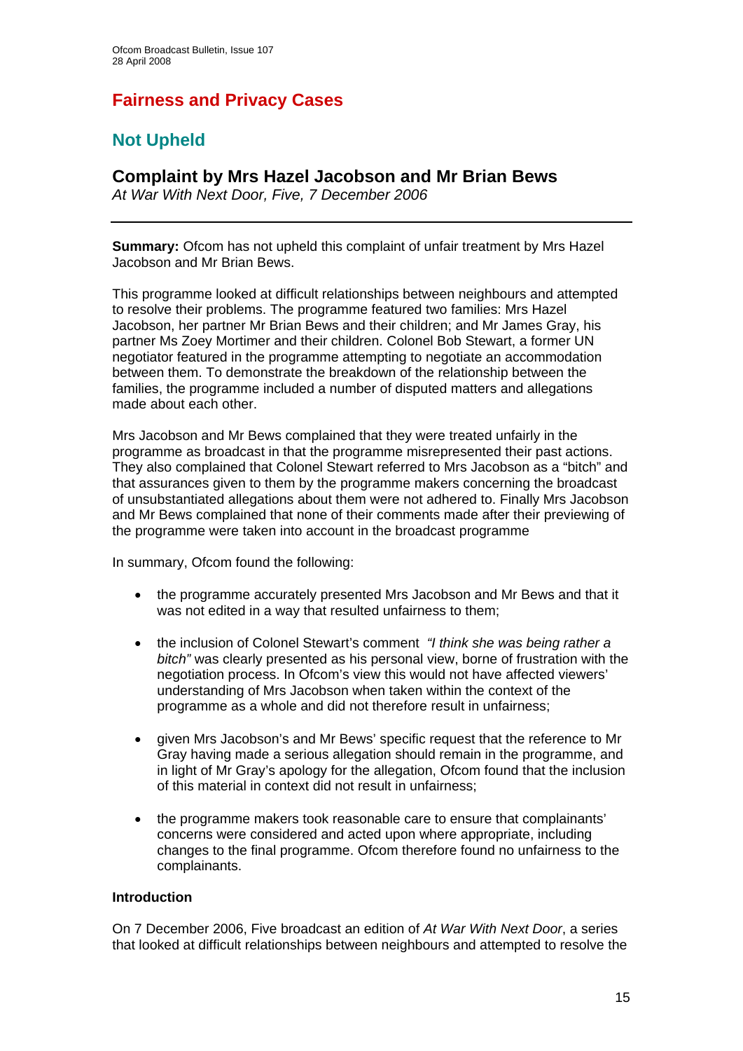# Fairness and Privacy Cases

## Not Upheld

### Complaint by Mrs Hazel Jacobson and Mr Brian Bews

*At War With Next Door, Five, 7 December 2006*

**Summary:** Ofcom has not upheld this complaint of unfair treatment by Mrs Hazel Jacobson and Mr Brian Bews.

This programme looked at difficult relationships between neighbours and attempted to resolve their problems. The programme featured two families: Mrs Hazel Jacobson, her partner Mr Brian Bews and their children; and Mr James Gray, his partner Ms Zoey Mortimer and their children. Colonel Bob Stewart, a former UN negotiator featured in the programme attempting to negotiate an accommodation between them. To demonstrate the breakdown of the relationship between the families, the programme included a number of disputed matters and allegations made about each other.

Mrs Jacobson and Mr Bews complained that they were treated unfairly in the programme as broadcast in that the programme misrepresented their past actions. They also complained that Colonel Stewart referred to Mrs Jacobson as a "bitch" and that assurances given to them by the programme makers concerning the broadcast of unsubstantiated allegations about them were not adhered to. Finally Mrs Jacobson and Mr Bews complained that none of their comments made after their previewing of the programme were taken into account in the broadcast programme

In summary, Ofcom found the following:

- the programme accurately presented Mrs Jacobson and Mr Bews and that it was not edited in a way that resulted unfairness to them;
- the inclusion of Colonel Stewart's comment *"I think she was being rather a bitch"* was clearly presented as his personal view, borne of frustration with the negotiation process. In Ofcom's view this would not have affected viewers' understanding of Mrs Jacobson when taken within the context of the programme as a whole and did not therefore result in unfairness;
- given Mrs Jacobson's and Mr Bews' specific request that the reference to Mr Gray having made a serious allegation should remain in the programme, and in light of Mr Gray's apology for the allegation, Ofcom found that the inclusion of this material in context did not result in unfairness;
- the programme makers took reasonable care to ensure that complainants' concerns were considered and acted upon where appropriate, including changes to the final programme. Ofcom therefore found no unfairness to the complainants.

#### Introduction

On 7 December 2006, Five broadcast an edition of *At War With Next Door*, a series that looked at difficult relationships between neighbours and attempted to resolve the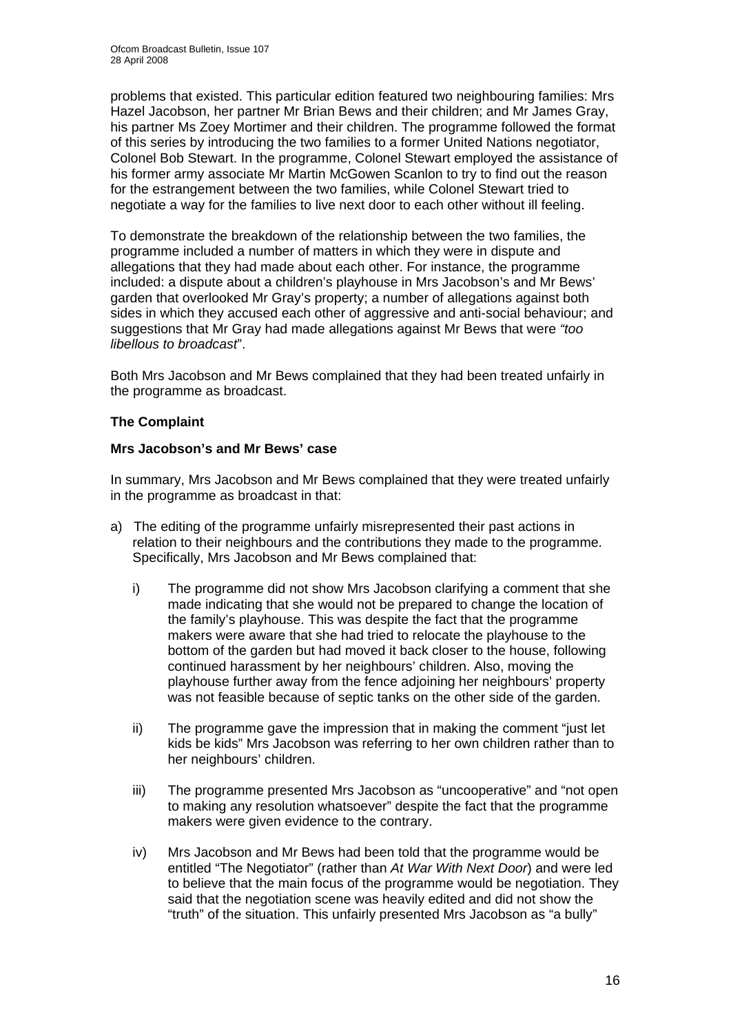problems that existed. This particular edition featured two neighbouring families: Mrs Hazel Jacobson, her partner Mr Brian Bews and their children; and Mr James Gray, his partner Ms Zoey Mortimer and their children. The programme followed the format of this series by introducing the two families to a former United Nations negotiator, Colonel Bob Stewart. In the programme, Colonel Stewart employed the assistance of his former army associate Mr Martin McGowen Scanlon to try to find out the reason for the estrangement between the two families, while Colonel Stewart tried to negotiate a way for the families to live next door to each other without ill feeling.

To demonstrate the breakdown of the relationship between the two families, the programme included a number of matters in which they were in dispute and allegations that they had made about each other. For instance, the programme included: a dispute about a children's playhouse in Mrs Jacobson's and Mr Bews' garden that overlooked Mr Gray's property; a number of allegations against both sides in which they accused each other of aggressive and anti-social behaviour; and suggestions that Mr Gray had made allegations against Mr Bews that were *"too libellous to broadcast*".

Both Mrs Jacobson and Mr Bews complained that they had been treated unfairly in the programme as broadcast.

**The Complaint**

**Mrs Jacobson's and Mr Bews' case**

In summary, Mrs Jacobson and Mr Bews complained that they were treated unfairly in the programme as broadcast in that:

a) The editing of the programme unfairly misrepresented their past actions in relation to their neighbours and the contributions they made to the programme. Specifically, Mrs Jacobson and Mr Bews complained that:

   i) The programme did not show Mrs Jacobson clarifying a comment that she made indicating that she would not be prepared to change the location of the family's playhouse. This was despite the fact that the programme makers were aware that she had tried to relocate the playhouse to the bottom of the garden but had moved it back closer to the house, following continued harassment by her neighbours' children. Also, moving the playhouse further away from the fence adjoining her neighbours' property was not feasible because of septic tanks on the other side of the garden.

   ii) The programme gave the impression that in making the comment "just let kids be kids" Mrs Jacobson was referring to her own children rather than to her neighbours' children.

   iii) The programme presented Mrs Jacobson as "uncooperative" and "not open to making any resolution whatsoever" despite the fact that the programme makers were given evidence to the contrary.

   iv) Mrs Jacobson and Mr Bews had been told that the programme would be entitled "The Negotiator" (rather than *At War With Next Door*) and were led to believe that the main focus of the programme would be negotiation. They said that the negotiation scene was heavily edited and did not show the "truth" of the situation. This unfairly presented Mrs Jacobson as "a bully"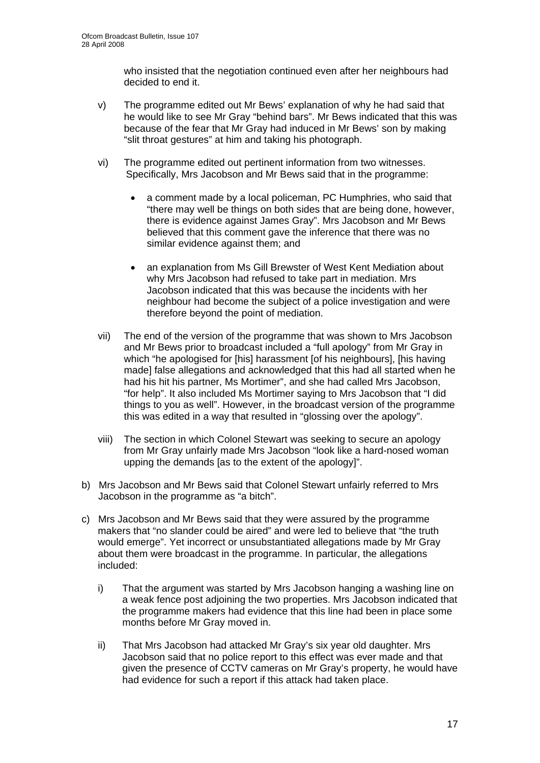who insisted that the negotiation continued even after her neighbours had decided to end it.

v) The programme edited out Mr Bews' explanation of why he had said that he would like to see Mr Gray "behind bars". Mr Bews indicated that this was because of the fear that Mr Gray had induced in Mr Bews' son by making "slit throat gestures" at him and taking his photograph.

vi) The programme edited out pertinent information from two witnesses. Specifically, Mrs Jacobson and Mr Bews said that in the programme:

- a comment made by a local policeman, PC Humphries, who said that "there may well be things on both sides that are being done, however, there is evidence against James Gray". Mrs Jacobson and Mr Bews believed that this comment gave the inference that there was no similar evidence against them; and

- an explanation from Ms Gill Brewster of West Kent Mediation about why Mrs Jacobson had refused to take part in mediation. Mrs Jacobson indicated that this was because the incidents with her neighbour had become the subject of a police investigation and were therefore beyond the point of mediation.

vii) The end of the version of the programme that was shown to Mrs Jacobson and Mr Bews prior to broadcast included a "full apology" from Mr Gray in which "he apologised for [his] harassment [of his neighbours], [his having made] false allegations and acknowledged that this had all started when he had his hit his partner, Ms Mortimer", and she had called Mrs Jacobson, "for help". It also included Ms Mortimer saying to Mrs Jacobson that "I did things to you as well". However, in the broadcast version of the programme this was edited in a way that resulted in "glossing over the apology".

viii) The section in which Colonel Stewart was seeking to secure an apology from Mr Gray unfairly made Mrs Jacobson "look like a hard-nosed woman upping the demands [as to the extent of the apology]".

b) Mrs Jacobson and Mr Bews said that Colonel Stewart unfairly referred to Mrs Jacobson in the programme as "a bitch".

c) Mrs Jacobson and Mr Bews said that they were assured by the programme makers that "no slander could be aired" and were led to believe that "the truth would emerge". Yet incorrect or unsubstantiated allegations made by Mr Gray about them were broadcast in the programme. In particular, the allegations included:

i) That the argument was started by Mrs Jacobson hanging a washing line on a weak fence post adjoining the two properties. Mrs Jacobson indicated that the programme makers had evidence that this line had been in place some months before Mr Gray moved in.

ii) That Mrs Jacobson had attacked Mr Gray's six year old daughter. Mrs Jacobson said that no police report to this effect was ever made and that given the presence of CCTV cameras on Mr Gray's property, he would have had evidence for such a report if this attack had taken place.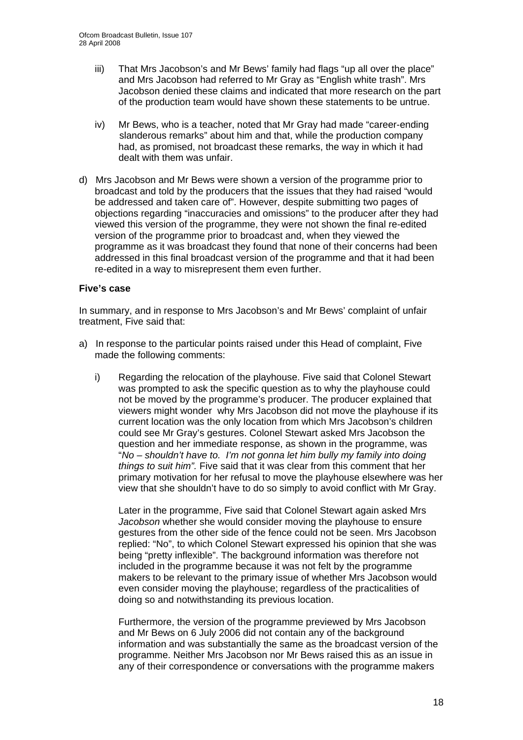iii) That Mrs Jacobson's and Mr Bews' family had flags "up all over the place" and Mrs Jacobson had referred to Mr Gray as "English white trash". Mrs Jacobson denied these claims and indicated that more research on the part of the production team would have shown these statements to be untrue.

iv) Mr Bews, who is a teacher, noted that Mr Gray had made "career-ending slanderous remarks" about him and that, while the production company had, as promised, not broadcast these remarks, the way in which it had dealt with them was unfair.

d) Mrs Jacobson and Mr Bews were shown a version of the programme prior to broadcast and told by the producers that the issues that they had raised "would be addressed and taken care of". However, despite submitting two pages of objections regarding "inaccuracies and omissions" to the producer after they had viewed this version of the programme, they were not shown the final re-edited version of the programme prior to broadcast and, when they viewed the programme as it was broadcast they found that none of their concerns had been addressed in this final broadcast version of the programme and that it had been re-edited in a way to misrepresent them even further.

**Five's case**

In summary, and in response to Mrs Jacobson's and Mr Bews' complaint of unfair treatment, Five said that:

a) In response to the particular points raised under this Head of complaint, Five made the following comments:

i) Regarding the relocation of the playhouse. Five said that Colonel Stewart was prompted to ask the specific question as to why the playhouse could not be moved by the programme's producer. The producer explained that viewers might wonder why Mrs Jacobson did not move the playhouse if its current location was the only location from which Mrs Jacobson's children could see Mr Gray's gestures. Colonel Stewart asked Mrs Jacobson the question and her immediate response, as shown in the programme, was "*No – shouldn't have to. I'm not gonna let him bully my family into doing things to suit him".* Five said that it was clear from this comment that her primary motivation for her refusal to move the playhouse elsewhere was her view that she shouldn't have to do so simply to avoid conflict with Mr Gray.

Later in the programme, Five said that Colonel Stewart again asked Mrs *Jacobson* whether she would consider moving the playhouse to ensure gestures from the other side of the fence could not be seen. Mrs Jacobson replied: "No", to which Colonel Stewart expressed his opinion that she was being "pretty inflexible". The background information was therefore not included in the programme because it was not felt by the programme makers to be relevant to the primary issue of whether Mrs Jacobson would even consider moving the playhouse; regardless of the practicalities of doing so and notwithstanding its previous location.

Furthermore, the version of the programme previewed by Mrs Jacobson and Mr Bews on 6 July 2006 did not contain any of the background information and was substantially the same as the broadcast version of the programme. Neither Mrs Jacobson nor Mr Bews raised this as an issue in any of their correspondence or conversations with the programme makers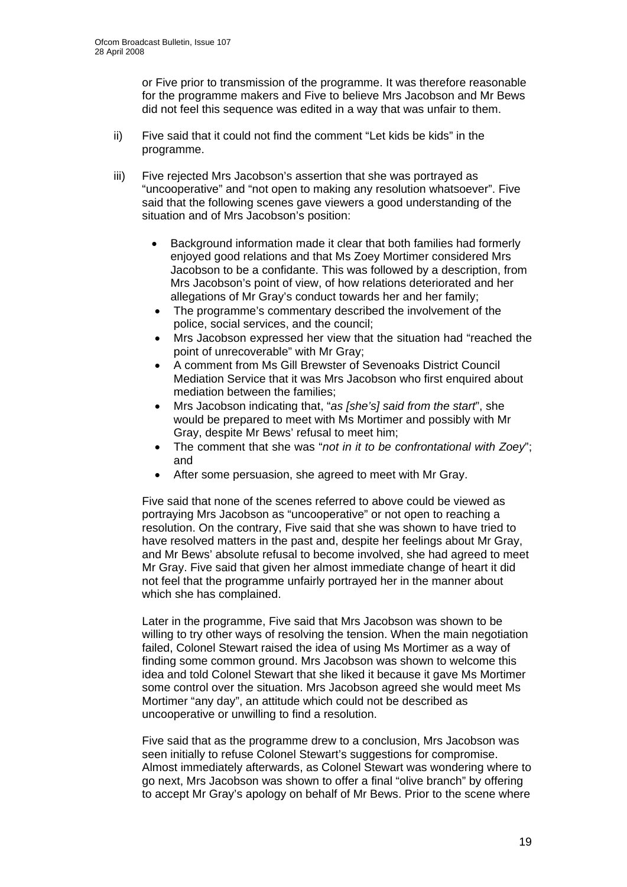or Five prior to transmission of the programme. It was therefore reasonable for the programme makers and Five to believe Mrs Jacobson and Mr Bews did not feel this sequence was edited in a way that was unfair to them.

ii) Five said that it could not find the comment "Let kids be kids" in the programme.

iii) Five rejected Mrs Jacobson's assertion that she was portrayed as "uncooperative" and "not open to making any resolution whatsoever". Five said that the following scenes gave viewers a good understanding of the situation and of Mrs Jacobson's position:

- Background information made it clear that both families had formerly enjoyed good relations and that Ms Zoey Mortimer considered Mrs Jacobson to be a confidante. This was followed by a description, from Mrs Jacobson's point of view, of how relations deteriorated and her allegations of Mr Gray's conduct towards her and her family;
- The programme's commentary described the involvement of the police, social services, and the council;
- Mrs Jacobson expressed her view that the situation had "reached the point of unrecoverable" with Mr Gray;
- A comment from Ms Gill Brewster of Sevenoaks District Council Mediation Service that it was Mrs Jacobson who first enquired about mediation between the families;
- Mrs Jacobson indicating that, "*as [she's] said from the start*", she would be prepared to meet with Ms Mortimer and possibly with Mr Gray, despite Mr Bews' refusal to meet him;
- The comment that she was "*not in it to be confrontational with Zoey*"; and
- After some persuasion, she agreed to meet with Mr Gray.

Five said that none of the scenes referred to above could be viewed as portraying Mrs Jacobson as "uncooperative" or not open to reaching a resolution. On the contrary, Five said that she was shown to have tried to have resolved matters in the past and, despite her feelings about Mr Gray, and Mr Bews' absolute refusal to become involved, she had agreed to meet Mr Gray. Five said that given her almost immediate change of heart it did not feel that the programme unfairly portrayed her in the manner about which she has complained.

Later in the programme, Five said that Mrs Jacobson was shown to be willing to try other ways of resolving the tension. When the main negotiation failed, Colonel Stewart raised the idea of using Ms Mortimer as a way of finding some common ground. Mrs Jacobson was shown to welcome this idea and told Colonel Stewart that she liked it because it gave Ms Mortimer some control over the situation. Mrs Jacobson agreed she would meet Ms Mortimer "any day", an attitude which could not be described as uncooperative or unwilling to find a resolution.

Five said that as the programme drew to a conclusion, Mrs Jacobson was seen initially to refuse Colonel Stewart's suggestions for compromise. Almost immediately afterwards, as Colonel Stewart was wondering where to go next, Mrs Jacobson was shown to offer a final "olive branch" by offering to accept Mr Gray's apology on behalf of Mr Bews. Prior to the scene where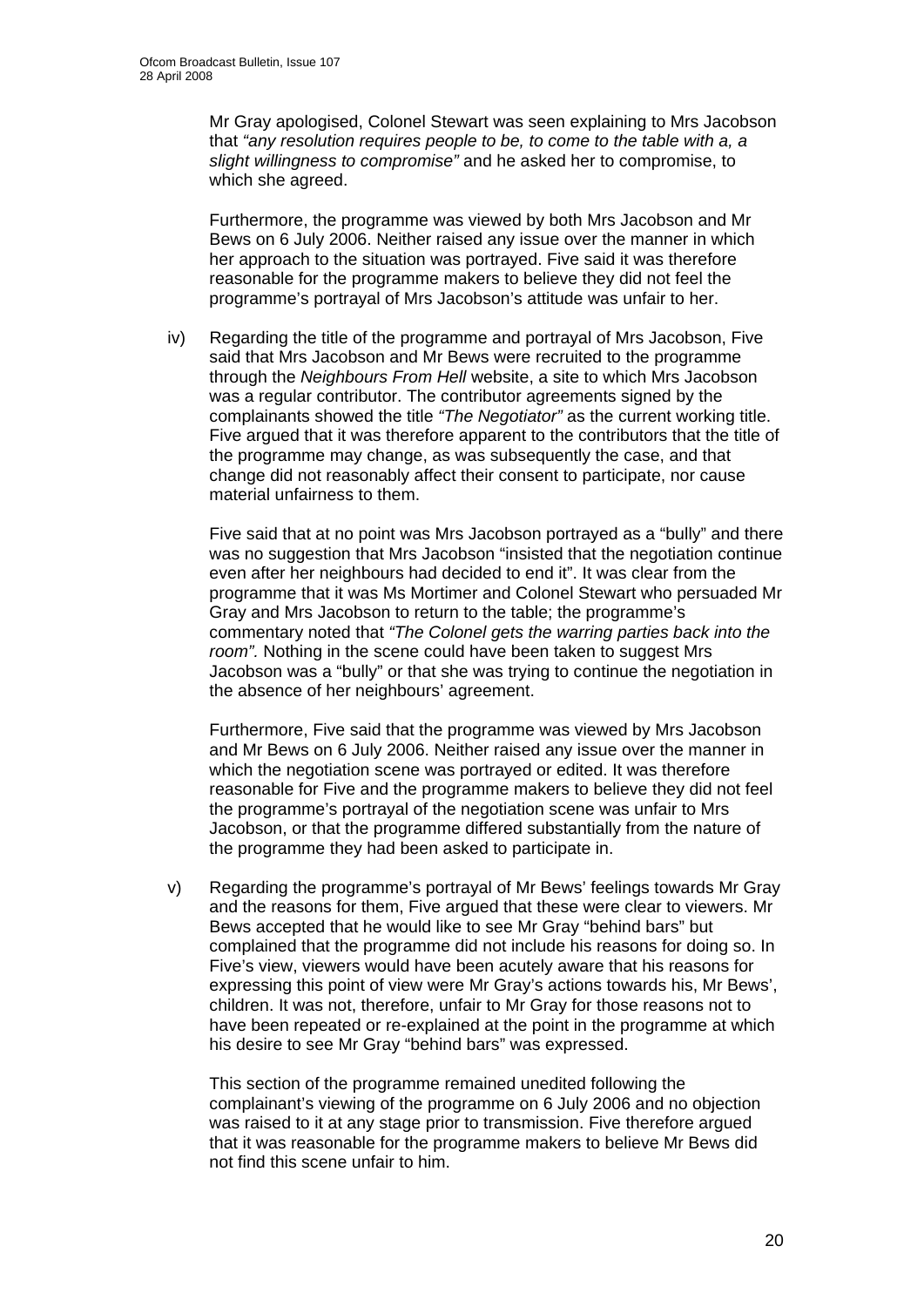Mr Gray apologised, Colonel Stewart was seen explaining to Mrs Jacobson that *"any resolution requires people to be, to come to the table with a, a slight willingness to compromise"* and he asked her to compromise, to which she agreed.

Furthermore, the programme was viewed by both Mrs Jacobson and Mr Bews on 6 July 2006. Neither raised any issue over the manner in which her approach to the situation was portrayed. Five said it was therefore reasonable for the programme makers to believe they did not feel the programme's portrayal of Mrs Jacobson's attitude was unfair to her.

iv) Regarding the title of the programme and portrayal of Mrs Jacobson, Five said that Mrs Jacobson and Mr Bews were recruited to the programme through the *Neighbours From Hell* website, a site to which Mrs Jacobson was a regular contributor. The contributor agreements signed by the complainants showed the title *"The Negotiator"* as the current working title. Five argued that it was therefore apparent to the contributors that the title of the programme may change, as was subsequently the case, and that change did not reasonably affect their consent to participate, nor cause material unfairness to them.

Five said that at no point was Mrs Jacobson portrayed as a "bully" and there was no suggestion that Mrs Jacobson "insisted that the negotiation continue even after her neighbours had decided to end it". It was clear from the programme that it was Ms Mortimer and Colonel Stewart who persuaded Mr Gray and Mrs Jacobson to return to the table; the programme's commentary noted that *"The Colonel gets the warring parties back into the room".* Nothing in the scene could have been taken to suggest Mrs Jacobson was a "bully" or that she was trying to continue the negotiation in the absence of her neighbours' agreement.

Furthermore, Five said that the programme was viewed by Mrs Jacobson and Mr Bews on 6 July 2006. Neither raised any issue over the manner in which the negotiation scene was portrayed or edited. It was therefore reasonable for Five and the programme makers to believe they did not feel the programme's portrayal of the negotiation scene was unfair to Mrs Jacobson, or that the programme differed substantially from the nature of the programme they had been asked to participate in.

v) Regarding the programme's portrayal of Mr Bews' feelings towards Mr Gray and the reasons for them, Five argued that these were clear to viewers. Mr Bews accepted that he would like to see Mr Gray "behind bars" but complained that the programme did not include his reasons for doing so. In Five's view, viewers would have been acutely aware that his reasons for expressing this point of view were Mr Gray's actions towards his, Mr Bews', children. It was not, therefore, unfair to Mr Gray for those reasons not to have been repeated or re-explained at the point in the programme at which his desire to see Mr Gray "behind bars" was expressed.

This section of the programme remained unedited following the complainant's viewing of the programme on 6 July 2006 and no objection was raised to it at any stage prior to transmission. Five therefore argued that it was reasonable for the programme makers to believe Mr Bews did not find this scene unfair to him.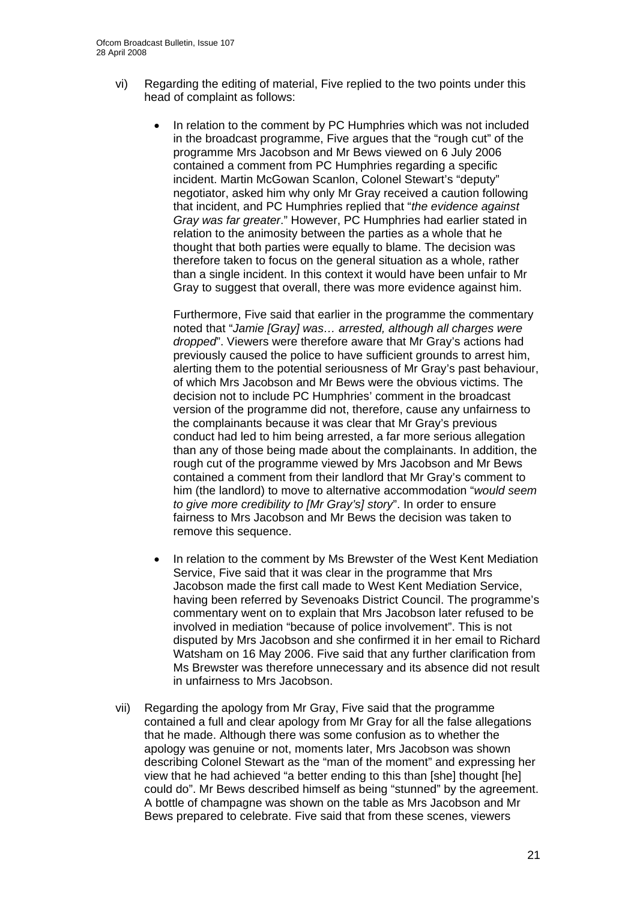vi) Regarding the editing of material, Five replied to the two points under this head of complaint as follows:

- In relation to the comment by PC Humphries which was not included in the broadcast programme, Five argues that the "rough cut" of the programme Mrs Jacobson and Mr Bews viewed on 6 July 2006 contained a comment from PC Humphries regarding a specific incident. Martin McGowan Scanlon, Colonel Stewart's "deputy" negotiator, asked him why only Mr Gray received a caution following that incident, and PC Humphries replied that "*the evidence against Gray was far greater*." However, PC Humphries had earlier stated in relation to the animosity between the parties as a whole that he thought that both parties were equally to blame. The decision was therefore taken to focus on the general situation as a whole, rather than a single incident. In this context it would have been unfair to Mr Gray to suggest that overall, there was more evidence against him.

  Furthermore, Five said that earlier in the programme the commentary noted that "*Jamie [Gray] was… arrested, although all charges were dropped*". Viewers were therefore aware that Mr Gray's actions had previously caused the police to have sufficient grounds to arrest him, alerting them to the potential seriousness of Mr Gray's past behaviour, of which Mrs Jacobson and Mr Bews were the obvious victims. The decision not to include PC Humphries' comment in the broadcast version of the programme did not, therefore, cause any unfairness to the complainants because it was clear that Mr Gray's previous conduct had led to him being arrested, a far more serious allegation than any of those being made about the complainants. In addition, the rough cut of the programme viewed by Mrs Jacobson and Mr Bews contained a comment from their landlord that Mr Gray's comment to him (the landlord) to move to alternative accommodation "*would seem to give more credibility to [Mr Gray's] story*". In order to ensure fairness to Mrs Jacobson and Mr Bews the decision was taken to remove this sequence.

- In relation to the comment by Ms Brewster of the West Kent Mediation Service, Five said that it was clear in the programme that Mrs Jacobson made the first call made to West Kent Mediation Service, having been referred by Sevenoaks District Council. The programme's commentary went on to explain that Mrs Jacobson later refused to be involved in mediation "because of police involvement". This is not disputed by Mrs Jacobson and she confirmed it in her email to Richard Watsham on 16 May 2006. Five said that any further clarification from Ms Brewster was therefore unnecessary and its absence did not result in unfairness to Mrs Jacobson.

vii) Regarding the apology from Mr Gray, Five said that the programme contained a full and clear apology from Mr Gray for all the false allegations that he made. Although there was some confusion as to whether the apology was genuine or not, moments later, Mrs Jacobson was shown describing Colonel Stewart as the "man of the moment" and expressing her view that he had achieved "a better ending to this than [she] thought [he] could do". Mr Bews described himself as being "stunned" by the agreement. A bottle of champagne was shown on the table as Mrs Jacobson and Mr Bews prepared to celebrate. Five said that from these scenes, viewers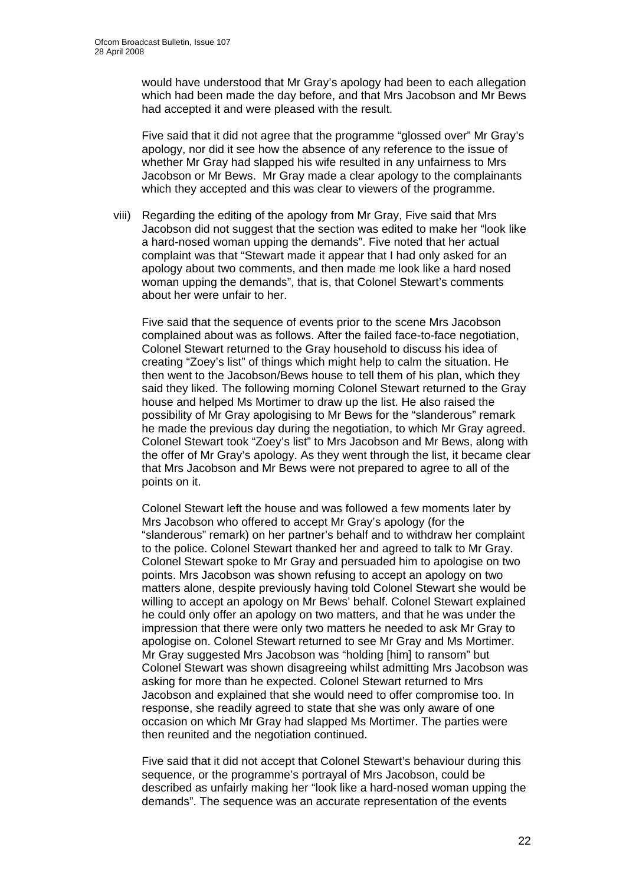would have understood that Mr Gray's apology had been to each allegation which had been made the day before, and that Mrs Jacobson and Mr Bews had accepted it and were pleased with the result.

Five said that it did not agree that the programme "glossed over" Mr Gray's apology, nor did it see how the absence of any reference to the issue of whether Mr Gray had slapped his wife resulted in any unfairness to Mrs Jacobson or Mr Bews. Mr Gray made a clear apology to the complainants which they accepted and this was clear to viewers of the programme.

viii) Regarding the editing of the apology from Mr Gray, Five said that Mrs Jacobson did not suggest that the section was edited to make her "look like a hard-nosed woman upping the demands". Five noted that her actual complaint was that "Stewart made it appear that I had only asked for an apology about two comments, and then made me look like a hard nosed woman upping the demands", that is, that Colonel Stewart's comments about her were unfair to her.

Five said that the sequence of events prior to the scene Mrs Jacobson complained about was as follows. After the failed face-to-face negotiation, Colonel Stewart returned to the Gray household to discuss his idea of creating "Zoey's list" of things which might help to calm the situation. He then went to the Jacobson/Bews house to tell them of his plan, which they said they liked. The following morning Colonel Stewart returned to the Gray house and helped Ms Mortimer to draw up the list. He also raised the possibility of Mr Gray apologising to Mr Bews for the "slanderous" remark he made the previous day during the negotiation, to which Mr Gray agreed. Colonel Stewart took "Zoey's list" to Mrs Jacobson and Mr Bews, along with the offer of Mr Gray's apology. As they went through the list, it became clear that Mrs Jacobson and Mr Bews were not prepared to agree to all of the points on it.

Colonel Stewart left the house and was followed a few moments later by Mrs Jacobson who offered to accept Mr Gray's apology (for the "slanderous" remark) on her partner's behalf and to withdraw her complaint to the police. Colonel Stewart thanked her and agreed to talk to Mr Gray. Colonel Stewart spoke to Mr Gray and persuaded him to apologise on two points. Mrs Jacobson was shown refusing to accept an apology on two matters alone, despite previously having told Colonel Stewart she would be willing to accept an apology on Mr Bews' behalf. Colonel Stewart explained he could only offer an apology on two matters, and that he was under the impression that there were only two matters he needed to ask Mr Gray to apologise on. Colonel Stewart returned to see Mr Gray and Ms Mortimer. Mr Gray suggested Mrs Jacobson was "holding [him] to ransom" but Colonel Stewart was shown disagreeing whilst admitting Mrs Jacobson was asking for more than he expected. Colonel Stewart returned to Mrs Jacobson and explained that she would need to offer compromise too. In response, she readily agreed to state that she was only aware of one occasion on which Mr Gray had slapped Ms Mortimer. The parties were then reunited and the negotiation continued.

Five said that it did not accept that Colonel Stewart's behaviour during this sequence, or the programme's portrayal of Mrs Jacobson, could be described as unfairly making her "look like a hard-nosed woman upping the demands". The sequence was an accurate representation of the events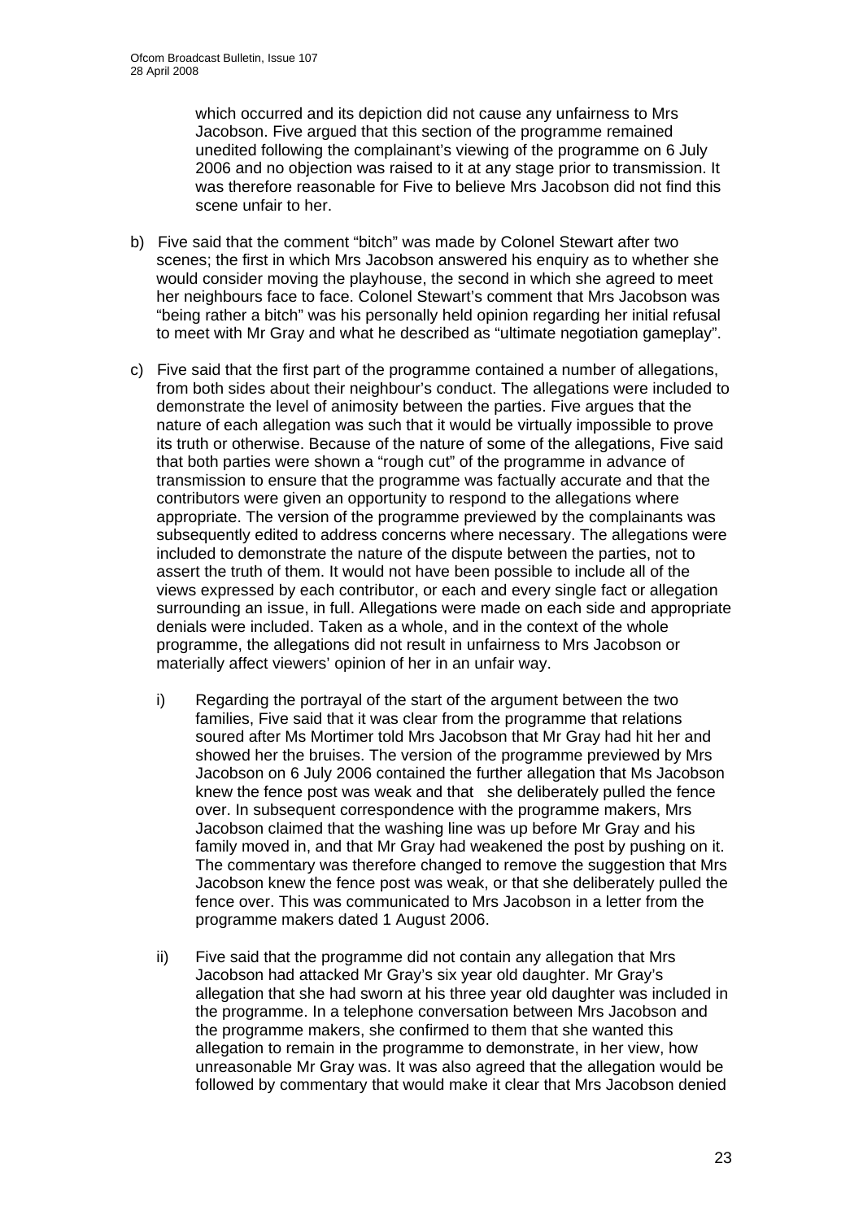which occurred and its depiction did not cause any unfairness to Mrs Jacobson. Five argued that this section of the programme remained unedited following the complainant's viewing of the programme on 6 July 2006 and no objection was raised to it at any stage prior to transmission. It was therefore reasonable for Five to believe Mrs Jacobson did not find this scene unfair to her.

b) Five said that the comment "bitch" was made by Colonel Stewart after two scenes; the first in which Mrs Jacobson answered his enquiry as to whether she would consider moving the playhouse, the second in which she agreed to meet her neighbours face to face. Colonel Stewart's comment that Mrs Jacobson was "being rather a bitch" was his personally held opinion regarding her initial refusal to meet with Mr Gray and what he described as "ultimate negotiation gameplay".

c) Five said that the first part of the programme contained a number of allegations, from both sides about their neighbour's conduct. The allegations were included to demonstrate the level of animosity between the parties. Five argues that the nature of each allegation was such that it would be virtually impossible to prove its truth or otherwise. Because of the nature of some of the allegations, Five said that both parties were shown a "rough cut" of the programme in advance of transmission to ensure that the programme was factually accurate and that the contributors were given an opportunity to respond to the allegations where appropriate. The version of the programme previewed by the complainants was subsequently edited to address concerns where necessary. The allegations were included to demonstrate the nature of the dispute between the parties, not to assert the truth of them. It would not have been possible to include all of the views expressed by each contributor, or each and every single fact or allegation surrounding an issue, in full. Allegations were made on each side and appropriate denials were included. Taken as a whole, and in the context of the whole programme, the allegations did not result in unfairness to Mrs Jacobson or materially affect viewers' opinion of her in an unfair way.

   i) Regarding the portrayal of the start of the argument between the two families, Five said that it was clear from the programme that relations soured after Ms Mortimer told Mrs Jacobson that Mr Gray had hit her and showed her the bruises. The version of the programme previewed by Mrs Jacobson on 6 July 2006 contained the further allegation that Ms Jacobson knew the fence post was weak and that she deliberately pulled the fence over. In subsequent correspondence with the programme makers, Mrs Jacobson claimed that the washing line was up before Mr Gray and his family moved in, and that Mr Gray had weakened the post by pushing on it. The commentary was therefore changed to remove the suggestion that Mrs Jacobson knew the fence post was weak, or that she deliberately pulled the fence over. This was communicated to Mrs Jacobson in a letter from the programme makers dated 1 August 2006.

   ii) Five said that the programme did not contain any allegation that Mrs Jacobson had attacked Mr Gray's six year old daughter. Mr Gray's allegation that she had sworn at his three year old daughter was included in the programme. In a telephone conversation between Mrs Jacobson and the programme makers, she confirmed to them that she wanted this allegation to remain in the programme to demonstrate, in her view, how unreasonable Mr Gray was. It was also agreed that the allegation would be followed by commentary that would make it clear that Mrs Jacobson denied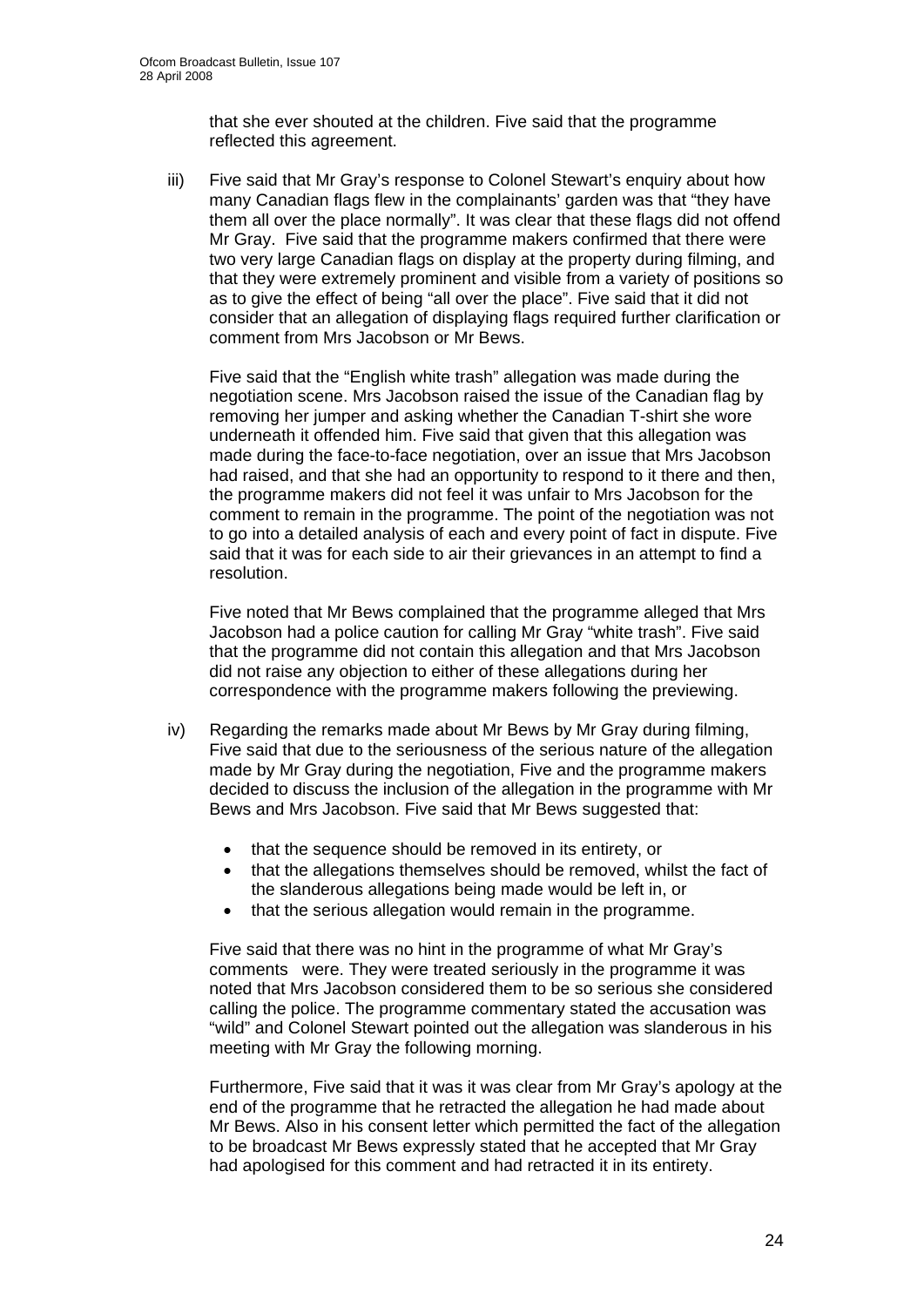that she ever shouted at the children. Five said that the programme reflected this agreement.

iii) Five said that Mr Gray's response to Colonel Stewart's enquiry about how many Canadian flags flew in the complainants' garden was that "they have them all over the place normally". It was clear that these flags did not offend Mr Gray. Five said that the programme makers confirmed that there were two very large Canadian flags on display at the property during filming, and that they were extremely prominent and visible from a variety of positions so as to give the effect of being "all over the place". Five said that it did not consider that an allegation of displaying flags required further clarification or comment from Mrs Jacobson or Mr Bews.

Five said that the "English white trash" allegation was made during the negotiation scene. Mrs Jacobson raised the issue of the Canadian flag by removing her jumper and asking whether the Canadian T-shirt she wore underneath it offended him. Five said that given that this allegation was made during the face-to-face negotiation, over an issue that Mrs Jacobson had raised, and that she had an opportunity to respond to it there and then, the programme makers did not feel it was unfair to Mrs Jacobson for the comment to remain in the programme. The point of the negotiation was not to go into a detailed analysis of each and every point of fact in dispute. Five said that it was for each side to air their grievances in an attempt to find a resolution.

Five noted that Mr Bews complained that the programme alleged that Mrs Jacobson had a police caution for calling Mr Gray "white trash". Five said that the programme did not contain this allegation and that Mrs Jacobson did not raise any objection to either of these allegations during her correspondence with the programme makers following the previewing.

iv) Regarding the remarks made about Mr Bews by Mr Gray during filming, Five said that due to the seriousness of the serious nature of the allegation made by Mr Gray during the negotiation, Five and the programme makers decided to discuss the inclusion of the allegation in the programme with Mr Bews and Mrs Jacobson. Five said that Mr Bews suggested that:

- that the sequence should be removed in its entirety, or
- that the allegations themselves should be removed, whilst the fact of the slanderous allegations being made would be left in, or
- that the serious allegation would remain in the programme.

Five said that there was no hint in the programme of what Mr Gray's comments were. They were treated seriously in the programme it was noted that Mrs Jacobson considered them to be so serious she considered calling the police. The programme commentary stated the accusation was "wild" and Colonel Stewart pointed out the allegation was slanderous in his meeting with Mr Gray the following morning.

Furthermore, Five said that it was it was clear from Mr Gray's apology at the end of the programme that he retracted the allegation he had made about Mr Bews. Also in his consent letter which permitted the fact of the allegation to be broadcast Mr Bews expressly stated that he accepted that Mr Gray had apologised for this comment and had retracted it in its entirety.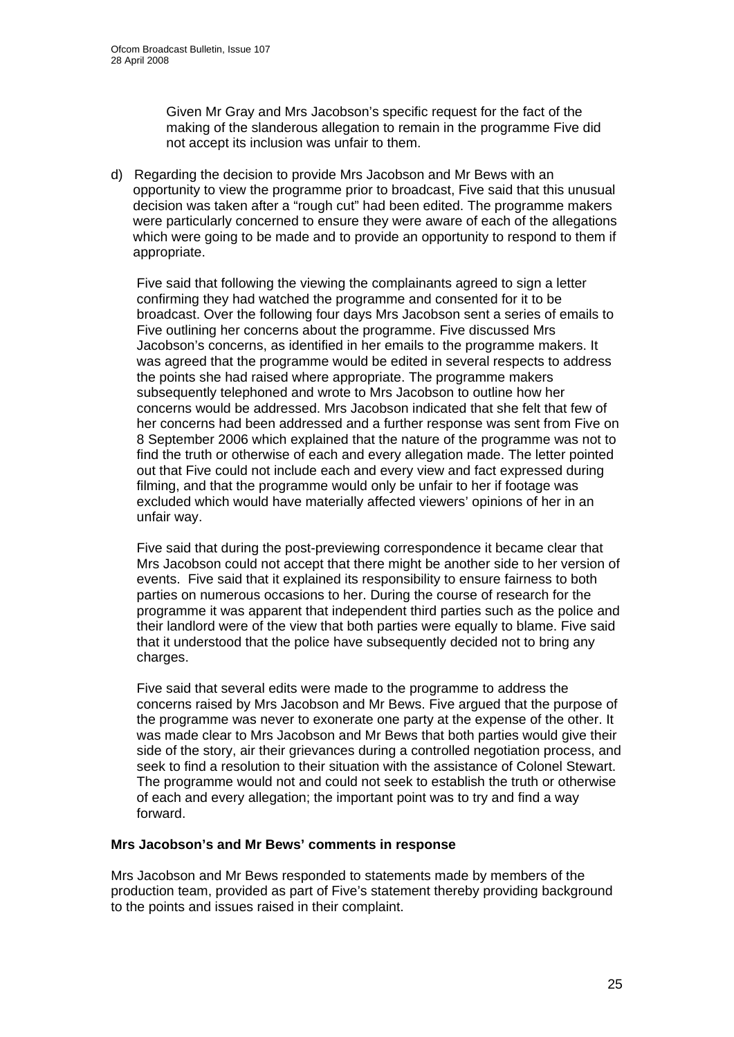Given Mr Gray and Mrs Jacobson's specific request for the fact of the making of the slanderous allegation to remain in the programme Five did not accept its inclusion was unfair to them.

d) Regarding the decision to provide Mrs Jacobson and Mr Bews with an opportunity to view the programme prior to broadcast, Five said that this unusual decision was taken after a "rough cut" had been edited. The programme makers were particularly concerned to ensure they were aware of each of the allegations which were going to be made and to provide an opportunity to respond to them if appropriate.

Five said that following the viewing the complainants agreed to sign a letter confirming they had watched the programme and consented for it to be broadcast. Over the following four days Mrs Jacobson sent a series of emails to Five outlining her concerns about the programme. Five discussed Mrs Jacobson's concerns, as identified in her emails to the programme makers. It was agreed that the programme would be edited in several respects to address the points she had raised where appropriate. The programme makers subsequently telephoned and wrote to Mrs Jacobson to outline how her concerns would be addressed. Mrs Jacobson indicated that she felt that few of her concerns had been addressed and a further response was sent from Five on 8 September 2006 which explained that the nature of the programme was not to find the truth or otherwise of each and every allegation made. The letter pointed out that Five could not include each and every view and fact expressed during filming, and that the programme would only be unfair to her if footage was excluded which would have materially affected viewers' opinions of her in an unfair way.

Five said that during the post-previewing correspondence it became clear that Mrs Jacobson could not accept that there might be another side to her version of events. Five said that it explained its responsibility to ensure fairness to both parties on numerous occasions to her. During the course of research for the programme it was apparent that independent third parties such as the police and their landlord were of the view that both parties were equally to blame. Five said that it understood that the police have subsequently decided not to bring any charges.

Five said that several edits were made to the programme to address the concerns raised by Mrs Jacobson and Mr Bews. Five argued that the purpose of the programme was never to exonerate one party at the expense of the other. It was made clear to Mrs Jacobson and Mr Bews that both parties would give their side of the story, air their grievances during a controlled negotiation process, and seek to find a resolution to their situation with the assistance of Colonel Stewart. The programme would not and could not seek to establish the truth or otherwise of each and every allegation; the important point was to try and find a way forward.

**Mrs Jacobson's and Mr Bews' comments in response**

Mrs Jacobson and Mr Bews responded to statements made by members of the production team, provided as part of Five's statement thereby providing background to the points and issues raised in their complaint.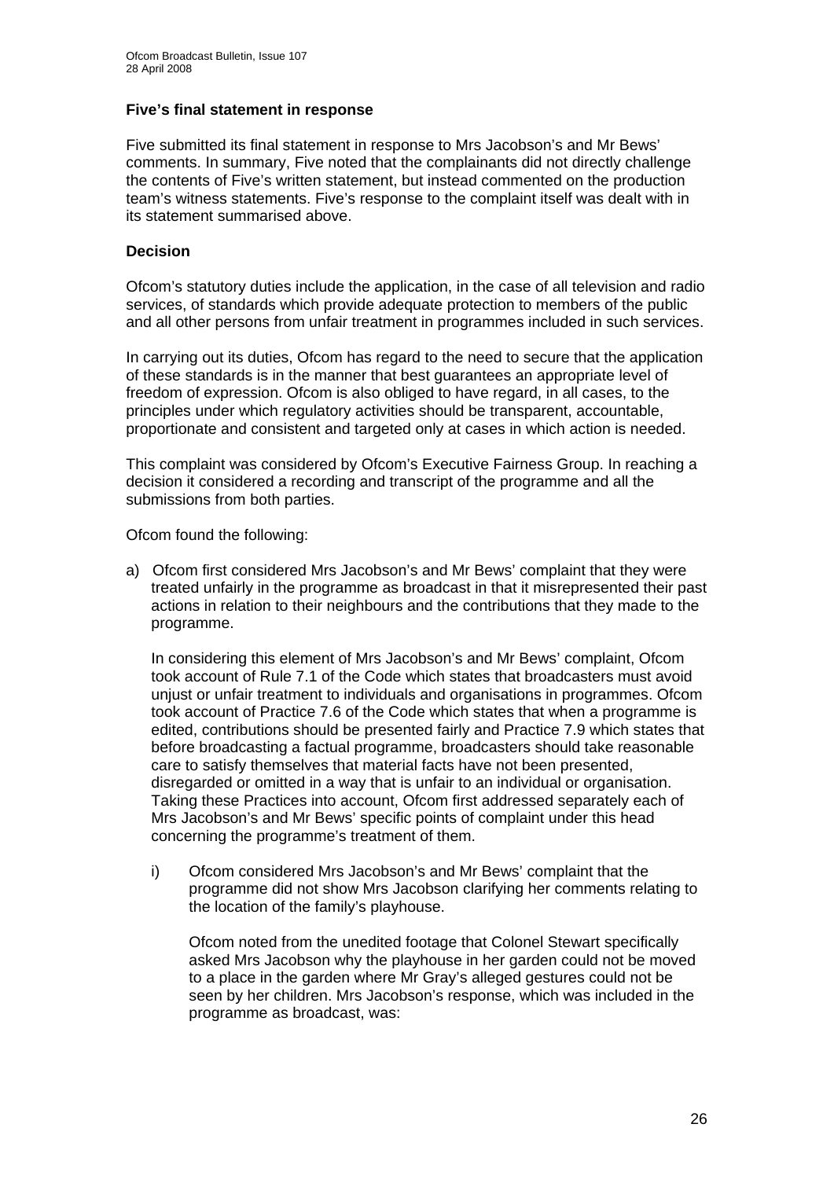**Five's final statement in response**

Five submitted its final statement in response to Mrs Jacobson's and Mr Bews' comments. In summary, Five noted that the complainants did not directly challenge the contents of Five's written statement, but instead commented on the production team's witness statements. Five's response to the complaint itself was dealt with in its statement summarised above.

**Decision**

Ofcom's statutory duties include the application, in the case of all television and radio services, of standards which provide adequate protection to members of the public and all other persons from unfair treatment in programmes included in such services.

In carrying out its duties, Ofcom has regard to the need to secure that the application of these standards is in the manner that best guarantees an appropriate level of freedom of expression. Ofcom is also obliged to have regard, in all cases, to the principles under which regulatory activities should be transparent, accountable, proportionate and consistent and targeted only at cases in which action is needed.

This complaint was considered by Ofcom's Executive Fairness Group. In reaching a decision it considered a recording and transcript of the programme and all the submissions from both parties.

Ofcom found the following:

a) Ofcom first considered Mrs Jacobson's and Mr Bews' complaint that they were treated unfairly in the programme as broadcast in that it misrepresented their past actions in relation to their neighbours and the contributions that they made to the programme.

   In considering this element of Mrs Jacobson's and Mr Bews' complaint, Ofcom took account of Rule 7.1 of the Code which states that broadcasters must avoid unjust or unfair treatment to individuals and organisations in programmes. Ofcom took account of Practice 7.6 of the Code which states that when a programme is edited, contributions should be presented fairly and Practice 7.9 which states that before broadcasting a factual programme, broadcasters should take reasonable care to satisfy themselves that material facts have not been presented, disregarded or omitted in a way that is unfair to an individual or organisation. Taking these Practices into account, Ofcom first addressed separately each of Mrs Jacobson's and Mr Bews' specific points of complaint under this head concerning the programme's treatment of them.

   i) Ofcom considered Mrs Jacobson's and Mr Bews' complaint that the programme did not show Mrs Jacobson clarifying her comments relating to the location of the family's playhouse.

      Ofcom noted from the unedited footage that Colonel Stewart specifically asked Mrs Jacobson why the playhouse in her garden could not be moved to a place in the garden where Mr Gray's alleged gestures could not be seen by her children. Mrs Jacobson's response, which was included in the programme as broadcast, was: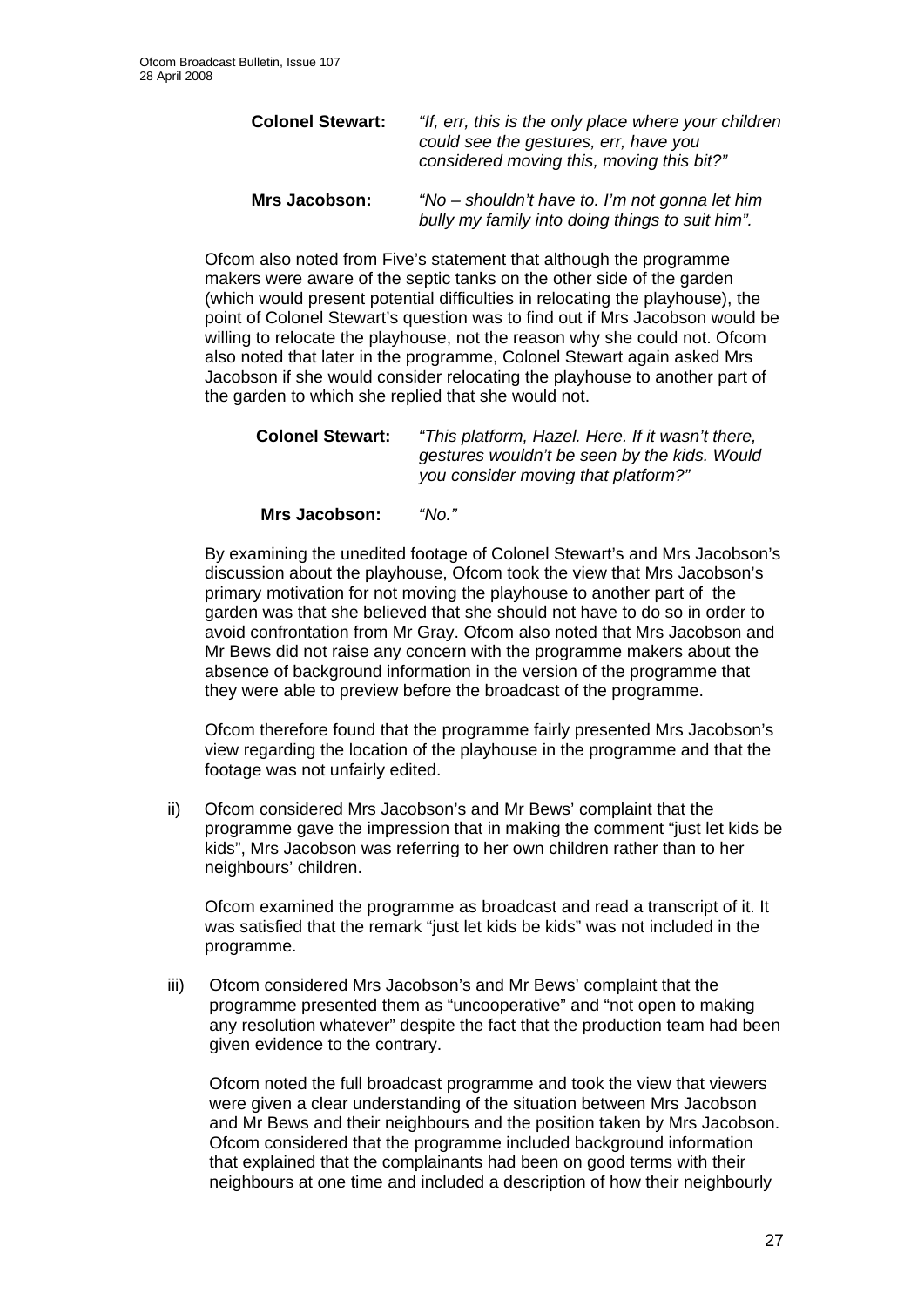**Colonel Stewart:** *"If, err, this is the only place where your children could see the gestures, err, have you considered moving this, moving this bit?"*

**Mrs Jacobson:** *"No – shouldn't have to. I'm not gonna let him bully my family into doing things to suit him".*

Ofcom also noted from Five's statement that although the programme makers were aware of the septic tanks on the other side of the garden (which would present potential difficulties in relocating the playhouse), the point of Colonel Stewart's question was to find out if Mrs Jacobson would be willing to relocate the playhouse, not the reason why she could not. Ofcom also noted that later in the programme, Colonel Stewart again asked Mrs Jacobson if she would consider relocating the playhouse to another part of the garden to which she replied that she would not.

**Colonel Stewart:** *"This platform, Hazel. Here. If it wasn't there, gestures wouldn't be seen by the kids. Would you consider moving that platform?"*

**Mrs Jacobson:** *"No."*

By examining the unedited footage of Colonel Stewart's and Mrs Jacobson's discussion about the playhouse, Ofcom took the view that Mrs Jacobson's primary motivation for not moving the playhouse to another part of the garden was that she believed that she should not have to do so in order to avoid confrontation from Mr Gray. Ofcom also noted that Mrs Jacobson and Mr Bews did not raise any concern with the programme makers about the absence of background information in the version of the programme that they were able to preview before the broadcast of the programme.

Ofcom therefore found that the programme fairly presented Mrs Jacobson's view regarding the location of the playhouse in the programme and that the footage was not unfairly edited.

ii) Ofcom considered Mrs Jacobson's and Mr Bews' complaint that the programme gave the impression that in making the comment "just let kids be kids", Mrs Jacobson was referring to her own children rather than to her neighbours' children.

Ofcom examined the programme as broadcast and read a transcript of it. It was satisfied that the remark "just let kids be kids" was not included in the programme.

iii) Ofcom considered Mrs Jacobson's and Mr Bews' complaint that the programme presented them as "uncooperative" and "not open to making any resolution whatever" despite the fact that the production team had been given evidence to the contrary.

Ofcom noted the full broadcast programme and took the view that viewers were given a clear understanding of the situation between Mrs Jacobson and Mr Bews and their neighbours and the position taken by Mrs Jacobson. Ofcom considered that the programme included background information that explained that the complainants had been on good terms with their neighbours at one time and included a description of how their neighbourly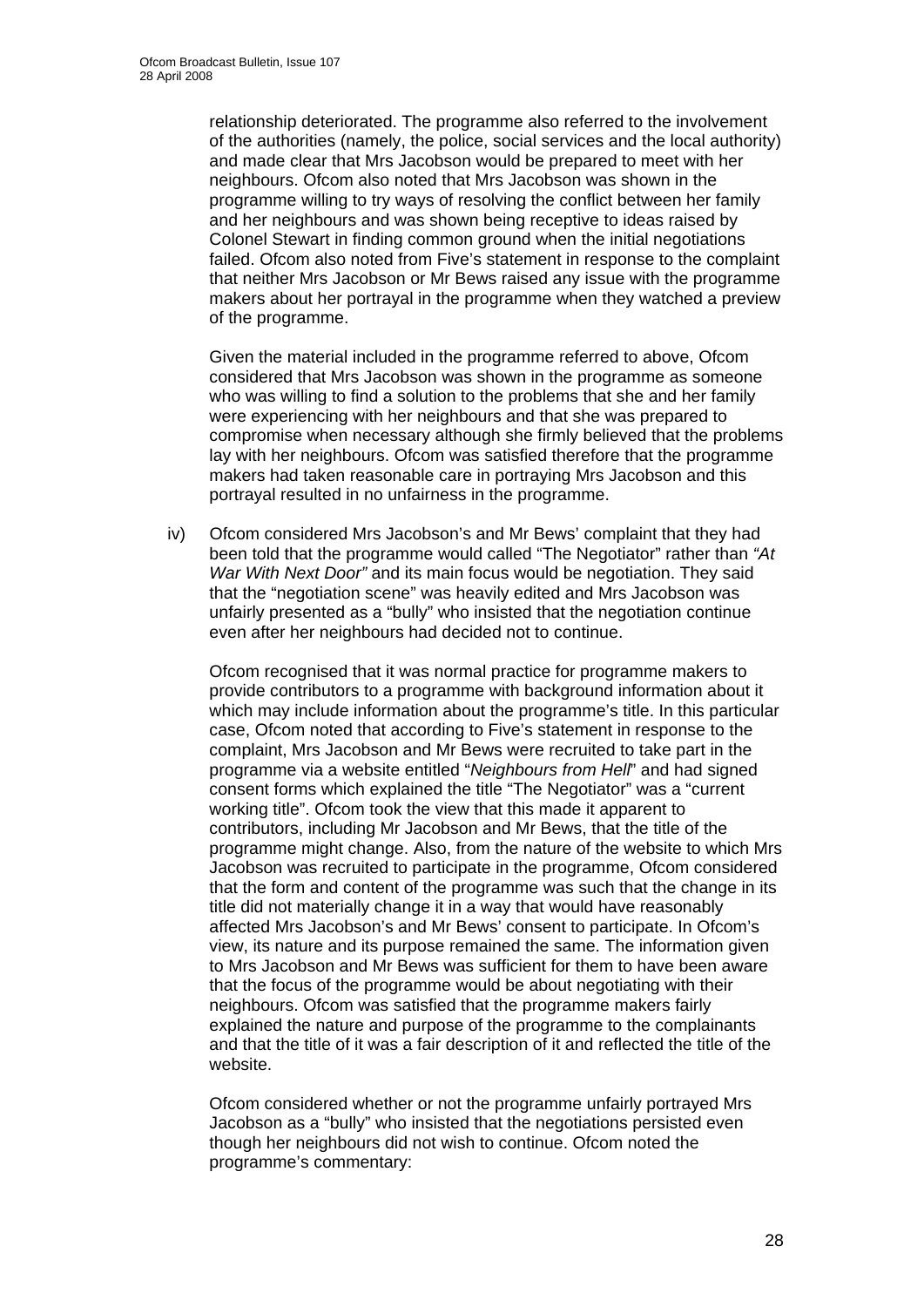relationship deteriorated. The programme also referred to the involvement of the authorities (namely, the police, social services and the local authority) and made clear that Mrs Jacobson would be prepared to meet with her neighbours. Ofcom also noted that Mrs Jacobson was shown in the programme willing to try ways of resolving the conflict between her family and her neighbours and was shown being receptive to ideas raised by Colonel Stewart in finding common ground when the initial negotiations failed. Ofcom also noted from Five's statement in response to the complaint that neither Mrs Jacobson or Mr Bews raised any issue with the programme makers about her portrayal in the programme when they watched a preview of the programme.

Given the material included in the programme referred to above, Ofcom considered that Mrs Jacobson was shown in the programme as someone who was willing to find a solution to the problems that she and her family were experiencing with her neighbours and that she was prepared to compromise when necessary although she firmly believed that the problems lay with her neighbours. Ofcom was satisfied therefore that the programme makers had taken reasonable care in portraying Mrs Jacobson and this portrayal resulted in no unfairness in the programme.

iv) Ofcom considered Mrs Jacobson's and Mr Bews' complaint that they had been told that the programme would called "The Negotiator" rather than *"At War With Next Door"* and its main focus would be negotiation. They said that the "negotiation scene" was heavily edited and Mrs Jacobson was unfairly presented as a "bully" who insisted that the negotiation continue even after her neighbours had decided not to continue.

Ofcom recognised that it was normal practice for programme makers to provide contributors to a programme with background information about it which may include information about the programme's title. In this particular case, Ofcom noted that according to Five's statement in response to the complaint, Mrs Jacobson and Mr Bews were recruited to take part in the programme via a website entitled "*Neighbours from Hell*" and had signed consent forms which explained the title "The Negotiator" was a "current working title". Ofcom took the view that this made it apparent to contributors, including Mr Jacobson and Mr Bews, that the title of the programme might change. Also, from the nature of the website to which Mrs Jacobson was recruited to participate in the programme, Ofcom considered that the form and content of the programme was such that the change in its title did not materially change it in a way that would have reasonably affected Mrs Jacobson's and Mr Bews' consent to participate. In Ofcom's view, its nature and its purpose remained the same. The information given to Mrs Jacobson and Mr Bews was sufficient for them to have been aware that the focus of the programme would be about negotiating with their neighbours. Ofcom was satisfied that the programme makers fairly explained the nature and purpose of the programme to the complainants and that the title of it was a fair description of it and reflected the title of the website.

Ofcom considered whether or not the programme unfairly portrayed Mrs Jacobson as a "bully" who insisted that the negotiations persisted even though her neighbours did not wish to continue. Ofcom noted the programme's commentary: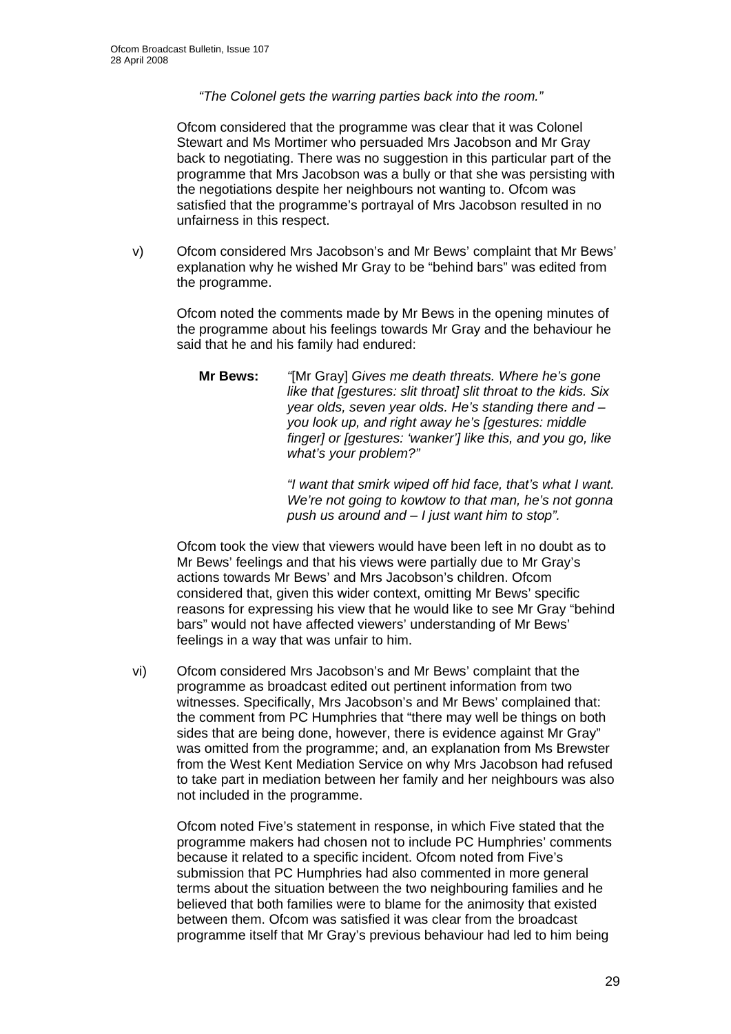*"The Colonel gets the warring parties back into the room."*

Ofcom considered that the programme was clear that it was Colonel Stewart and Ms Mortimer who persuaded Mrs Jacobson and Mr Gray back to negotiating. There was no suggestion in this particular part of the programme that Mrs Jacobson was a bully or that she was persisting with the negotiations despite her neighbours not wanting to. Ofcom was satisfied that the programme's portrayal of Mrs Jacobson resulted in no unfairness in this respect.

v) Ofcom considered Mrs Jacobson's and Mr Bews' complaint that Mr Bews' explanation why he wished Mr Gray to be "behind bars" was edited from the programme.

Ofcom noted the comments made by Mr Bews in the opening minutes of the programme about his feelings towards Mr Gray and the behaviour he said that he and his family had endured:

> **Mr Bews:** *"*[Mr Gray] *Gives me death threats. Where he's gone like that [gestures: slit throat] slit throat to the kids. Six year olds, seven year olds. He's standing there and – you look up, and right away he's [gestures: middle finger] or [gestures: 'wanker'] like this, and you go, like what's your problem?"*
>
> *"I want that smirk wiped off hid face, that's what I want. We're not going to kowtow to that man, he's not gonna push us around and – I just want him to stop".*

Ofcom took the view that viewers would have been left in no doubt as to Mr Bews' feelings and that his views were partially due to Mr Gray's actions towards Mr Bews' and Mrs Jacobson's children. Ofcom considered that, given this wider context, omitting Mr Bews' specific reasons for expressing his view that he would like to see Mr Gray "behind bars" would not have affected viewers' understanding of Mr Bews' feelings in a way that was unfair to him.

vi) Ofcom considered Mrs Jacobson's and Mr Bews' complaint that the programme as broadcast edited out pertinent information from two witnesses. Specifically, Mrs Jacobson's and Mr Bews' complained that: the comment from PC Humphries that "there may well be things on both sides that are being done, however, there is evidence against Mr Gray" was omitted from the programme; and, an explanation from Ms Brewster from the West Kent Mediation Service on why Mrs Jacobson had refused to take part in mediation between her family and her neighbours was also not included in the programme.

Ofcom noted Five's statement in response, in which Five stated that the programme makers had chosen not to include PC Humphries' comments because it related to a specific incident. Ofcom noted from Five's submission that PC Humphries had also commented in more general terms about the situation between the two neighbouring families and he believed that both families were to blame for the animosity that existed between them. Ofcom was satisfied it was clear from the broadcast programme itself that Mr Gray's previous behaviour had led to him being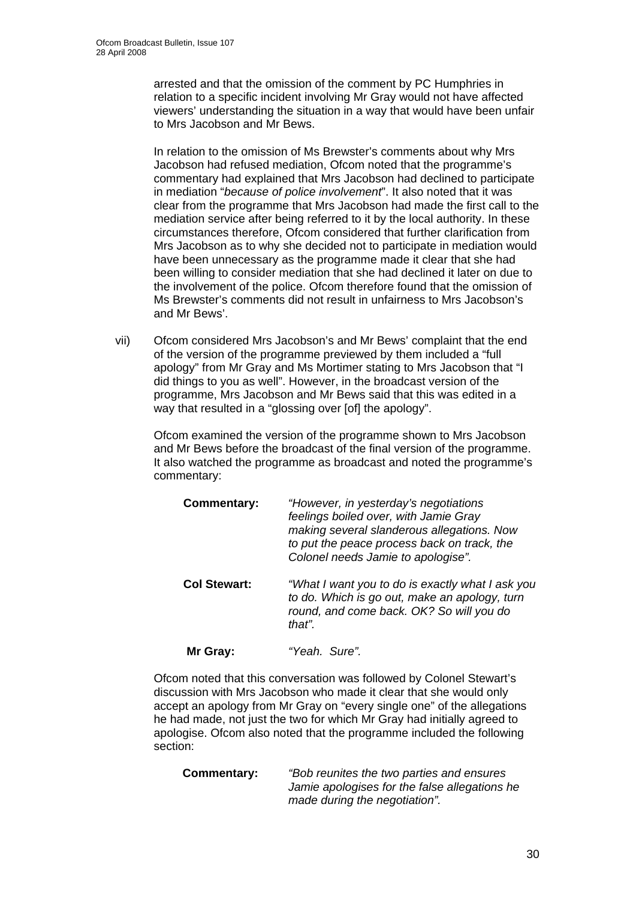arrested and that the omission of the comment by PC Humphries in relation to a specific incident involving Mr Gray would not have affected viewers' understanding the situation in a way that would have been unfair to Mrs Jacobson and Mr Bews.

In relation to the omission of Ms Brewster's comments about why Mrs Jacobson had refused mediation, Ofcom noted that the programme's commentary had explained that Mrs Jacobson had declined to participate in mediation "*because of police involvement*". It also noted that it was clear from the programme that Mrs Jacobson had made the first call to the mediation service after being referred to it by the local authority. In these circumstances therefore, Ofcom considered that further clarification from Mrs Jacobson as to why she decided not to participate in mediation would have been unnecessary as the programme made it clear that she had been willing to consider mediation that she had declined it later on due to the involvement of the police. Ofcom therefore found that the omission of Ms Brewster's comments did not result in unfairness to Mrs Jacobson's and Mr Bews'.

vii) Ofcom considered Mrs Jacobson's and Mr Bews' complaint that the end of the version of the programme previewed by them included a "full apology" from Mr Gray and Ms Mortimer stating to Mrs Jacobson that "I did things to you as well". However, in the broadcast version of the programme, Mrs Jacobson and Mr Bews said that this was edited in a way that resulted in a "glossing over [of] the apology".

Ofcom examined the version of the programme shown to Mrs Jacobson and Mr Bews before the broadcast of the final version of the programme. It also watched the programme as broadcast and noted the programme's commentary:

> **Commentary:** *"However, in yesterday's negotiations feelings boiled over, with Jamie Gray making several slanderous allegations. Now to put the peace process back on track, the Colonel needs Jamie to apologise".*
>
> **Col Stewart:** *"What I want you to do is exactly what I ask you to do. Which is go out, make an apology, turn round, and come back. OK? So will you do that".*
>
> **Mr Gray:** *"Yeah. Sure".*

Ofcom noted that this conversation was followed by Colonel Stewart's discussion with Mrs Jacobson who made it clear that she would only accept an apology from Mr Gray on "every single one" of the allegations he had made, not just the two for which Mr Gray had initially agreed to apologise. Ofcom also noted that the programme included the following section:

> **Commentary:** *"Bob reunites the two parties and ensures Jamie apologises for the false allegations he made during the negotiation".*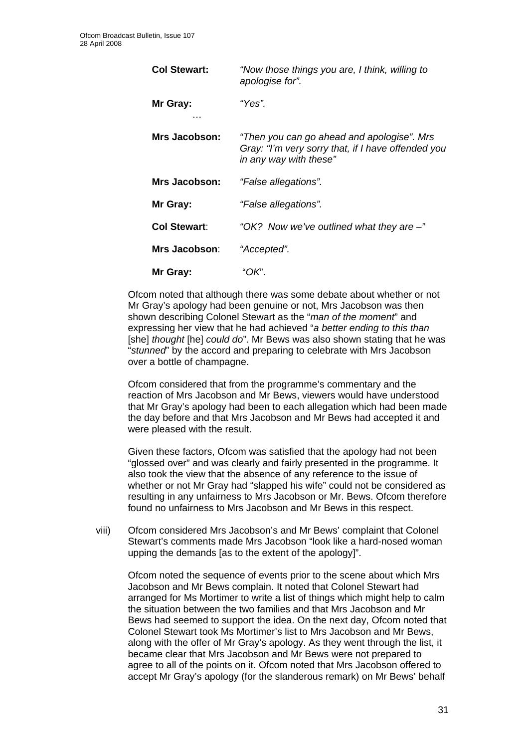| | |
|---|---|
| **Col Stewart:** | *"Now those things you are, I think, willing to apologise for".* |
| **Mr Gray:** … | *"Yes".* |
| **Mrs Jacobson:** | *"Then you can go ahead and apologise". Mrs Gray: "I'm very sorry that, if I have offended you in any way with these"* |
| **Mrs Jacobson:** | *"False allegations".* |
| **Mr Gray:** | *"False allegations".* |
| **Col Stewart**: | *"OK? Now we've outlined what they are –"* |
| **Mrs Jacobson**: | *"Accepted".* |
| **Mr Gray:** | "*OK*". |

Ofcom noted that although there was some debate about whether or not Mr Gray's apology had been genuine or not, Mrs Jacobson was then shown describing Colonel Stewart as the "*man of the moment*" and expressing her view that he had achieved "*a better ending to this than* [she] *thought* [he] *could do*". Mr Bews was also shown stating that he was "*stunned*" by the accord and preparing to celebrate with Mrs Jacobson over a bottle of champagne.

Ofcom considered that from the programme's commentary and the reaction of Mrs Jacobson and Mr Bews, viewers would have understood that Mr Gray's apology had been to each allegation which had been made the day before and that Mrs Jacobson and Mr Bews had accepted it and were pleased with the result.

Given these factors, Ofcom was satisfied that the apology had not been "glossed over" and was clearly and fairly presented in the programme. It also took the view that the absence of any reference to the issue of whether or not Mr Gray had "slapped his wife" could not be considered as resulting in any unfairness to Mrs Jacobson or Mr. Bews. Ofcom therefore found no unfairness to Mrs Jacobson and Mr Bews in this respect.

viii) Ofcom considered Mrs Jacobson's and Mr Bews' complaint that Colonel Stewart's comments made Mrs Jacobson "look like a hard-nosed woman upping the demands [as to the extent of the apology]".

Ofcom noted the sequence of events prior to the scene about which Mrs Jacobson and Mr Bews complain. It noted that Colonel Stewart had arranged for Ms Mortimer to write a list of things which might help to calm the situation between the two families and that Mrs Jacobson and Mr Bews had seemed to support the idea. On the next day, Ofcom noted that Colonel Stewart took Ms Mortimer's list to Mrs Jacobson and Mr Bews, along with the offer of Mr Gray's apology. As they went through the list, it became clear that Mrs Jacobson and Mr Bews were not prepared to agree to all of the points on it. Ofcom noted that Mrs Jacobson offered to accept Mr Gray's apology (for the slanderous remark) on Mr Bews' behalf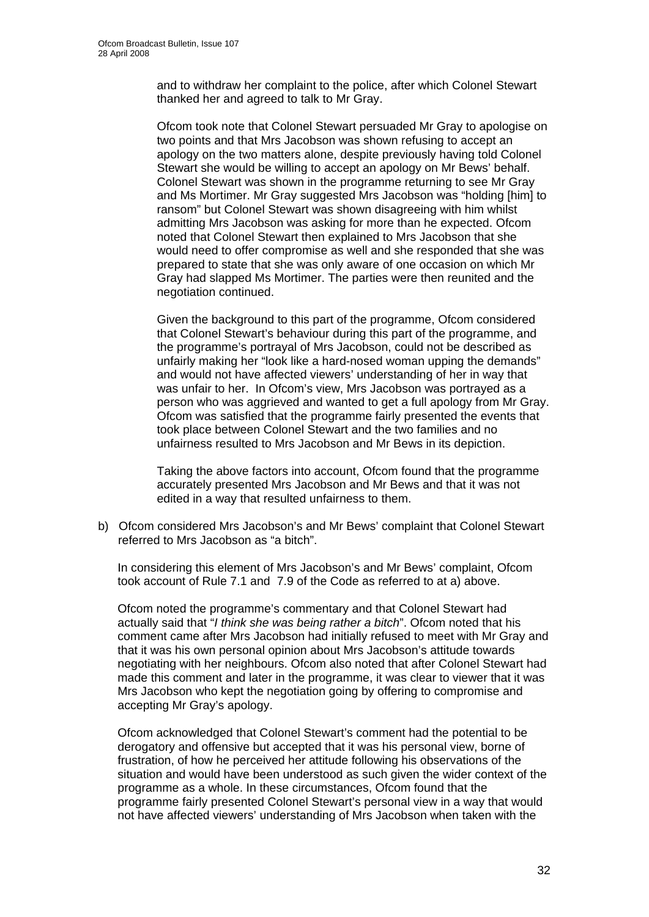and to withdraw her complaint to the police, after which Colonel Stewart thanked her and agreed to talk to Mr Gray.

Ofcom took note that Colonel Stewart persuaded Mr Gray to apologise on two points and that Mrs Jacobson was shown refusing to accept an apology on the two matters alone, despite previously having told Colonel Stewart she would be willing to accept an apology on Mr Bews' behalf. Colonel Stewart was shown in the programme returning to see Mr Gray and Ms Mortimer. Mr Gray suggested Mrs Jacobson was "holding [him] to ransom" but Colonel Stewart was shown disagreeing with him whilst admitting Mrs Jacobson was asking for more than he expected. Ofcom noted that Colonel Stewart then explained to Mrs Jacobson that she would need to offer compromise as well and she responded that she was prepared to state that she was only aware of one occasion on which Mr Gray had slapped Ms Mortimer. The parties were then reunited and the negotiation continued.

Given the background to this part of the programme, Ofcom considered that Colonel Stewart's behaviour during this part of the programme, and the programme's portrayal of Mrs Jacobson, could not be described as unfairly making her "look like a hard-nosed woman upping the demands" and would not have affected viewers' understanding of her in way that was unfair to her. In Ofcom's view, Mrs Jacobson was portrayed as a person who was aggrieved and wanted to get a full apology from Mr Gray. Ofcom was satisfied that the programme fairly presented the events that took place between Colonel Stewart and the two families and no unfairness resulted to Mrs Jacobson and Mr Bews in its depiction.

Taking the above factors into account, Ofcom found that the programme accurately presented Mrs Jacobson and Mr Bews and that it was not edited in a way that resulted unfairness to them.

b) Ofcom considered Mrs Jacobson's and Mr Bews' complaint that Colonel Stewart referred to Mrs Jacobson as "a bitch".

In considering this element of Mrs Jacobson's and Mr Bews' complaint, Ofcom took account of Rule 7.1 and 7.9 of the Code as referred to at a) above.

Ofcom noted the programme's commentary and that Colonel Stewart had actually said that "*I think she was being rather a bitch*". Ofcom noted that his comment came after Mrs Jacobson had initially refused to meet with Mr Gray and that it was his own personal opinion about Mrs Jacobson's attitude towards negotiating with her neighbours. Ofcom also noted that after Colonel Stewart had made this comment and later in the programme, it was clear to viewer that it was Mrs Jacobson who kept the negotiation going by offering to compromise and accepting Mr Gray's apology.

Ofcom acknowledged that Colonel Stewart's comment had the potential to be derogatory and offensive but accepted that it was his personal view, borne of frustration, of how he perceived her attitude following his observations of the situation and would have been understood as such given the wider context of the programme as a whole. In these circumstances, Ofcom found that the programme fairly presented Colonel Stewart's personal view in a way that would not have affected viewers' understanding of Mrs Jacobson when taken with the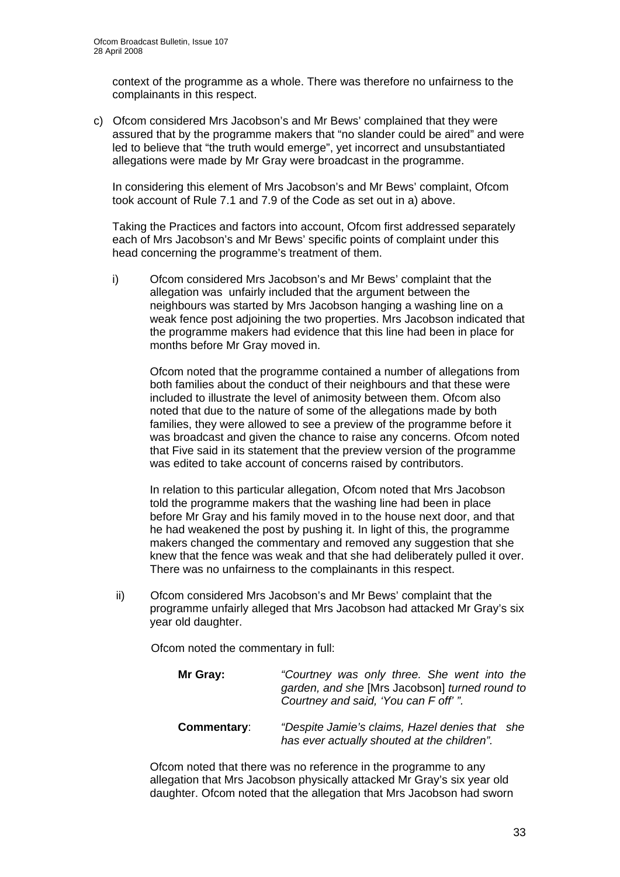context of the programme as a whole. There was therefore no unfairness to the complainants in this respect.

c) Ofcom considered Mrs Jacobson's and Mr Bews' complained that they were assured that by the programme makers that "no slander could be aired" and were led to believe that "the truth would emerge", yet incorrect and unsubstantiated allegations were made by Mr Gray were broadcast in the programme.

   In considering this element of Mrs Jacobson's and Mr Bews' complaint, Ofcom took account of Rule 7.1 and 7.9 of the Code as set out in a) above.

   Taking the Practices and factors into account, Ofcom first addressed separately each of Mrs Jacobson's and Mr Bews' specific points of complaint under this head concerning the programme's treatment of them.

   i) Ofcom considered Mrs Jacobson's and Mr Bews' complaint that the allegation was unfairly included that the argument between the neighbours was started by Mrs Jacobson hanging a washing line on a weak fence post adjoining the two properties. Mrs Jacobson indicated that the programme makers had evidence that this line had been in place for months before Mr Gray moved in.

      Ofcom noted that the programme contained a number of allegations from both families about the conduct of their neighbours and that these were included to illustrate the level of animosity between them. Ofcom also noted that due to the nature of some of the allegations made by both families, they were allowed to see a preview of the programme before it was broadcast and given the chance to raise any concerns. Ofcom noted that Five said in its statement that the preview version of the programme was edited to take account of concerns raised by contributors.

      In relation to this particular allegation, Ofcom noted that Mrs Jacobson told the programme makers that the washing line had been in place before Mr Gray and his family moved in to the house next door, and that he had weakened the post by pushing it. In light of this, the programme makers changed the commentary and removed any suggestion that she knew that the fence was weak and that she had deliberately pulled it over. There was no unfairness to the complainants in this respect.

   ii) Ofcom considered Mrs Jacobson's and Mr Bews' complaint that the programme unfairly alleged that Mrs Jacobson had attacked Mr Gray's six year old daughter.

      Ofcom noted the commentary in full:

      **Mr Gray:** *"Courtney was only three. She went into the garden, and she* [Mrs Jacobson] *turned round to Courtney and said, 'You can F off' ".*

      **Commentary**: *"Despite Jamie's claims, Hazel denies that she has ever actually shouted at the children".*

      Ofcom noted that there was no reference in the programme to any allegation that Mrs Jacobson physically attacked Mr Gray's six year old daughter. Ofcom noted that the allegation that Mrs Jacobson had sworn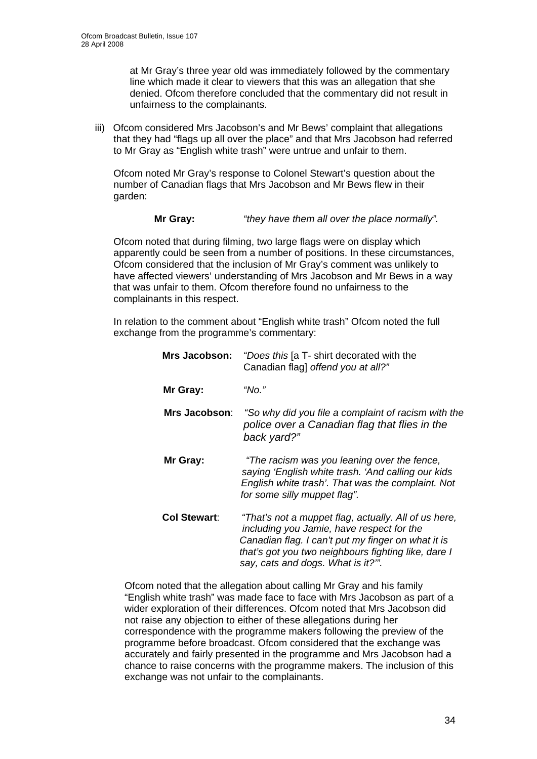at Mr Gray's three year old was immediately followed by the commentary line which made it clear to viewers that this was an allegation that she denied. Ofcom therefore concluded that the commentary did not result in unfairness to the complainants.

iii) Ofcom considered Mrs Jacobson's and Mr Bews' complaint that allegations that they had "flags up all over the place" and that Mrs Jacobson had referred to Mr Gray as "English white trash" were untrue and unfair to them.

Ofcom noted Mr Gray's response to Colonel Stewart's question about the number of Canadian flags that Mrs Jacobson and Mr Bews flew in their garden:

**Mr Gray:** *"they have them all over the place normally".*

Ofcom noted that during filming, two large flags were on display which apparently could be seen from a number of positions. In these circumstances, Ofcom considered that the inclusion of Mr Gray's comment was unlikely to have affected viewers' understanding of Mrs Jacobson and Mr Bews in a way that was unfair to them. Ofcom therefore found no unfairness to the complainants in this respect.

In relation to the comment about "English white trash" Ofcom noted the full exchange from the programme's commentary:

**Mrs Jacobson:** *"Does this* [a T- shirt decorated with the Canadian flag] *offend you at all?"*

**Mr Gray:** *"No."*

**Mrs Jacobson**: *"So why did you file a complaint of racism with the police over a Canadian flag that flies in the back yard?"*

**Mr Gray:** *"The racism was you leaning over the fence, saying 'English white trash. 'And calling our kids English white trash'. That was the complaint. Not for some silly muppet flag".*

**Col Stewart**: *"That's not a muppet flag, actually. All of us here, including you Jamie, have respect for the Canadian flag. I can't put my finger on what it is that's got you two neighbours fighting like, dare I say, cats and dogs. What is it?'".*

Ofcom noted that the allegation about calling Mr Gray and his family "English white trash" was made face to face with Mrs Jacobson as part of a wider exploration of their differences. Ofcom noted that Mrs Jacobson did not raise any objection to either of these allegations during her correspondence with the programme makers following the preview of the programme before broadcast. Ofcom considered that the exchange was accurately and fairly presented in the programme and Mrs Jacobson had a chance to raise concerns with the programme makers. The inclusion of this exchange was not unfair to the complainants.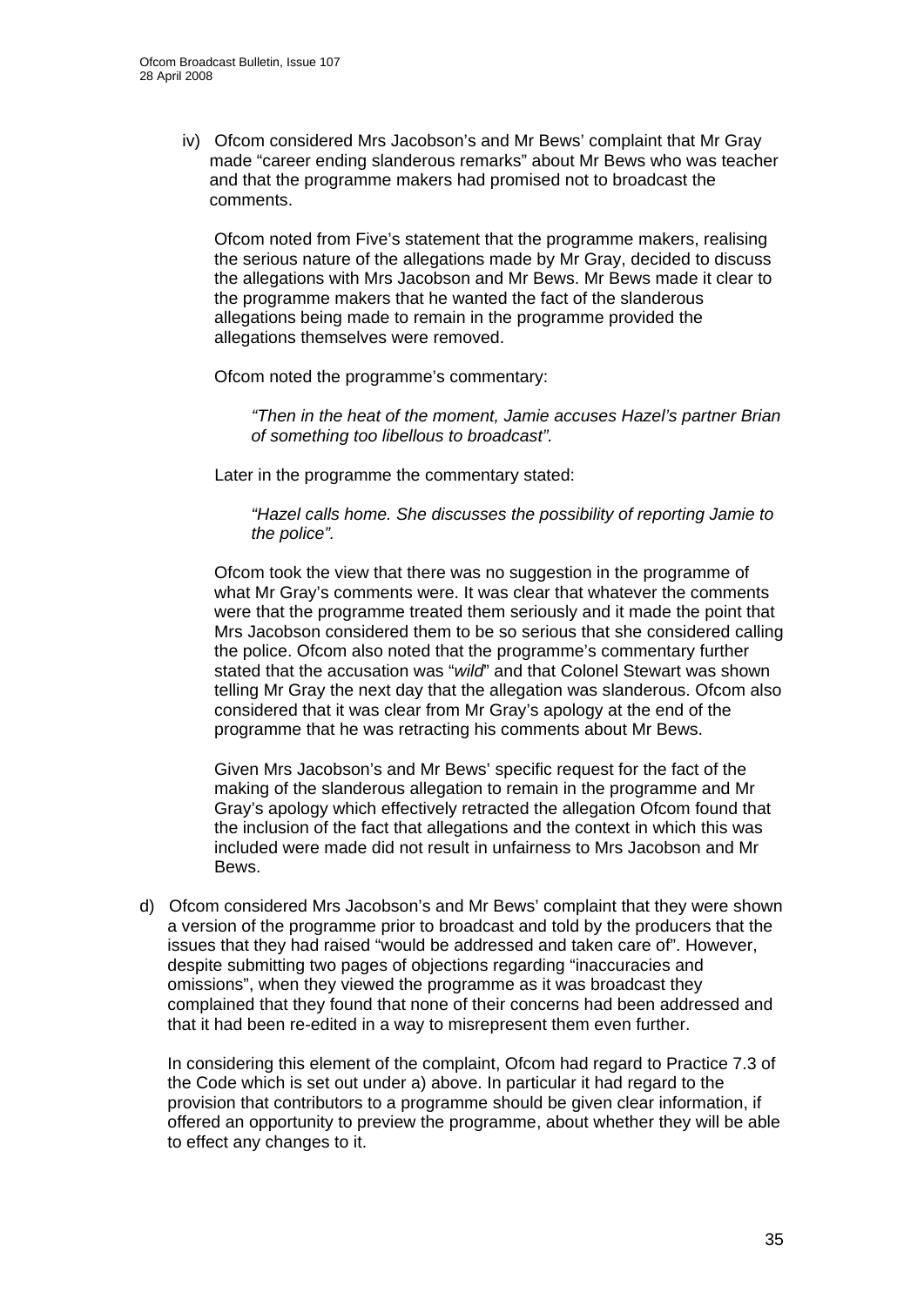iv) Ofcom considered Mrs Jacobson's and Mr Bews' complaint that Mr Gray made "career ending slanderous remarks" about Mr Bews who was teacher and that the programme makers had promised not to broadcast the comments.

Ofcom noted from Five's statement that the programme makers, realising the serious nature of the allegations made by Mr Gray, decided to discuss the allegations with Mrs Jacobson and Mr Bews. Mr Bews made it clear to the programme makers that he wanted the fact of the slanderous allegations being made to remain in the programme provided the allegations themselves were removed.

Ofcom noted the programme's commentary:

> *"Then in the heat of the moment, Jamie accuses Hazel's partner Brian of something too libellous to broadcast".*

Later in the programme the commentary stated:

> *"Hazel calls home. She discusses the possibility of reporting Jamie to the police".*

Ofcom took the view that there was no suggestion in the programme of what Mr Gray's comments were. It was clear that whatever the comments were that the programme treated them seriously and it made the point that Mrs Jacobson considered them to be so serious that she considered calling the police. Ofcom also noted that the programme's commentary further stated that the accusation was "*wild*" and that Colonel Stewart was shown telling Mr Gray the next day that the allegation was slanderous. Ofcom also considered that it was clear from Mr Gray's apology at the end of the programme that he was retracting his comments about Mr Bews.

Given Mrs Jacobson's and Mr Bews' specific request for the fact of the making of the slanderous allegation to remain in the programme and Mr Gray's apology which effectively retracted the allegation Ofcom found that the inclusion of the fact that allegations and the context in which this was included were made did not result in unfairness to Mrs Jacobson and Mr Bews.

d) Ofcom considered Mrs Jacobson's and Mr Bews' complaint that they were shown a version of the programme prior to broadcast and told by the producers that the issues that they had raised "would be addressed and taken care of". However, despite submitting two pages of objections regarding "inaccuracies and omissions", when they viewed the programme as it was broadcast they complained that they found that none of their concerns had been addressed and that it had been re-edited in a way to misrepresent them even further.

In considering this element of the complaint, Ofcom had regard to Practice 7.3 of the Code which is set out under a) above. In particular it had regard to the provision that contributors to a programme should be given clear information, if offered an opportunity to preview the programme, about whether they will be able to effect any changes to it.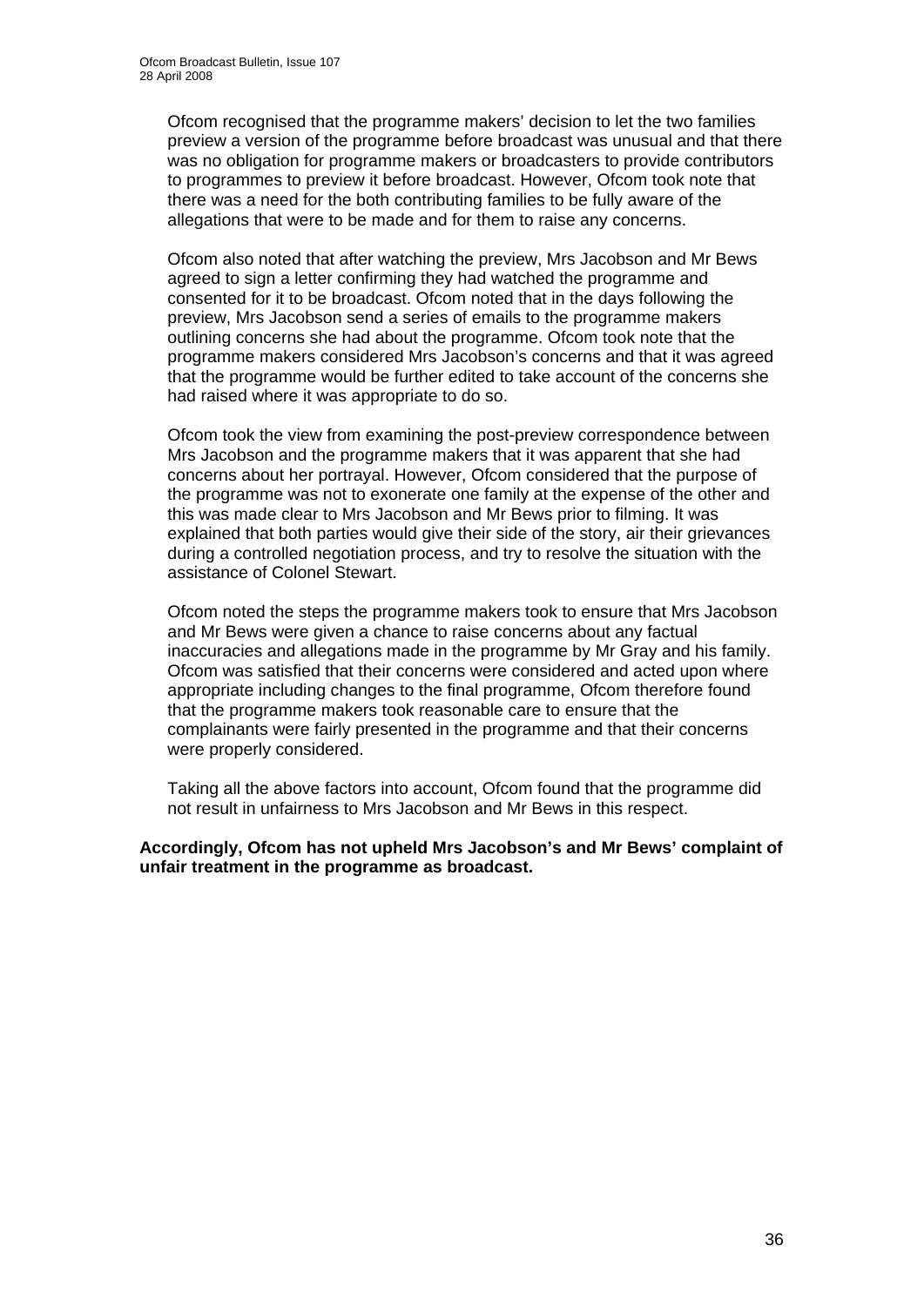Ofcom recognised that the programme makers' decision to let the two families preview a version of the programme before broadcast was unusual and that there was no obligation for programme makers or broadcasters to provide contributors to programmes to preview it before broadcast. However, Ofcom took note that there was a need for the both contributing families to be fully aware of the allegations that were to be made and for them to raise any concerns.

Ofcom also noted that after watching the preview, Mrs Jacobson and Mr Bews agreed to sign a letter confirming they had watched the programme and consented for it to be broadcast. Ofcom noted that in the days following the preview, Mrs Jacobson send a series of emails to the programme makers outlining concerns she had about the programme. Ofcom took note that the programme makers considered Mrs Jacobson's concerns and that it was agreed that the programme would be further edited to take account of the concerns she had raised where it was appropriate to do so.

Ofcom took the view from examining the post-preview correspondence between Mrs Jacobson and the programme makers that it was apparent that she had concerns about her portrayal. However, Ofcom considered that the purpose of the programme was not to exonerate one family at the expense of the other and this was made clear to Mrs Jacobson and Mr Bews prior to filming. It was explained that both parties would give their side of the story, air their grievances during a controlled negotiation process, and try to resolve the situation with the assistance of Colonel Stewart.

Ofcom noted the steps the programme makers took to ensure that Mrs Jacobson and Mr Bews were given a chance to raise concerns about any factual inaccuracies and allegations made in the programme by Mr Gray and his family. Ofcom was satisfied that their concerns were considered and acted upon where appropriate including changes to the final programme, Ofcom therefore found that the programme makers took reasonable care to ensure that the complainants were fairly presented in the programme and that their concerns were properly considered.

Taking all the above factors into account, Ofcom found that the programme did not result in unfairness to Mrs Jacobson and Mr Bews in this respect.

**Accordingly, Ofcom has not upheld Mrs Jacobson's and Mr Bews' complaint of unfair treatment in the programme as broadcast.**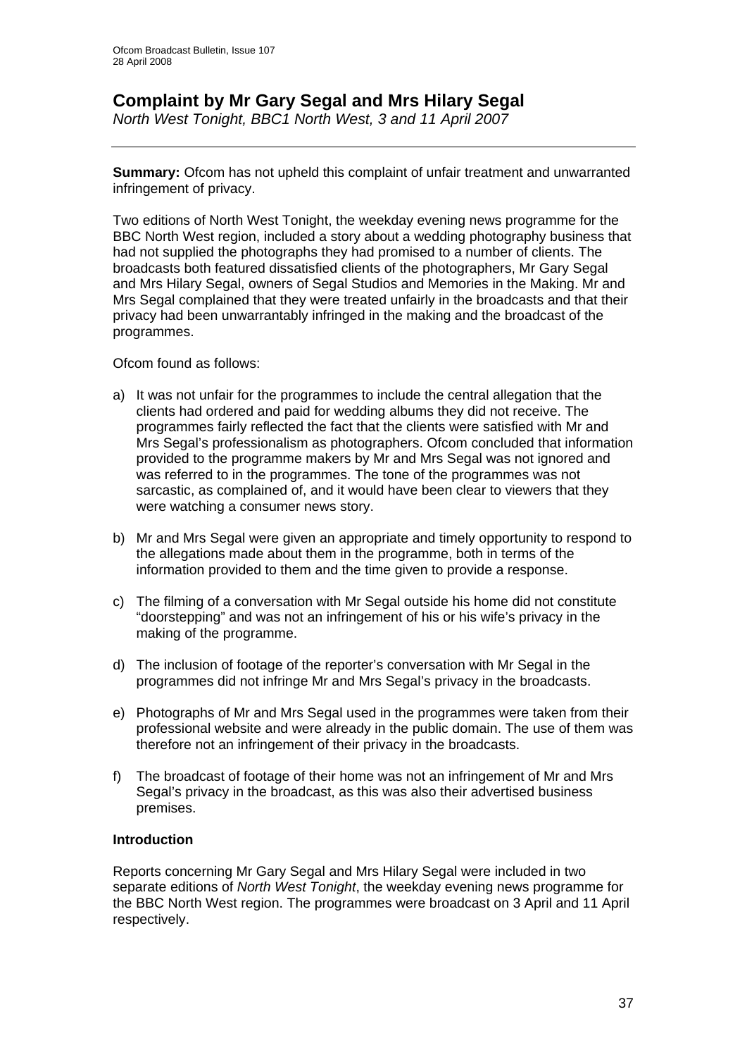# Complaint by Mr Gary Segal and Mrs Hilary Segal

*North West Tonight, BBC1 North West, 3 and 11 April 2007*

**Summary:** Ofcom has not upheld this complaint of unfair treatment and unwarranted infringement of privacy.

Two editions of North West Tonight, the weekday evening news programme for the BBC North West region, included a story about a wedding photography business that had not supplied the photographs they had promised to a number of clients. The broadcasts both featured dissatisfied clients of the photographers, Mr Gary Segal and Mrs Hilary Segal, owners of Segal Studios and Memories in the Making. Mr and Mrs Segal complained that they were treated unfairly in the broadcasts and that their privacy had been unwarrantably infringed in the making and the broadcast of the programmes.

Ofcom found as follows:

a) It was not unfair for the programmes to include the central allegation that the clients had ordered and paid for wedding albums they did not receive. The programmes fairly reflected the fact that the clients were satisfied with Mr and Mrs Segal's professionalism as photographers. Ofcom concluded that information provided to the programme makers by Mr and Mrs Segal was not ignored and was referred to in the programmes. The tone of the programmes was not sarcastic, as complained of, and it would have been clear to viewers that they were watching a consumer news story.

b) Mr and Mrs Segal were given an appropriate and timely opportunity to respond to the allegations made about them in the programme, both in terms of the information provided to them and the time given to provide a response.

c) The filming of a conversation with Mr Segal outside his home did not constitute "doorstepping" and was not an infringement of his or his wife's privacy in the making of the programme.

d) The inclusion of footage of the reporter's conversation with Mr Segal in the programmes did not infringe Mr and Mrs Segal's privacy in the broadcasts.

e) Photographs of Mr and Mrs Segal used in the programmes were taken from their professional website and were already in the public domain. The use of them was therefore not an infringement of their privacy in the broadcasts.

f) The broadcast of footage of their home was not an infringement of Mr and Mrs Segal's privacy in the broadcast, as this was also their advertised business premises.

### Introduction

Reports concerning Mr Gary Segal and Mrs Hilary Segal were included in two separate editions of *North West Tonight*, the weekday evening news programme for the BBC North West region. The programmes were broadcast on 3 April and 11 April respectively.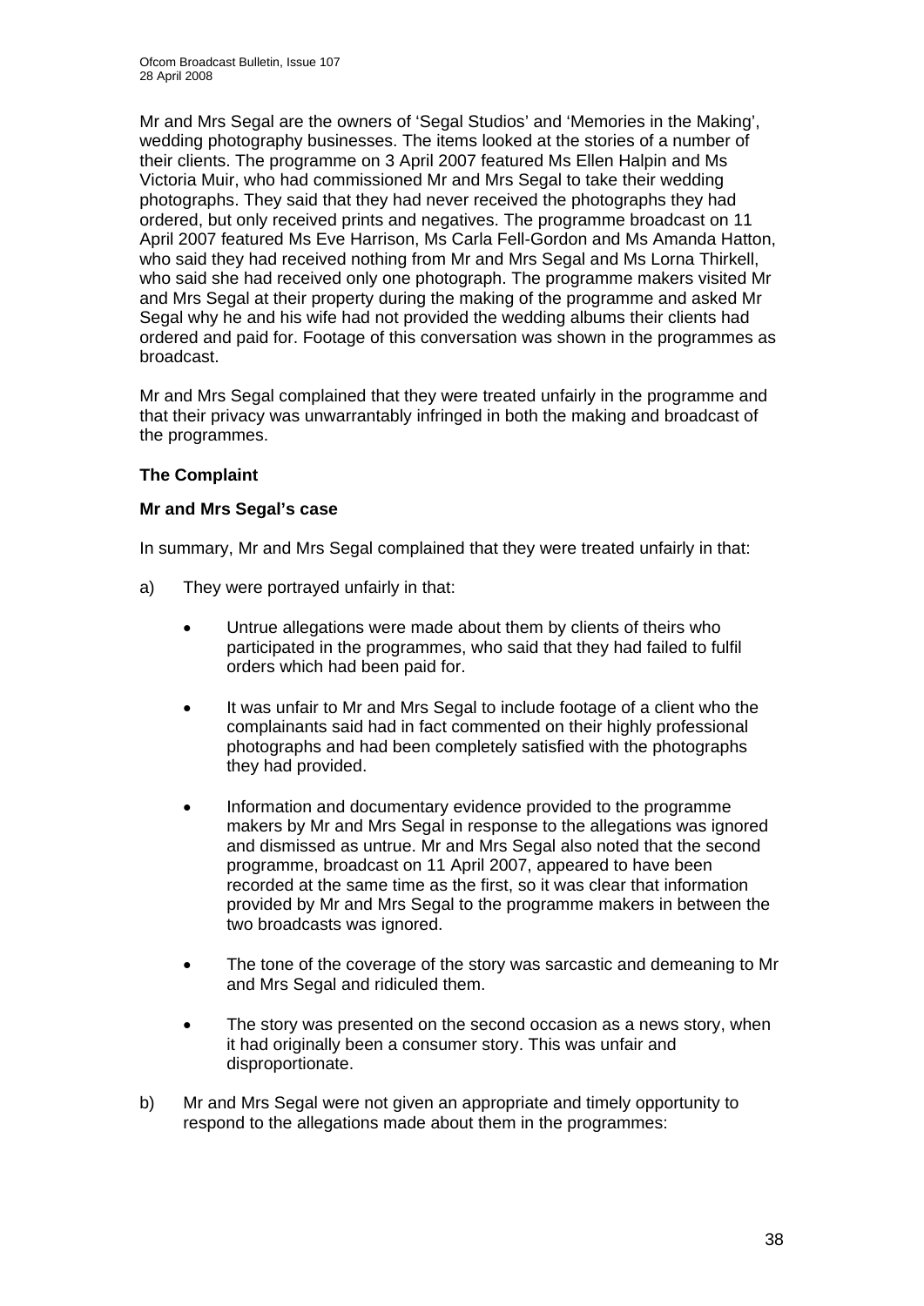Mr and Mrs Segal are the owners of 'Segal Studios' and 'Memories in the Making', wedding photography businesses. The items looked at the stories of a number of their clients. The programme on 3 April 2007 featured Ms Ellen Halpin and Ms Victoria Muir, who had commissioned Mr and Mrs Segal to take their wedding photographs. They said that they had never received the photographs they had ordered, but only received prints and negatives. The programme broadcast on 11 April 2007 featured Ms Eve Harrison, Ms Carla Fell-Gordon and Ms Amanda Hatton, who said they had received nothing from Mr and Mrs Segal and Ms Lorna Thirkell, who said she had received only one photograph. The programme makers visited Mr and Mrs Segal at their property during the making of the programme and asked Mr Segal why he and his wife had not provided the wedding albums their clients had ordered and paid for. Footage of this conversation was shown in the programmes as broadcast.

Mr and Mrs Segal complained that they were treated unfairly in the programme and that their privacy was unwarrantably infringed in both the making and broadcast of the programmes.

**The Complaint**

**Mr and Mrs Segal's case**

In summary, Mr and Mrs Segal complained that they were treated unfairly in that:

a) They were portrayed unfairly in that:

- Untrue allegations were made about them by clients of theirs who participated in the programmes, who said that they had failed to fulfil orders which had been paid for.

- It was unfair to Mr and Mrs Segal to include footage of a client who the complainants said had in fact commented on their highly professional photographs and had been completely satisfied with the photographs they had provided.

- Information and documentary evidence provided to the programme makers by Mr and Mrs Segal in response to the allegations was ignored and dismissed as untrue. Mr and Mrs Segal also noted that the second programme, broadcast on 11 April 2007, appeared to have been recorded at the same time as the first, so it was clear that information provided by Mr and Mrs Segal to the programme makers in between the two broadcasts was ignored.

- The tone of the coverage of the story was sarcastic and demeaning to Mr and Mrs Segal and ridiculed them.

- The story was presented on the second occasion as a news story, when it had originally been a consumer story. This was unfair and disproportionate.

b) Mr and Mrs Segal were not given an appropriate and timely opportunity to respond to the allegations made about them in the programmes: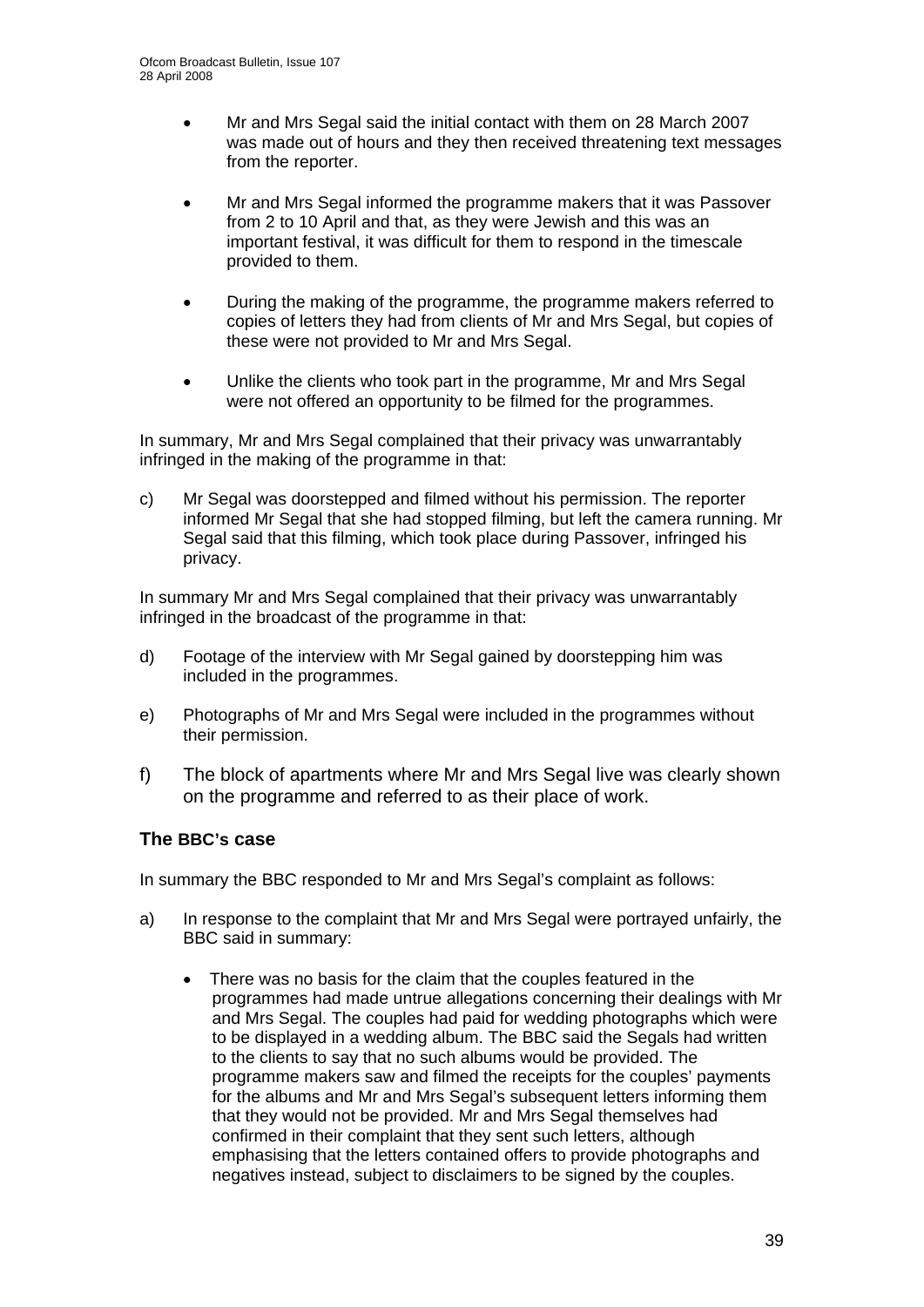- Mr and Mrs Segal said the initial contact with them on 28 March 2007 was made out of hours and they then received threatening text messages from the reporter.

- Mr and Mrs Segal informed the programme makers that it was Passover from 2 to 10 April and that, as they were Jewish and this was an important festival, it was difficult for them to respond in the timescale provided to them.

- During the making of the programme, the programme makers referred to copies of letters they had from clients of Mr and Mrs Segal, but copies of these were not provided to Mr and Mrs Segal.

- Unlike the clients who took part in the programme, Mr and Mrs Segal were not offered an opportunity to be filmed for the programmes.

In summary, Mr and Mrs Segal complained that their privacy was unwarrantably infringed in the making of the programme in that:

c) Mr Segal was doorstepped and filmed without his permission. The reporter informed Mr Segal that she had stopped filming, but left the camera running. Mr Segal said that this filming, which took place during Passover, infringed his privacy.

In summary Mr and Mrs Segal complained that their privacy was unwarrantably infringed in the broadcast of the programme in that:

d) Footage of the interview with Mr Segal gained by doorstepping him was included in the programmes.

e) Photographs of Mr and Mrs Segal were included in the programmes without their permission.

f) The block of apartments where Mr and Mrs Segal live was clearly shown on the programme and referred to as their place of work.

### The BBC's case

In summary the BBC responded to Mr and Mrs Segal's complaint as follows:

a) In response to the complaint that Mr and Mrs Segal were portrayed unfairly, the BBC said in summary:

    - There was no basis for the claim that the couples featured in the programmes had made untrue allegations concerning their dealings with Mr and Mrs Segal. The couples had paid for wedding photographs which were to be displayed in a wedding album. The BBC said the Segals had written to the clients to say that no such albums would be provided. The programme makers saw and filmed the receipts for the couples' payments for the albums and Mr and Mrs Segal's subsequent letters informing them that they would not be provided. Mr and Mrs Segal themselves had confirmed in their complaint that they sent such letters, although emphasising that the letters contained offers to provide photographs and negatives instead, subject to disclaimers to be signed by the couples.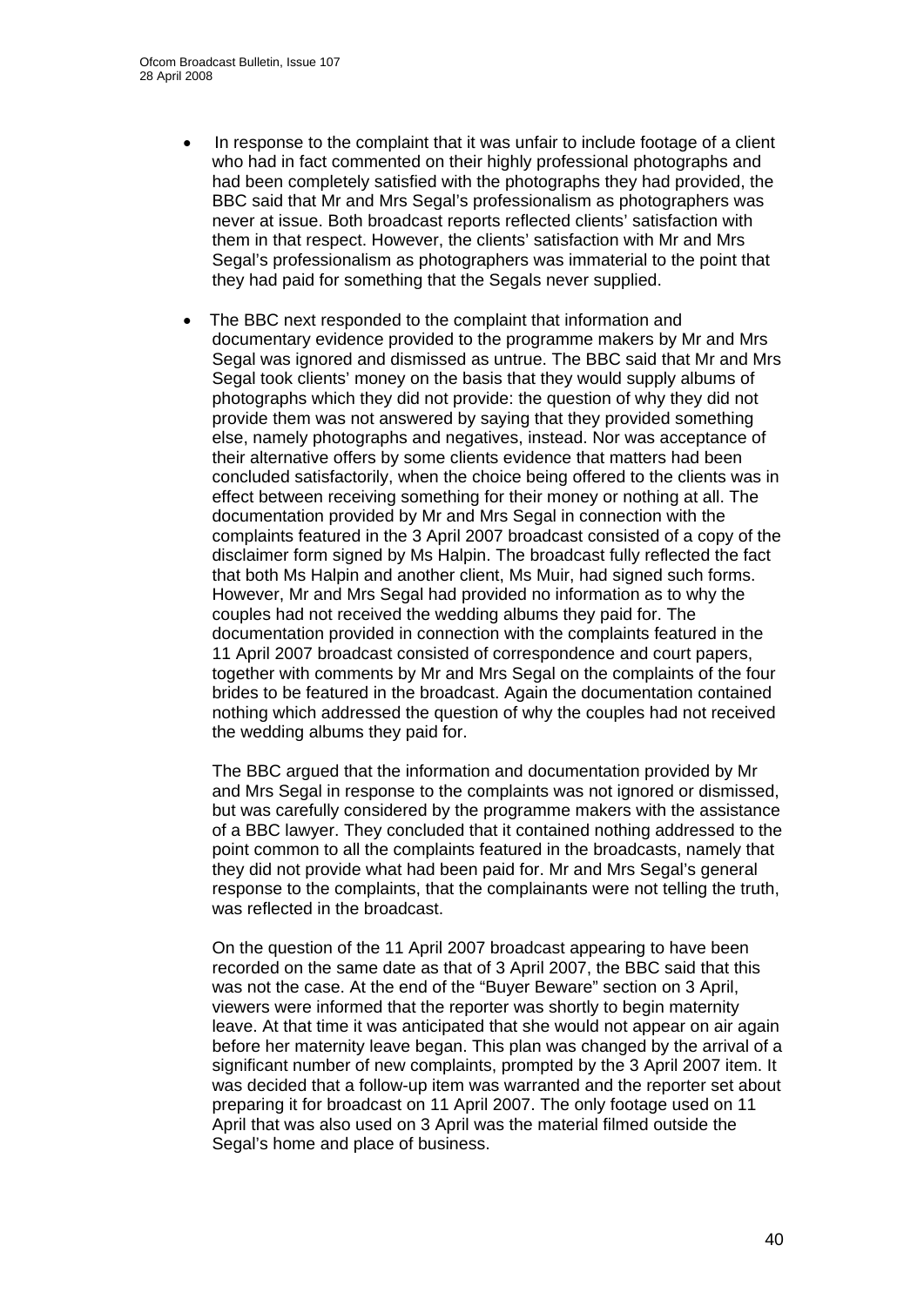- In response to the complaint that it was unfair to include footage of a client who had in fact commented on their highly professional photographs and had been completely satisfied with the photographs they had provided, the BBC said that Mr and Mrs Segal's professionalism as photographers was never at issue. Both broadcast reports reflected clients' satisfaction with them in that respect. However, the clients' satisfaction with Mr and Mrs Segal's professionalism as photographers was immaterial to the point that they had paid for something that the Segals never supplied.

- The BBC next responded to the complaint that information and documentary evidence provided to the programme makers by Mr and Mrs Segal was ignored and dismissed as untrue. The BBC said that Mr and Mrs Segal took clients' money on the basis that they would supply albums of photographs which they did not provide: the question of why they did not provide them was not answered by saying that they provided something else, namely photographs and negatives, instead. Nor was acceptance of their alternative offers by some clients evidence that matters had been concluded satisfactorily, when the choice being offered to the clients was in effect between receiving something for their money or nothing at all. The documentation provided by Mr and Mrs Segal in connection with the complaints featured in the 3 April 2007 broadcast consisted of a copy of the disclaimer form signed by Ms Halpin. The broadcast fully reflected the fact that both Ms Halpin and another client, Ms Muir, had signed such forms. However, Mr and Mrs Segal had provided no information as to why the couples had not received the wedding albums they paid for. The documentation provided in connection with the complaints featured in the 11 April 2007 broadcast consisted of correspondence and court papers, together with comments by Mr and Mrs Segal on the complaints of the four brides to be featured in the broadcast. Again the documentation contained nothing which addressed the question of why the couples had not received the wedding albums they paid for.

  The BBC argued that the information and documentation provided by Mr and Mrs Segal in response to the complaints was not ignored or dismissed, but was carefully considered by the programme makers with the assistance of a BBC lawyer. They concluded that it contained nothing addressed to the point common to all the complaints featured in the broadcasts, namely that they did not provide what had been paid for. Mr and Mrs Segal's general response to the complaints, that the complainants were not telling the truth, was reflected in the broadcast.

  On the question of the 11 April 2007 broadcast appearing to have been recorded on the same date as that of 3 April 2007, the BBC said that this was not the case. At the end of the "Buyer Beware" section on 3 April, viewers were informed that the reporter was shortly to begin maternity leave. At that time it was anticipated that she would not appear on air again before her maternity leave began. This plan was changed by the arrival of a significant number of new complaints, prompted by the 3 April 2007 item. It was decided that a follow-up item was warranted and the reporter set about preparing it for broadcast on 11 April 2007. The only footage used on 11 April that was also used on 3 April was the material filmed outside the Segal's home and place of business.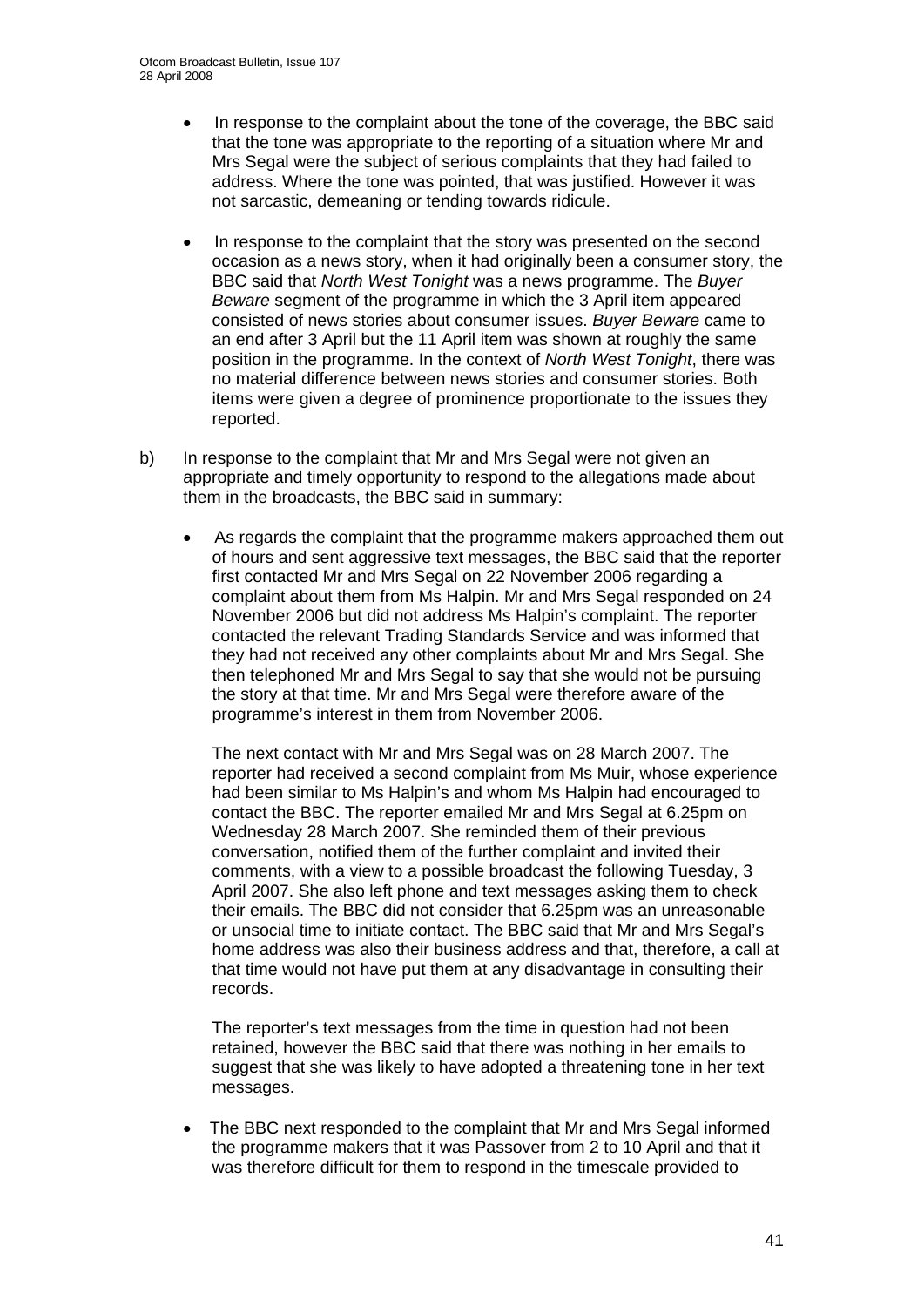- In response to the complaint about the tone of the coverage, the BBC said that the tone was appropriate to the reporting of a situation where Mr and Mrs Segal were the subject of serious complaints that they had failed to address. Where the tone was pointed, that was justified. However it was not sarcastic, demeaning or tending towards ridicule.

- In response to the complaint that the story was presented on the second occasion as a news story, when it had originally been a consumer story, the BBC said that *North West Tonight* was a news programme. The *Buyer Beware* segment of the programme in which the 3 April item appeared consisted of news stories about consumer issues. *Buyer Beware* came to an end after 3 April but the 11 April item was shown at roughly the same position in the programme. In the context of *North West Tonight*, there was no material difference between news stories and consumer stories. Both items were given a degree of prominence proportionate to the issues they reported.

b) In response to the complaint that Mr and Mrs Segal were not given an appropriate and timely opportunity to respond to the allegations made about them in the broadcasts, the BBC said in summary:

- As regards the complaint that the programme makers approached them out of hours and sent aggressive text messages, the BBC said that the reporter first contacted Mr and Mrs Segal on 22 November 2006 regarding a complaint about them from Ms Halpin. Mr and Mrs Segal responded on 24 November 2006 but did not address Ms Halpin's complaint. The reporter contacted the relevant Trading Standards Service and was informed that they had not received any other complaints about Mr and Mrs Segal. She then telephoned Mr and Mrs Segal to say that she would not be pursuing the story at that time. Mr and Mrs Segal were therefore aware of the programme's interest in them from November 2006.

  The next contact with Mr and Mrs Segal was on 28 March 2007. The reporter had received a second complaint from Ms Muir, whose experience had been similar to Ms Halpin's and whom Ms Halpin had encouraged to contact the BBC. The reporter emailed Mr and Mrs Segal at 6.25pm on Wednesday 28 March 2007. She reminded them of their previous conversation, notified them of the further complaint and invited their comments, with a view to a possible broadcast the following Tuesday, 3 April 2007. She also left phone and text messages asking them to check their emails. The BBC did not consider that 6.25pm was an unreasonable or unsocial time to initiate contact. The BBC said that Mr and Mrs Segal's home address was also their business address and that, therefore, a call at that time would not have put them at any disadvantage in consulting their records.

  The reporter's text messages from the time in question had not been retained, however the BBC said that there was nothing in her emails to suggest that she was likely to have adopted a threatening tone in her text messages.

- The BBC next responded to the complaint that Mr and Mrs Segal informed the programme makers that it was Passover from 2 to 10 April and that it was therefore difficult for them to respond in the timescale provided to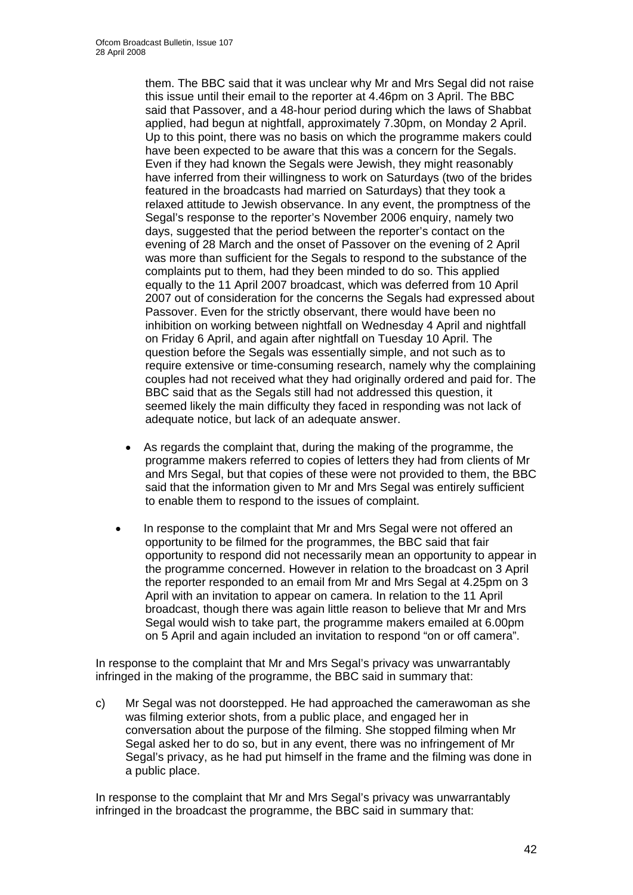them. The BBC said that it was unclear why Mr and Mrs Segal did not raise this issue until their email to the reporter at 4.46pm on 3 April. The BBC said that Passover, and a 48-hour period during which the laws of Shabbat applied, had begun at nightfall, approximately 7.30pm, on Monday 2 April. Up to this point, there was no basis on which the programme makers could have been expected to be aware that this was a concern for the Segals. Even if they had known the Segals were Jewish, they might reasonably have inferred from their willingness to work on Saturdays (two of the brides featured in the broadcasts had married on Saturdays) that they took a relaxed attitude to Jewish observance. In any event, the promptness of the Segal's response to the reporter's November 2006 enquiry, namely two days, suggested that the period between the reporter's contact on the evening of 28 March and the onset of Passover on the evening of 2 April was more than sufficient for the Segals to respond to the substance of the complaints put to them, had they been minded to do so. This applied equally to the 11 April 2007 broadcast, which was deferred from 10 April 2007 out of consideration for the concerns the Segals had expressed about Passover. Even for the strictly observant, there would have been no inhibition on working between nightfall on Wednesday 4 April and nightfall on Friday 6 April, and again after nightfall on Tuesday 10 April. The question before the Segals was essentially simple, and not such as to require extensive or time-consuming research, namely why the complaining couples had not received what they had originally ordered and paid for. The BBC said that as the Segals still had not addressed this question, it seemed likely the main difficulty they faced in responding was not lack of adequate notice, but lack of an adequate answer.

- As regards the complaint that, during the making of the programme, the programme makers referred to copies of letters they had from clients of Mr and Mrs Segal, but that copies of these were not provided to them, the BBC said that the information given to Mr and Mrs Segal was entirely sufficient to enable them to respond to the issues of complaint.
- In response to the complaint that Mr and Mrs Segal were not offered an opportunity to be filmed for the programmes, the BBC said that fair opportunity to respond did not necessarily mean an opportunity to appear in the programme concerned. However in relation to the broadcast on 3 April the reporter responded to an email from Mr and Mrs Segal at 4.25pm on 3 April with an invitation to appear on camera. In relation to the 11 April broadcast, though there was again little reason to believe that Mr and Mrs Segal would wish to take part, the programme makers emailed at 6.00pm on 5 April and again included an invitation to respond "on or off camera".

In response to the complaint that Mr and Mrs Segal's privacy was unwarrantably infringed in the making of the programme, the BBC said in summary that:

c) Mr Segal was not doorstepped. He had approached the camerawoman as she was filming exterior shots, from a public place, and engaged her in conversation about the purpose of the filming. She stopped filming when Mr Segal asked her to do so, but in any event, there was no infringement of Mr Segal's privacy, as he had put himself in the frame and the filming was done in a public place.

In response to the complaint that Mr and Mrs Segal's privacy was unwarrantably infringed in the broadcast the programme, the BBC said in summary that: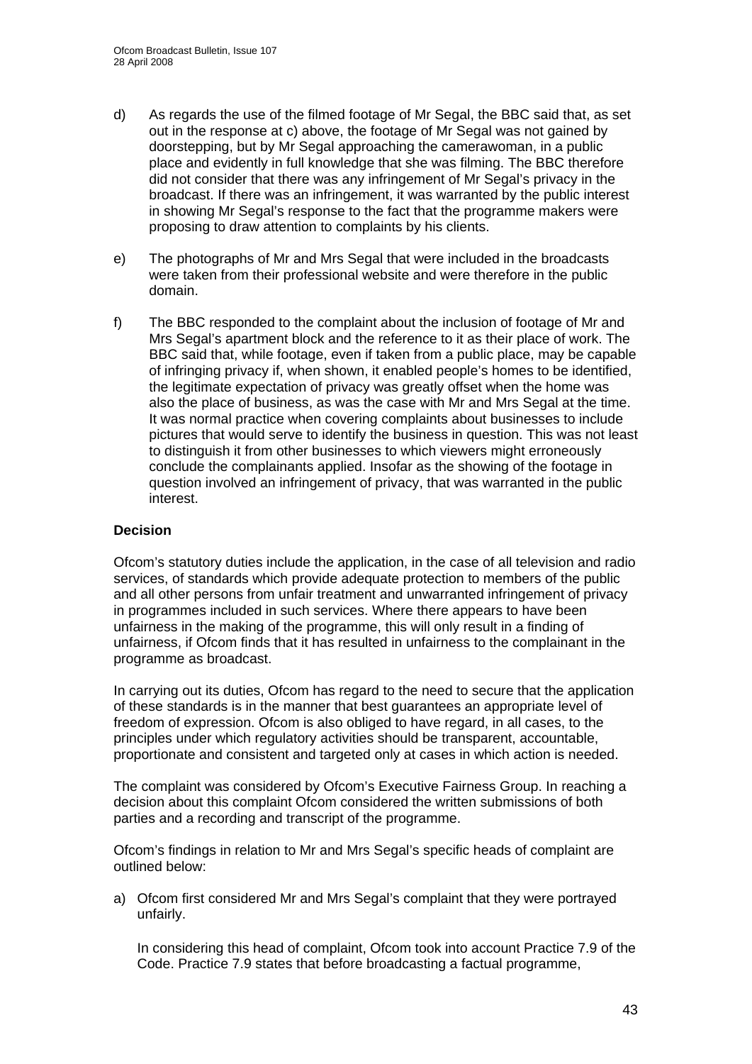d) As regards the use of the filmed footage of Mr Segal, the BBC said that, as set out in the response at c) above, the footage of Mr Segal was not gained by doorstepping, but by Mr Segal approaching the camerawoman, in a public place and evidently in full knowledge that she was filming. The BBC therefore did not consider that there was any infringement of Mr Segal's privacy in the broadcast. If there was an infringement, it was warranted by the public interest in showing Mr Segal's response to the fact that the programme makers were proposing to draw attention to complaints by his clients.

e) The photographs of Mr and Mrs Segal that were included in the broadcasts were taken from their professional website and were therefore in the public domain.

f) The BBC responded to the complaint about the inclusion of footage of Mr and Mrs Segal's apartment block and the reference to it as their place of work. The BBC said that, while footage, even if taken from a public place, may be capable of infringing privacy if, when shown, it enabled people's homes to be identified, the legitimate expectation of privacy was greatly offset when the home was also the place of business, as was the case with Mr and Mrs Segal at the time. It was normal practice when covering complaints about businesses to include pictures that would serve to identify the business in question. This was not least to distinguish it from other businesses to which viewers might erroneously conclude the complainants applied. Insofar as the showing of the footage in question involved an infringement of privacy, that was warranted in the public interest.

## Decision

Ofcom's statutory duties include the application, in the case of all television and radio services, of standards which provide adequate protection to members of the public and all other persons from unfair treatment and unwarranted infringement of privacy in programmes included in such services. Where there appears to have been unfairness in the making of the programme, this will only result in a finding of unfairness, if Ofcom finds that it has resulted in unfairness to the complainant in the programme as broadcast.

In carrying out its duties, Ofcom has regard to the need to secure that the application of these standards is in the manner that best guarantees an appropriate level of freedom of expression. Ofcom is also obliged to have regard, in all cases, to the principles under which regulatory activities should be transparent, accountable, proportionate and consistent and targeted only at cases in which action is needed.

The complaint was considered by Ofcom's Executive Fairness Group. In reaching a decision about this complaint Ofcom considered the written submissions of both parties and a recording and transcript of the programme.

Ofcom's findings in relation to Mr and Mrs Segal's specific heads of complaint are outlined below:

a) Ofcom first considered Mr and Mrs Segal's complaint that they were portrayed unfairly.

   In considering this head of complaint, Ofcom took into account Practice 7.9 of the Code. Practice 7.9 states that before broadcasting a factual programme,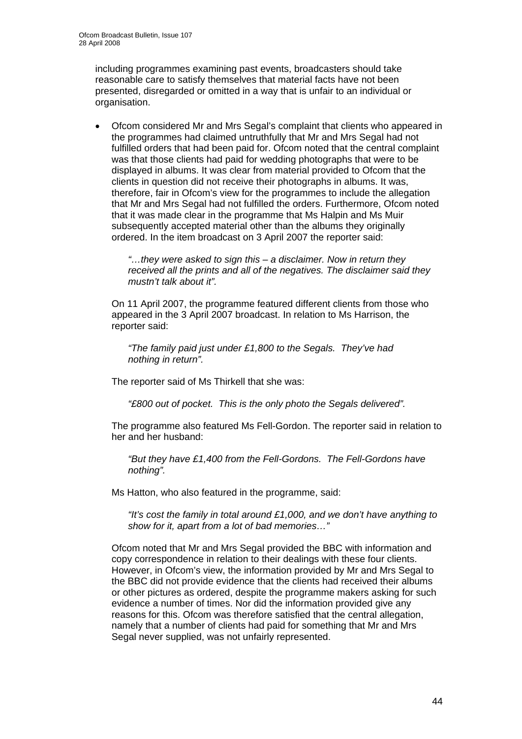including programmes examining past events, broadcasters should take reasonable care to satisfy themselves that material facts have not been presented, disregarded or omitted in a way that is unfair to an individual or organisation.

- Ofcom considered Mr and Mrs Segal's complaint that clients who appeared in the programmes had claimed untruthfully that Mr and Mrs Segal had not fulfilled orders that had been paid for. Ofcom noted that the central complaint was that those clients had paid for wedding photographs that were to be displayed in albums. It was clear from material provided to Ofcom that the clients in question did not receive their photographs in albums. It was, therefore, fair in Ofcom's view for the programmes to include the allegation that Mr and Mrs Segal had not fulfilled the orders. Furthermore, Ofcom noted that it was made clear in the programme that Ms Halpin and Ms Muir subsequently accepted material other than the albums they originally ordered. In the item broadcast on 3 April 2007 the reporter said:

  *"…they were asked to sign this – a disclaimer. Now in return they received all the prints and all of the negatives. The disclaimer said they mustn't talk about it".*

  On 11 April 2007, the programme featured different clients from those who appeared in the 3 April 2007 broadcast. In relation to Ms Harrison, the reporter said:

  *"The family paid just under £1,800 to the Segals. They've had nothing in return".*

  The reporter said of Ms Thirkell that she was:

  *"£800 out of pocket. This is the only photo the Segals delivered".*

  The programme also featured Ms Fell-Gordon. The reporter said in relation to her and her husband:

  *"But they have £1,400 from the Fell-Gordons. The Fell-Gordons have nothing".*

  Ms Hatton, who also featured in the programme, said:

  *"It's cost the family in total around £1,000, and we don't have anything to show for it, apart from a lot of bad memories…"*

  Ofcom noted that Mr and Mrs Segal provided the BBC with information and copy correspondence in relation to their dealings with these four clients. However, in Ofcom's view, the information provided by Mr and Mrs Segal to the BBC did not provide evidence that the clients had received their albums or other pictures as ordered, despite the programme makers asking for such evidence a number of times. Nor did the information provided give any reasons for this. Ofcom was therefore satisfied that the central allegation, namely that a number of clients had paid for something that Mr and Mrs Segal never supplied, was not unfairly represented.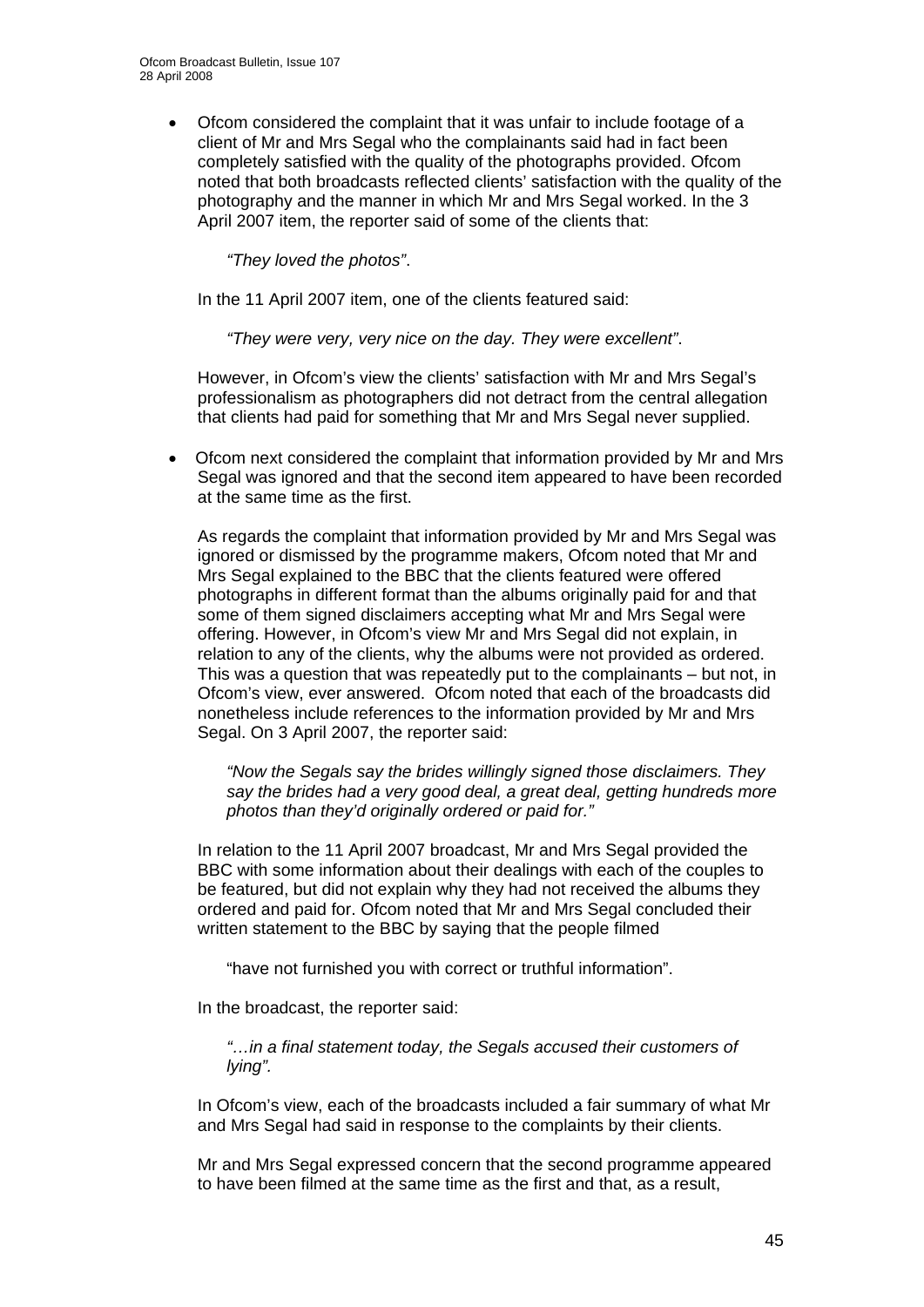- Ofcom considered the complaint that it was unfair to include footage of a client of Mr and Mrs Segal who the complainants said had in fact been completely satisfied with the quality of the photographs provided. Ofcom noted that both broadcasts reflected clients' satisfaction with the quality of the photography and the manner in which Mr and Mrs Segal worked. In the 3 April 2007 item, the reporter said of some of the clients that:

  *"They loved the photos"*.

  In the 11 April 2007 item, one of the clients featured said:

  *"They were very, very nice on the day. They were excellent"*.

  However, in Ofcom's view the clients' satisfaction with Mr and Mrs Segal's professionalism as photographers did not detract from the central allegation that clients had paid for something that Mr and Mrs Segal never supplied.

- Ofcom next considered the complaint that information provided by Mr and Mrs Segal was ignored and that the second item appeared to have been recorded at the same time as the first.

  As regards the complaint that information provided by Mr and Mrs Segal was ignored or dismissed by the programme makers, Ofcom noted that Mr and Mrs Segal explained to the BBC that the clients featured were offered photographs in different format than the albums originally paid for and that some of them signed disclaimers accepting what Mr and Mrs Segal were offering. However, in Ofcom's view Mr and Mrs Segal did not explain, in relation to any of the clients, why the albums were not provided as ordered. This was a question that was repeatedly put to the complainants – but not, in Ofcom's view, ever answered. Ofcom noted that each of the broadcasts did nonetheless include references to the information provided by Mr and Mrs Segal. On 3 April 2007, the reporter said:

  *"Now the Segals say the brides willingly signed those disclaimers. They say the brides had a very good deal, a great deal, getting hundreds more photos than they'd originally ordered or paid for."*

  In relation to the 11 April 2007 broadcast, Mr and Mrs Segal provided the BBC with some information about their dealings with each of the couples to be featured, but did not explain why they had not received the albums they ordered and paid for. Ofcom noted that Mr and Mrs Segal concluded their written statement to the BBC by saying that the people filmed

  "have not furnished you with correct or truthful information".

  In the broadcast, the reporter said:

  *"…in a final statement today, the Segals accused their customers of lying".*

  In Ofcom's view, each of the broadcasts included a fair summary of what Mr and Mrs Segal had said in response to the complaints by their clients.

  Mr and Mrs Segal expressed concern that the second programme appeared to have been filmed at the same time as the first and that, as a result,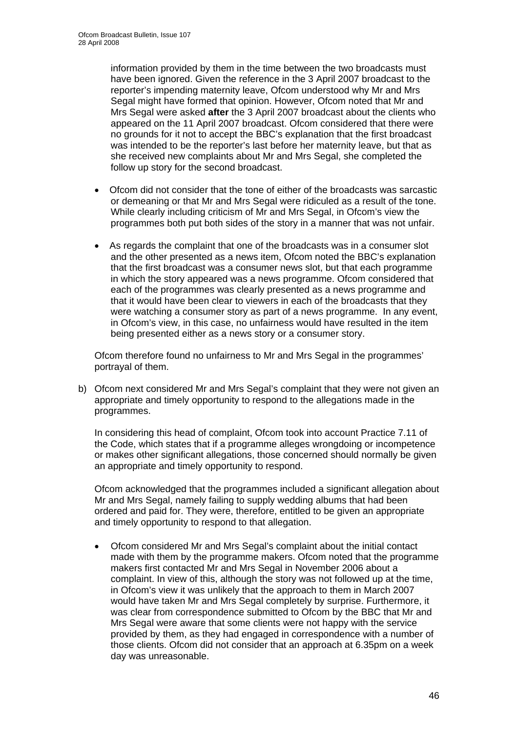information provided by them in the time between the two broadcasts must have been ignored. Given the reference in the 3 April 2007 broadcast to the reporter's impending maternity leave, Ofcom understood why Mr and Mrs Segal might have formed that opinion. However, Ofcom noted that Mr and Mrs Segal were asked **after** the 3 April 2007 broadcast about the clients who appeared on the 11 April 2007 broadcast. Ofcom considered that there were no grounds for it not to accept the BBC's explanation that the first broadcast was intended to be the reporter's last before her maternity leave, but that as she received new complaints about Mr and Mrs Segal, she completed the follow up story for the second broadcast.

- Ofcom did not consider that the tone of either of the broadcasts was sarcastic or demeaning or that Mr and Mrs Segal were ridiculed as a result of the tone. While clearly including criticism of Mr and Mrs Segal, in Ofcom's view the programmes both put both sides of the story in a manner that was not unfair.

- As regards the complaint that one of the broadcasts was in a consumer slot and the other presented as a news item, Ofcom noted the BBC's explanation that the first broadcast was a consumer news slot, but that each programme in which the story appeared was a news programme. Ofcom considered that each of the programmes was clearly presented as a news programme and that it would have been clear to viewers in each of the broadcasts that they were watching a consumer story as part of a news programme. In any event, in Ofcom's view, in this case, no unfairness would have resulted in the item being presented either as a news story or a consumer story.

Ofcom therefore found no unfairness to Mr and Mrs Segal in the programmes' portrayal of them.

b) Ofcom next considered Mr and Mrs Segal's complaint that they were not given an appropriate and timely opportunity to respond to the allegations made in the programmes.

In considering this head of complaint, Ofcom took into account Practice 7.11 of the Code, which states that if a programme alleges wrongdoing or incompetence or makes other significant allegations, those concerned should normally be given an appropriate and timely opportunity to respond.

Ofcom acknowledged that the programmes included a significant allegation about Mr and Mrs Segal, namely failing to supply wedding albums that had been ordered and paid for. They were, therefore, entitled to be given an appropriate and timely opportunity to respond to that allegation.

- Ofcom considered Mr and Mrs Segal's complaint about the initial contact made with them by the programme makers. Ofcom noted that the programme makers first contacted Mr and Mrs Segal in November 2006 about a complaint. In view of this, although the story was not followed up at the time, in Ofcom's view it was unlikely that the approach to them in March 2007 would have taken Mr and Mrs Segal completely by surprise. Furthermore, it was clear from correspondence submitted to Ofcom by the BBC that Mr and Mrs Segal were aware that some clients were not happy with the service provided by them, as they had engaged in correspondence with a number of those clients. Ofcom did not consider that an approach at 6.35pm on a week day was unreasonable.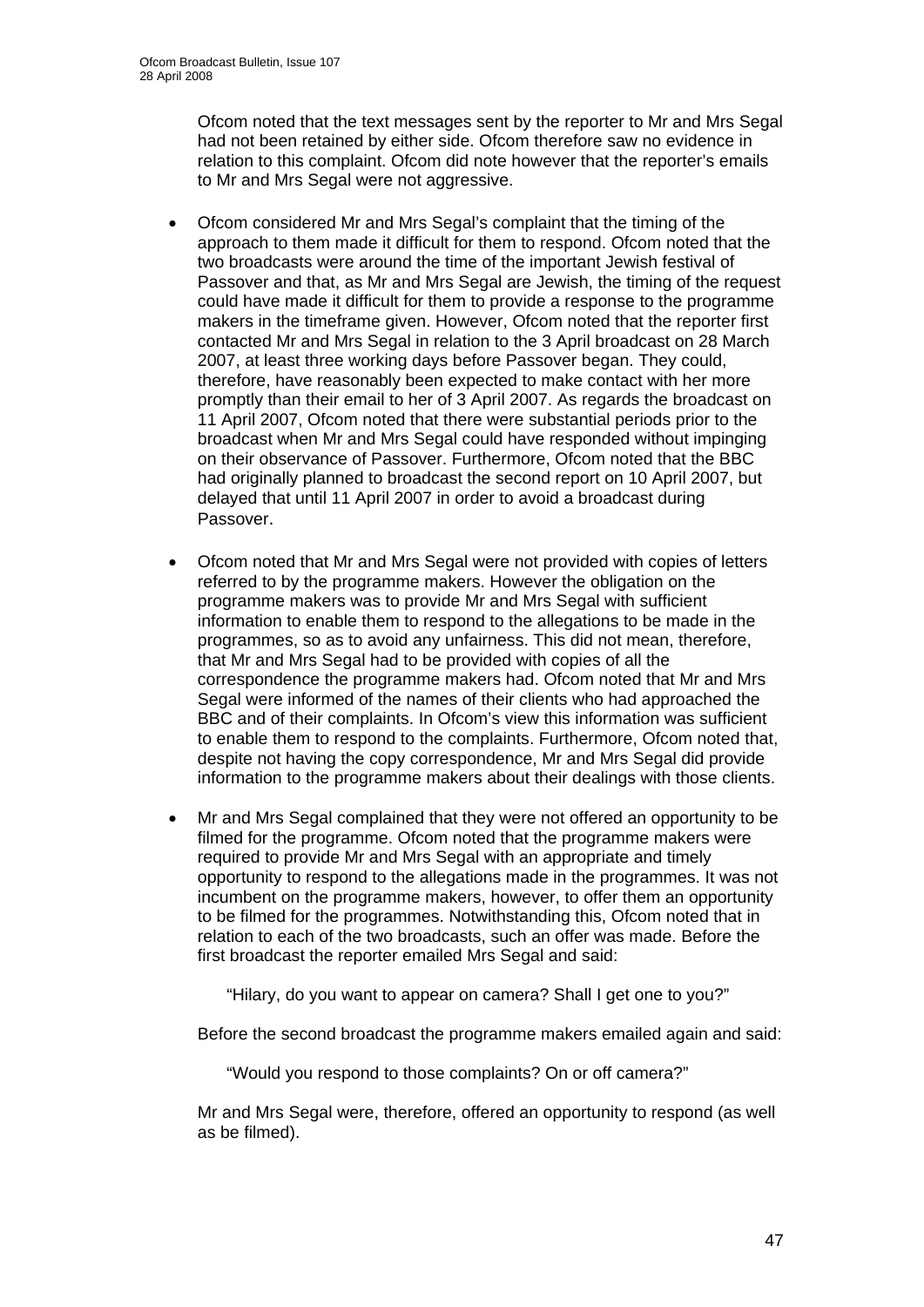Ofcom noted that the text messages sent by the reporter to Mr and Mrs Segal had not been retained by either side. Ofcom therefore saw no evidence in relation to this complaint. Ofcom did note however that the reporter's emails to Mr and Mrs Segal were not aggressive.

- Ofcom considered Mr and Mrs Segal's complaint that the timing of the approach to them made it difficult for them to respond. Ofcom noted that the two broadcasts were around the time of the important Jewish festival of Passover and that, as Mr and Mrs Segal are Jewish, the timing of the request could have made it difficult for them to provide a response to the programme makers in the timeframe given. However, Ofcom noted that the reporter first contacted Mr and Mrs Segal in relation to the 3 April broadcast on 28 March 2007, at least three working days before Passover began. They could, therefore, have reasonably been expected to make contact with her more promptly than their email to her of 3 April 2007. As regards the broadcast on 11 April 2007, Ofcom noted that there were substantial periods prior to the broadcast when Mr and Mrs Segal could have responded without impinging on their observance of Passover. Furthermore, Ofcom noted that the BBC had originally planned to broadcast the second report on 10 April 2007, but delayed that until 11 April 2007 in order to avoid a broadcast during Passover.

- Ofcom noted that Mr and Mrs Segal were not provided with copies of letters referred to by the programme makers. However the obligation on the programme makers was to provide Mr and Mrs Segal with sufficient information to enable them to respond to the allegations to be made in the programmes, so as to avoid any unfairness. This did not mean, therefore, that Mr and Mrs Segal had to be provided with copies of all the correspondence the programme makers had. Ofcom noted that Mr and Mrs Segal were informed of the names of their clients who had approached the BBC and of their complaints. In Ofcom's view this information was sufficient to enable them to respond to the complaints. Furthermore, Ofcom noted that, despite not having the copy correspondence, Mr and Mrs Segal did provide information to the programme makers about their dealings with those clients.

- Mr and Mrs Segal complained that they were not offered an opportunity to be filmed for the programme. Ofcom noted that the programme makers were required to provide Mr and Mrs Segal with an appropriate and timely opportunity to respond to the allegations made in the programmes. It was not incumbent on the programme makers, however, to offer them an opportunity to be filmed for the programmes. Notwithstanding this, Ofcom noted that in relation to each of the two broadcasts, such an offer was made. Before the first broadcast the reporter emailed Mrs Segal and said:

  "Hilary, do you want to appear on camera? Shall I get one to you?"

  Before the second broadcast the programme makers emailed again and said:

  "Would you respond to those complaints? On or off camera?"

  Mr and Mrs Segal were, therefore, offered an opportunity to respond (as well as be filmed).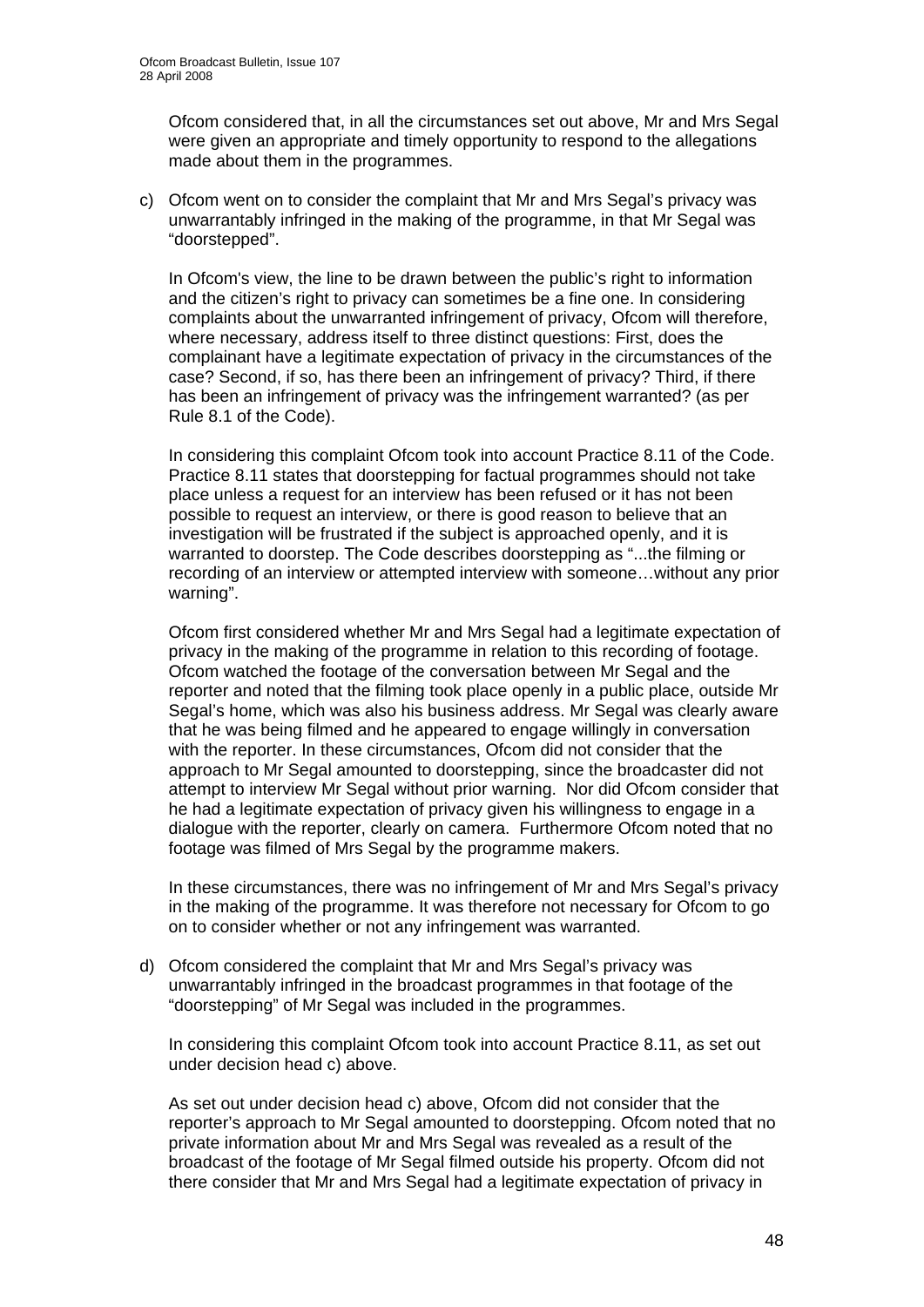Ofcom considered that, in all the circumstances set out above, Mr and Mrs Segal were given an appropriate and timely opportunity to respond to the allegations made about them in the programmes.

c) Ofcom went on to consider the complaint that Mr and Mrs Segal's privacy was unwarrantably infringed in the making of the programme, in that Mr Segal was "doorstepped".

   In Ofcom's view, the line to be drawn between the public's right to information and the citizen's right to privacy can sometimes be a fine one. In considering complaints about the unwarranted infringement of privacy, Ofcom will therefore, where necessary, address itself to three distinct questions: First, does the complainant have a legitimate expectation of privacy in the circumstances of the case? Second, if so, has there been an infringement of privacy? Third, if there has been an infringement of privacy was the infringement warranted? (as per Rule 8.1 of the Code).

   In considering this complaint Ofcom took into account Practice 8.11 of the Code. Practice 8.11 states that doorstepping for factual programmes should not take place unless a request for an interview has been refused or it has not been possible to request an interview, or there is good reason to believe that an investigation will be frustrated if the subject is approached openly, and it is warranted to doorstep. The Code describes doorstepping as "...the filming or recording of an interview or attempted interview with someone…without any prior warning".

   Ofcom first considered whether Mr and Mrs Segal had a legitimate expectation of privacy in the making of the programme in relation to this recording of footage. Ofcom watched the footage of the conversation between Mr Segal and the reporter and noted that the filming took place openly in a public place, outside Mr Segal's home, which was also his business address. Mr Segal was clearly aware that he was being filmed and he appeared to engage willingly in conversation with the reporter. In these circumstances, Ofcom did not consider that the approach to Mr Segal amounted to doorstepping, since the broadcaster did not attempt to interview Mr Segal without prior warning. Nor did Ofcom consider that he had a legitimate expectation of privacy given his willingness to engage in a dialogue with the reporter, clearly on camera. Furthermore Ofcom noted that no footage was filmed of Mrs Segal by the programme makers.

   In these circumstances, there was no infringement of Mr and Mrs Segal's privacy in the making of the programme. It was therefore not necessary for Ofcom to go on to consider whether or not any infringement was warranted.

d) Ofcom considered the complaint that Mr and Mrs Segal's privacy was unwarrantably infringed in the broadcast programmes in that footage of the "doorstepping" of Mr Segal was included in the programmes.

   In considering this complaint Ofcom took into account Practice 8.11, as set out under decision head c) above.

   As set out under decision head c) above, Ofcom did not consider that the reporter's approach to Mr Segal amounted to doorstepping. Ofcom noted that no private information about Mr and Mrs Segal was revealed as a result of the broadcast of the footage of Mr Segal filmed outside his property. Ofcom did not there consider that Mr and Mrs Segal had a legitimate expectation of privacy in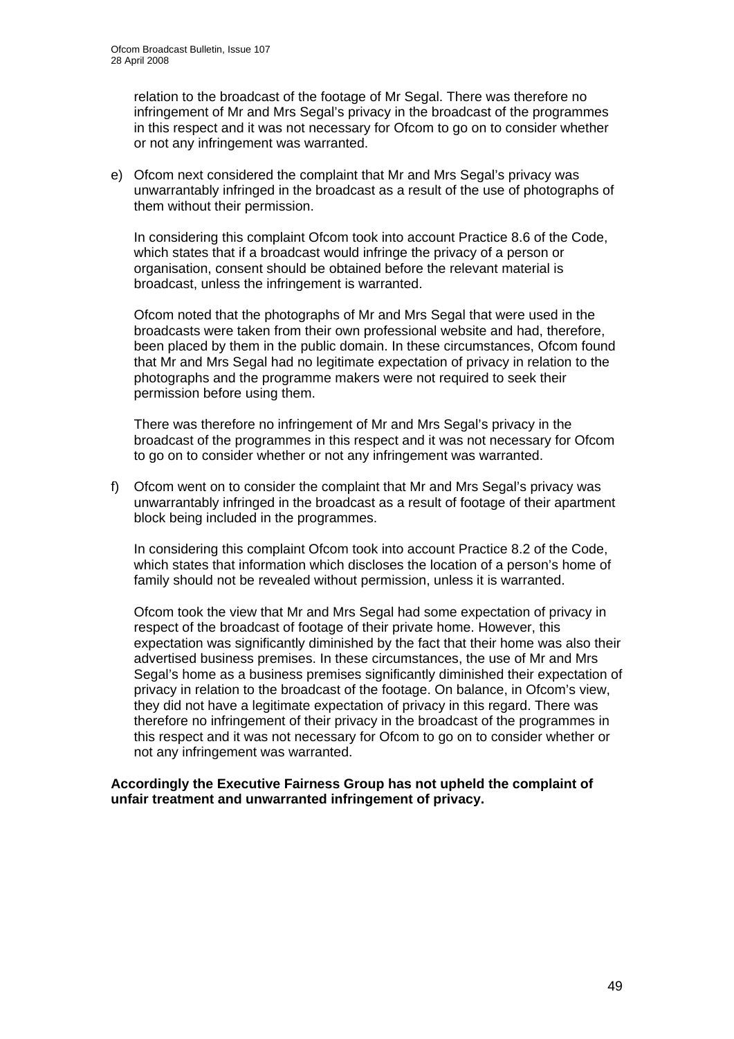relation to the broadcast of the footage of Mr Segal. There was therefore no infringement of Mr and Mrs Segal's privacy in the broadcast of the programmes in this respect and it was not necessary for Ofcom to go on to consider whether or not any infringement was warranted.

e) Ofcom next considered the complaint that Mr and Mrs Segal's privacy was unwarrantably infringed in the broadcast as a result of the use of photographs of them without their permission.

   In considering this complaint Ofcom took into account Practice 8.6 of the Code, which states that if a broadcast would infringe the privacy of a person or organisation, consent should be obtained before the relevant material is broadcast, unless the infringement is warranted.

   Ofcom noted that the photographs of Mr and Mrs Segal that were used in the broadcasts were taken from their own professional website and had, therefore, been placed by them in the public domain. In these circumstances, Ofcom found that Mr and Mrs Segal had no legitimate expectation of privacy in relation to the photographs and the programme makers were not required to seek their permission before using them.

   There was therefore no infringement of Mr and Mrs Segal's privacy in the broadcast of the programmes in this respect and it was not necessary for Ofcom to go on to consider whether or not any infringement was warranted.

f) Ofcom went on to consider the complaint that Mr and Mrs Segal's privacy was unwarrantably infringed in the broadcast as a result of footage of their apartment block being included in the programmes.

   In considering this complaint Ofcom took into account Practice 8.2 of the Code, which states that information which discloses the location of a person's home of family should not be revealed without permission, unless it is warranted.

   Ofcom took the view that Mr and Mrs Segal had some expectation of privacy in respect of the broadcast of footage of their private home. However, this expectation was significantly diminished by the fact that their home was also their advertised business premises. In these circumstances, the use of Mr and Mrs Segal's home as a business premises significantly diminished their expectation of privacy in relation to the broadcast of the footage. On balance, in Ofcom's view, they did not have a legitimate expectation of privacy in this regard. There was therefore no infringement of their privacy in the broadcast of the programmes in this respect and it was not necessary for Ofcom to go on to consider whether or not any infringement was warranted.

**Accordingly the Executive Fairness Group has not upheld the complaint of unfair treatment and unwarranted infringement of privacy.**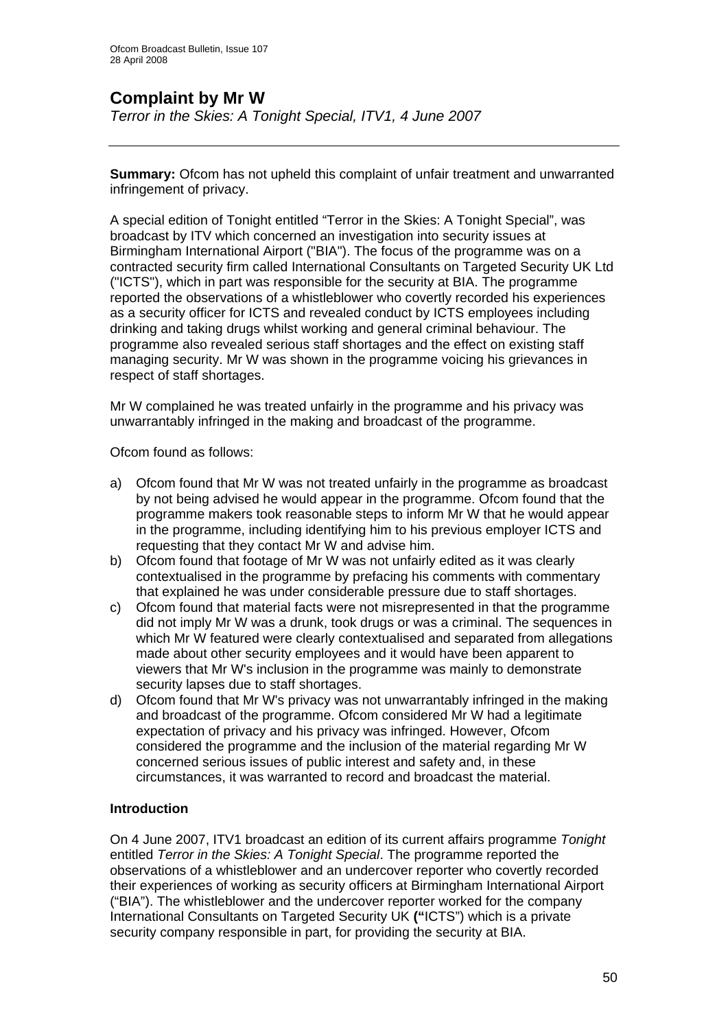# Complaint by Mr W

*Terror in the Skies: A Tonight Special, ITV1, 4 June 2007*

**Summary:** Ofcom has not upheld this complaint of unfair treatment and unwarranted infringement of privacy.

A special edition of Tonight entitled "Terror in the Skies: A Tonight Special", was broadcast by ITV which concerned an investigation into security issues at Birmingham International Airport ("BIA"). The focus of the programme was on a contracted security firm called International Consultants on Targeted Security UK Ltd ("ICTS"), which in part was responsible for the security at BIA. The programme reported the observations of a whistleblower who covertly recorded his experiences as a security officer for ICTS and revealed conduct by ICTS employees including drinking and taking drugs whilst working and general criminal behaviour. The programme also revealed serious staff shortages and the effect on existing staff managing security. Mr W was shown in the programme voicing his grievances in respect of staff shortages.

Mr W complained he was treated unfairly in the programme and his privacy was unwarrantably infringed in the making and broadcast of the programme.

Ofcom found as follows:

a) Ofcom found that Mr W was not treated unfairly in the programme as broadcast by not being advised he would appear in the programme. Ofcom found that the programme makers took reasonable steps to inform Mr W that he would appear in the programme, including identifying him to his previous employer ICTS and requesting that they contact Mr W and advise him.
b) Ofcom found that footage of Mr W was not unfairly edited as it was clearly contextualised in the programme by prefacing his comments with commentary that explained he was under considerable pressure due to staff shortages.
c) Ofcom found that material facts were not misrepresented in that the programme did not imply Mr W was a drunk, took drugs or was a criminal. The sequences in which Mr W featured were clearly contextualised and separated from allegations made about other security employees and it would have been apparent to viewers that Mr W's inclusion in the programme was mainly to demonstrate security lapses due to staff shortages.
d) Ofcom found that Mr W's privacy was not unwarrantably infringed in the making and broadcast of the programme. Ofcom considered Mr W had a legitimate expectation of privacy and his privacy was infringed. However, Ofcom considered the programme and the inclusion of the material regarding Mr W concerned serious issues of public interest and safety and, in these circumstances, it was warranted to record and broadcast the material.

## Introduction

On 4 June 2007, ITV1 broadcast an edition of its current affairs programme *Tonight* entitled *Terror in the Skies: A Tonight Special*. The programme reported the observations of a whistleblower and an undercover reporter who covertly recorded their experiences of working as security officers at Birmingham International Airport ("BIA"). The whistleblower and the undercover reporter worked for the company International Consultants on Targeted Security UK **("**ICTS") which is a private security company responsible in part, for providing the security at BIA.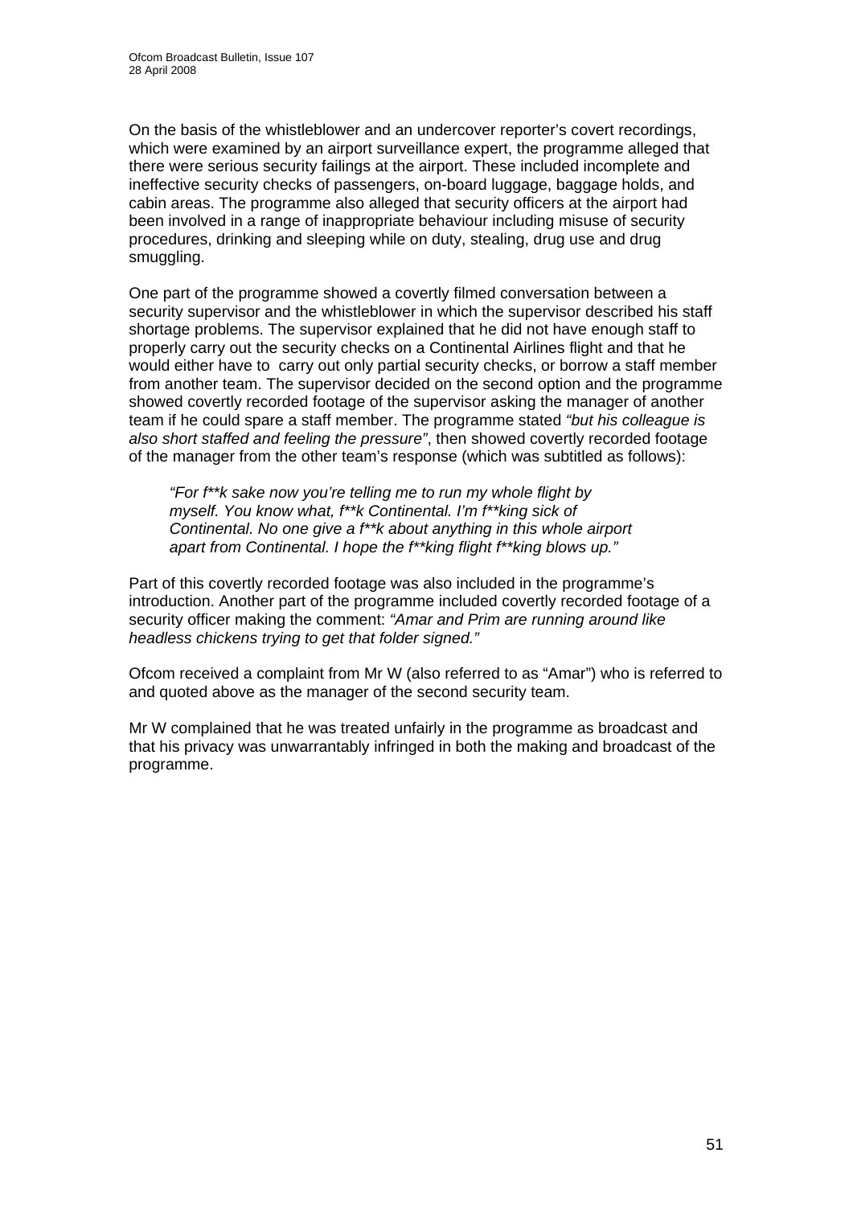On the basis of the whistleblower and an undercover reporter's covert recordings, which were examined by an airport surveillance expert, the programme alleged that there were serious security failings at the airport. These included incomplete and ineffective security checks of passengers, on-board luggage, baggage holds, and cabin areas. The programme also alleged that security officers at the airport had been involved in a range of inappropriate behaviour including misuse of security procedures, drinking and sleeping while on duty, stealing, drug use and drug smuggling.

One part of the programme showed a covertly filmed conversation between a security supervisor and the whistleblower in which the supervisor described his staff shortage problems. The supervisor explained that he did not have enough staff to properly carry out the security checks on a Continental Airlines flight and that he would either have to carry out only partial security checks, or borrow a staff member from another team. The supervisor decided on the second option and the programme showed covertly recorded footage of the supervisor asking the manager of another team if he could spare a staff member. The programme stated *"but his colleague is also short staffed and feeling the pressure"*, then showed covertly recorded footage of the manager from the other team's response (which was subtitled as follows):

> *"For f**k sake now you're telling me to run my whole flight by myself. You know what, f**k Continental. I'm f**king sick of Continental. No one give a f**k about anything in this whole airport apart from Continental. I hope the f**king flight f**king blows up."*

Part of this covertly recorded footage was also included in the programme's introduction. Another part of the programme included covertly recorded footage of a security officer making the comment: *"Amar and Prim are running around like headless chickens trying to get that folder signed."*

Ofcom received a complaint from Mr W (also referred to as "Amar") who is referred to and quoted above as the manager of the second security team.

Mr W complained that he was treated unfairly in the programme as broadcast and that his privacy was unwarrantably infringed in both the making and broadcast of the programme.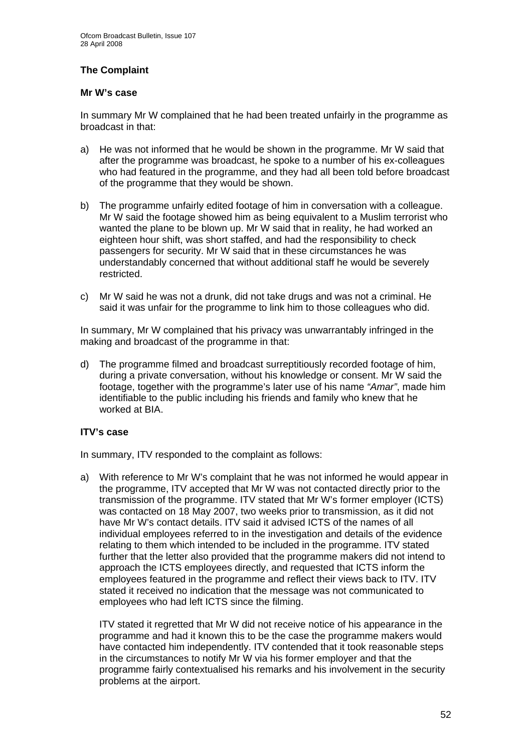## The Complaint

### Mr W's case

In summary Mr W complained that he had been treated unfairly in the programme as broadcast in that:

a) He was not informed that he would be shown in the programme. Mr W said that after the programme was broadcast, he spoke to a number of his ex-colleagues who had featured in the programme, and they had all been told before broadcast of the programme that they would be shown.

b) The programme unfairly edited footage of him in conversation with a colleague. Mr W said the footage showed him as being equivalent to a Muslim terrorist who wanted the plane to be blown up. Mr W said that in reality, he had worked an eighteen hour shift, was short staffed, and had the responsibility to check passengers for security. Mr W said that in these circumstances he was understandably concerned that without additional staff he would be severely restricted.

c) Mr W said he was not a drunk, did not take drugs and was not a criminal. He said it was unfair for the programme to link him to those colleagues who did.

In summary, Mr W complained that his privacy was unwarrantably infringed in the making and broadcast of the programme in that:

d) The programme filmed and broadcast surreptitiously recorded footage of him, during a private conversation, without his knowledge or consent. Mr W said the footage, together with the programme's later use of his name *"Amar"*, made him identifiable to the public including his friends and family who knew that he worked at BIA.

### ITV's case

In summary, ITV responded to the complaint as follows:

a) With reference to Mr W's complaint that he was not informed he would appear in the programme, ITV accepted that Mr W was not contacted directly prior to the transmission of the programme. ITV stated that Mr W's former employer (ICTS) was contacted on 18 May 2007, two weeks prior to transmission, as it did not have Mr W's contact details. ITV said it advised ICTS of the names of all individual employees referred to in the investigation and details of the evidence relating to them which intended to be included in the programme. ITV stated further that the letter also provided that the programme makers did not intend to approach the ICTS employees directly, and requested that ICTS inform the employees featured in the programme and reflect their views back to ITV. ITV stated it received no indication that the message was not communicated to employees who had left ICTS since the filming.

   ITV stated it regretted that Mr W did not receive notice of his appearance in the programme and had it known this to be the case the programme makers would have contacted him independently. ITV contended that it took reasonable steps in the circumstances to notify Mr W via his former employer and that the programme fairly contextualised his remarks and his involvement in the security problems at the airport.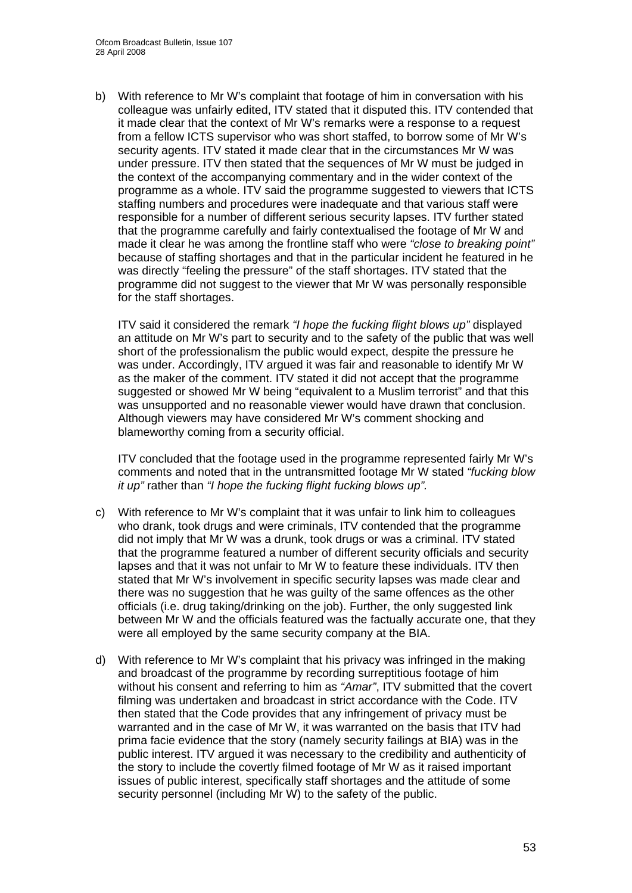b) With reference to Mr W's complaint that footage of him in conversation with his colleague was unfairly edited, ITV stated that it disputed this. ITV contended that it made clear that the context of Mr W's remarks were a response to a request from a fellow ICTS supervisor who was short staffed, to borrow some of Mr W's security agents. ITV stated it made clear that in the circumstances Mr W was under pressure. ITV then stated that the sequences of Mr W must be judged in the context of the accompanying commentary and in the wider context of the programme as a whole. ITV said the programme suggested to viewers that ICTS staffing numbers and procedures were inadequate and that various staff were responsible for a number of different serious security lapses. ITV further stated that the programme carefully and fairly contextualised the footage of Mr W and made it clear he was among the frontline staff who were *"close to breaking point"* because of staffing shortages and that in the particular incident he featured in he was directly "feeling the pressure" of the staff shortages. ITV stated that the programme did not suggest to the viewer that Mr W was personally responsible for the staff shortages.

   ITV said it considered the remark *"I hope the fucking flight blows up"* displayed an attitude on Mr W's part to security and to the safety of the public that was well short of the professionalism the public would expect, despite the pressure he was under. Accordingly, ITV argued it was fair and reasonable to identify Mr W as the maker of the comment. ITV stated it did not accept that the programme suggested or showed Mr W being "equivalent to a Muslim terrorist" and that this was unsupported and no reasonable viewer would have drawn that conclusion. Although viewers may have considered Mr W's comment shocking and blameworthy coming from a security official.

   ITV concluded that the footage used in the programme represented fairly Mr W's comments and noted that in the untransmitted footage Mr W stated *"fucking blow it up"* rather than *"I hope the fucking flight fucking blows up".*

c) With reference to Mr W's complaint that it was unfair to link him to colleagues who drank, took drugs and were criminals, ITV contended that the programme did not imply that Mr W was a drunk, took drugs or was a criminal. ITV stated that the programme featured a number of different security officials and security lapses and that it was not unfair to Mr W to feature these individuals. ITV then stated that Mr W's involvement in specific security lapses was made clear and there was no suggestion that he was guilty of the same offences as the other officials (i.e. drug taking/drinking on the job). Further, the only suggested link between Mr W and the officials featured was the factually accurate one, that they were all employed by the same security company at the BIA.

d) With reference to Mr W's complaint that his privacy was infringed in the making and broadcast of the programme by recording surreptitious footage of him without his consent and referring to him as *"Amar"*, ITV submitted that the covert filming was undertaken and broadcast in strict accordance with the Code. ITV then stated that the Code provides that any infringement of privacy must be warranted and in the case of Mr W, it was warranted on the basis that ITV had prima facie evidence that the story (namely security failings at BIA) was in the public interest. ITV argued it was necessary to the credibility and authenticity of the story to include the covertly filmed footage of Mr W as it raised important issues of public interest, specifically staff shortages and the attitude of some security personnel (including Mr W) to the safety of the public.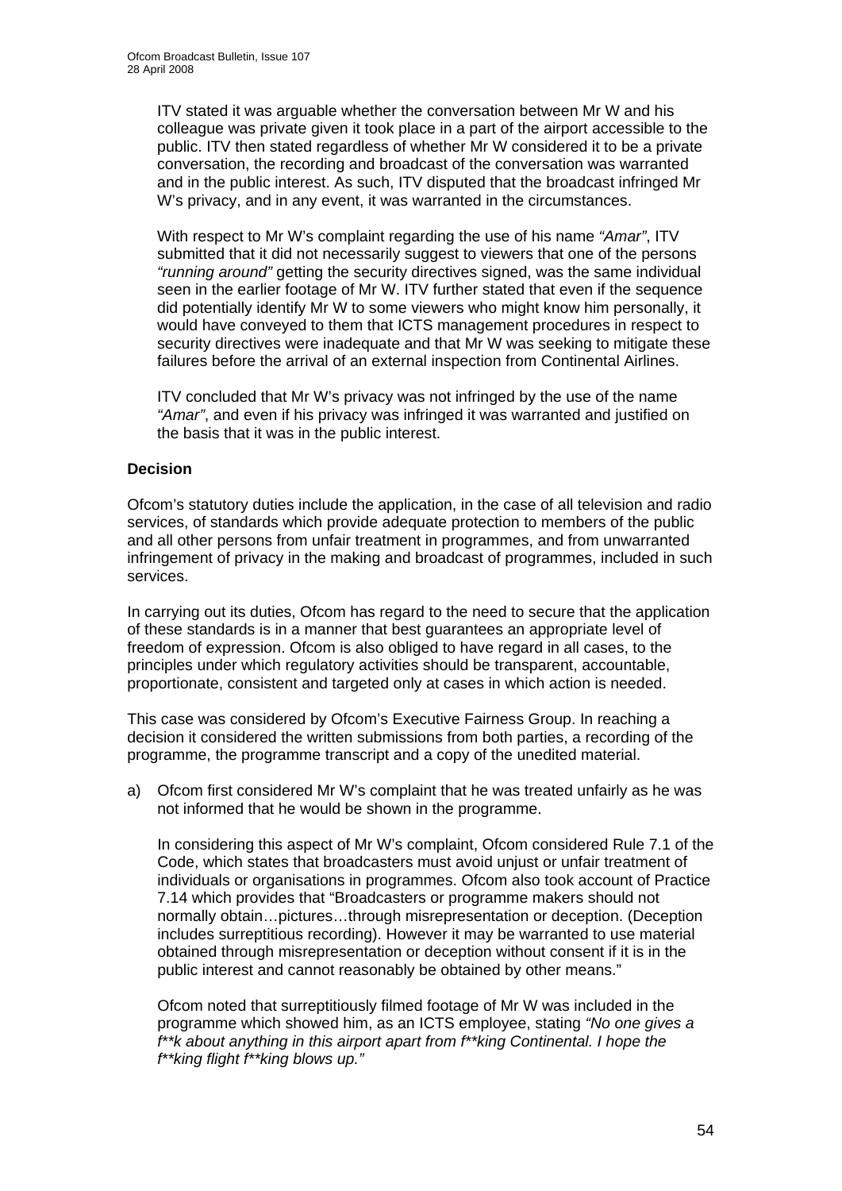ITV stated it was arguable whether the conversation between Mr W and his colleague was private given it took place in a part of the airport accessible to the public. ITV then stated regardless of whether Mr W considered it to be a private conversation, the recording and broadcast of the conversation was warranted and in the public interest. As such, ITV disputed that the broadcast infringed Mr W's privacy, and in any event, it was warranted in the circumstances.

With respect to Mr W's complaint regarding the use of his name *"Amar"*, ITV submitted that it did not necessarily suggest to viewers that one of the persons *"running around"* getting the security directives signed, was the same individual seen in the earlier footage of Mr W. ITV further stated that even if the sequence did potentially identify Mr W to some viewers who might know him personally, it would have conveyed to them that ICTS management procedures in respect to security directives were inadequate and that Mr W was seeking to mitigate these failures before the arrival of an external inspection from Continental Airlines.

ITV concluded that Mr W's privacy was not infringed by the use of the name *"Amar"*, and even if his privacy was infringed it was warranted and justified on the basis that it was in the public interest.

**Decision**

Ofcom's statutory duties include the application, in the case of all television and radio services, of standards which provide adequate protection to members of the public and all other persons from unfair treatment in programmes, and from unwarranted infringement of privacy in the making and broadcast of programmes, included in such services.

In carrying out its duties, Ofcom has regard to the need to secure that the application of these standards is in a manner that best guarantees an appropriate level of freedom of expression. Ofcom is also obliged to have regard in all cases, to the principles under which regulatory activities should be transparent, accountable, proportionate, consistent and targeted only at cases in which action is needed.

This case was considered by Ofcom's Executive Fairness Group. In reaching a decision it considered the written submissions from both parties, a recording of the programme, the programme transcript and a copy of the unedited material.

a) Ofcom first considered Mr W's complaint that he was treated unfairly as he was not informed that he would be shown in the programme.

   In considering this aspect of Mr W's complaint, Ofcom considered Rule 7.1 of the Code, which states that broadcasters must avoid unjust or unfair treatment of individuals or organisations in programmes. Ofcom also took account of Practice 7.14 which provides that "Broadcasters or programme makers should not normally obtain…pictures…through misrepresentation or deception. (Deception includes surreptitious recording). However it may be warranted to use material obtained through misrepresentation or deception without consent if it is in the public interest and cannot reasonably be obtained by other means."

   Ofcom noted that surreptitiously filmed footage of Mr W was included in the programme which showed him, as an ICTS employee, stating *"No one gives a f**k about anything in this airport apart from f**king Continental. I hope the f**king flight f**king blows up."*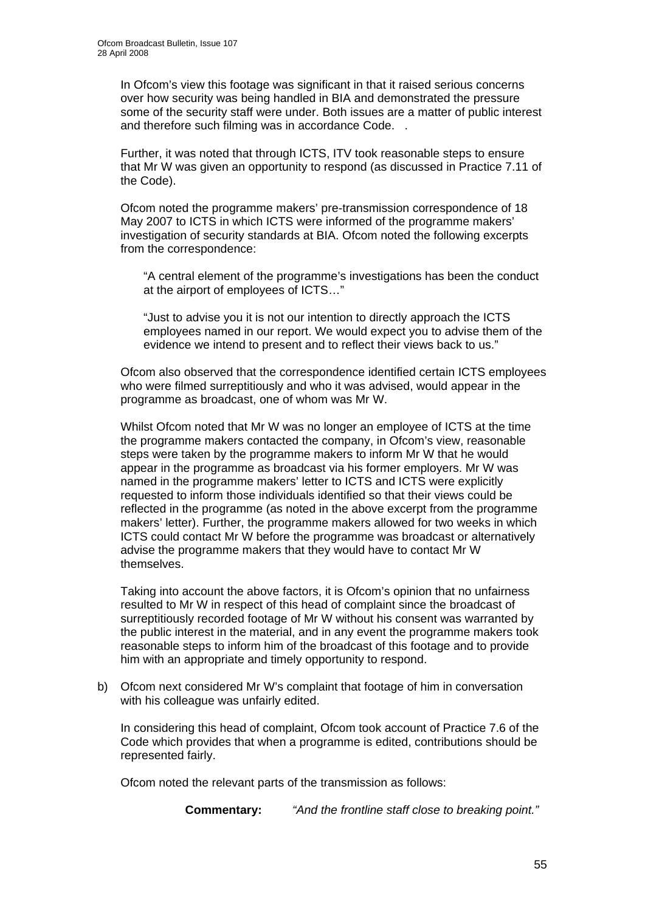In Ofcom's view this footage was significant in that it raised serious concerns over how security was being handled in BIA and demonstrated the pressure some of the security staff were under. Both issues are a matter of public interest and therefore such filming was in accordance Code. .

Further, it was noted that through ICTS, ITV took reasonable steps to ensure that Mr W was given an opportunity to respond (as discussed in Practice 7.11 of the Code).

Ofcom noted the programme makers' pre-transmission correspondence of 18 May 2007 to ICTS in which ICTS were informed of the programme makers' investigation of security standards at BIA. Ofcom noted the following excerpts from the correspondence:

> "A central element of the programme's investigations has been the conduct at the airport of employees of ICTS…"
>
> "Just to advise you it is not our intention to directly approach the ICTS employees named in our report. We would expect you to advise them of the evidence we intend to present and to reflect their views back to us."

Ofcom also observed that the correspondence identified certain ICTS employees who were filmed surreptitiously and who it was advised, would appear in the programme as broadcast, one of whom was Mr W.

Whilst Ofcom noted that Mr W was no longer an employee of ICTS at the time the programme makers contacted the company, in Ofcom's view, reasonable steps were taken by the programme makers to inform Mr W that he would appear in the programme as broadcast via his former employers. Mr W was named in the programme makers' letter to ICTS and ICTS were explicitly requested to inform those individuals identified so that their views could be reflected in the programme (as noted in the above excerpt from the programme makers' letter). Further, the programme makers allowed for two weeks in which ICTS could contact Mr W before the programme was broadcast or alternatively advise the programme makers that they would have to contact Mr W themselves.

Taking into account the above factors, it is Ofcom's opinion that no unfairness resulted to Mr W in respect of this head of complaint since the broadcast of surreptitiously recorded footage of Mr W without his consent was warranted by the public interest in the material, and in any event the programme makers took reasonable steps to inform him of the broadcast of this footage and to provide him with an appropriate and timely opportunity to respond.

b) Ofcom next considered Mr W's complaint that footage of him in conversation with his colleague was unfairly edited.

In considering this head of complaint, Ofcom took account of Practice 7.6 of the Code which provides that when a programme is edited, contributions should be represented fairly.

Ofcom noted the relevant parts of the transmission as follows:

**Commentary:** *"And the frontline staff close to breaking point."*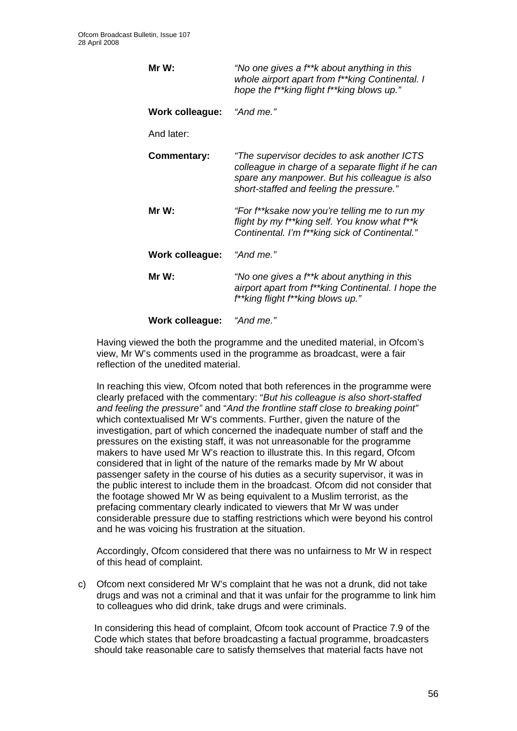| | |
|---|---|
| **Mr W:** | *"No one gives a f**k about anything in this whole airport apart from f**king Continental. I hope the f**king flight f**king blows up."* |
| **Work colleague:** | *"And me."* |

And later:

| | |
|---|---|
| **Commentary:** | *"The supervisor decides to ask another ICTS colleague in charge of a separate flight if he can spare any manpower. But his colleague is also short-staffed and feeling the pressure."* |
| **Mr W:** | *"For f**ksake now you're telling me to run my flight by my f**king self. You know what f**k Continental. I'm f**king sick of Continental."* |
| **Work colleague:** | *"And me."* |
| **Mr W:** | *"No one gives a f**k about anything in this airport apart from f**king Continental. I hope the f**king flight f**king blows up."* |
| **Work colleague:** | *"And me."* |

Having viewed the both the programme and the unedited material, in Ofcom's view, Mr W's comments used in the programme as broadcast, were a fair reflection of the unedited material.

In reaching this view, Ofcom noted that both references in the programme were clearly prefaced with the commentary: "*But his colleague is also short-staffed and feeling the pressure"* and "*And the frontline staff close to breaking point"* which contextualised Mr W's comments. Further, given the nature of the investigation, part of which concerned the inadequate number of staff and the pressures on the existing staff, it was not unreasonable for the programme makers to have used Mr W's reaction to illustrate this. In this regard, Ofcom considered that in light of the nature of the remarks made by Mr W about passenger safety in the course of his duties as a security supervisor, it was in the public interest to include them in the broadcast. Ofcom did not consider that the footage showed Mr W as being equivalent to a Muslim terrorist, as the prefacing commentary clearly indicated to viewers that Mr W was under considerable pressure due to staffing restrictions which were beyond his control and he was voicing his frustration at the situation.

Accordingly, Ofcom considered that there was no unfairness to Mr W in respect of this head of complaint.

c) Ofcom next considered Mr W's complaint that he was not a drunk, did not take drugs and was not a criminal and that it was unfair for the programme to link him to colleagues who did drink, take drugs and were criminals.

In considering this head of complaint, Ofcom took account of Practice 7.9 of the Code which states that before broadcasting a factual programme, broadcasters should take reasonable care to satisfy themselves that material facts have not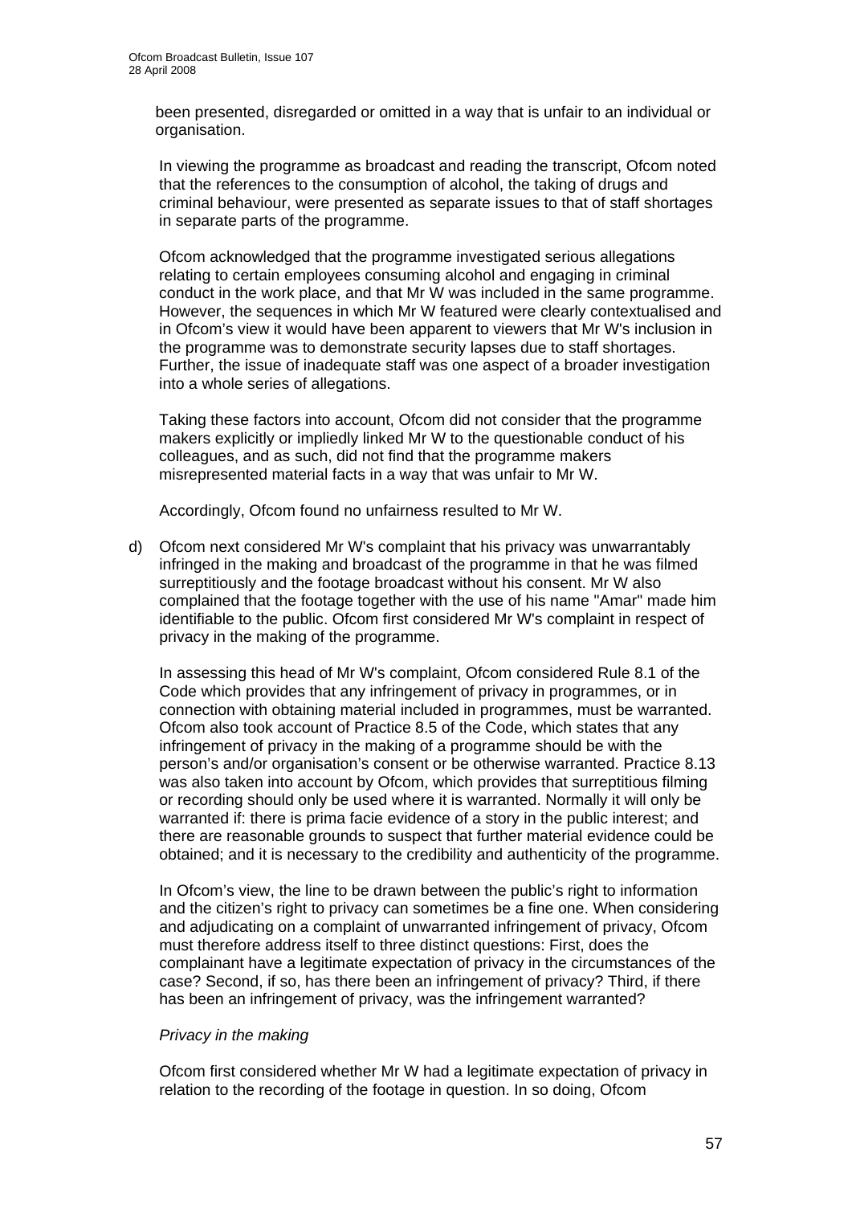been presented, disregarded or omitted in a way that is unfair to an individual or organisation.

In viewing the programme as broadcast and reading the transcript, Ofcom noted that the references to the consumption of alcohol, the taking of drugs and criminal behaviour, were presented as separate issues to that of staff shortages in separate parts of the programme.

Ofcom acknowledged that the programme investigated serious allegations relating to certain employees consuming alcohol and engaging in criminal conduct in the work place, and that Mr W was included in the same programme. However, the sequences in which Mr W featured were clearly contextualised and in Ofcom's view it would have been apparent to viewers that Mr W's inclusion in the programme was to demonstrate security lapses due to staff shortages. Further, the issue of inadequate staff was one aspect of a broader investigation into a whole series of allegations.

Taking these factors into account, Ofcom did not consider that the programme makers explicitly or impliedly linked Mr W to the questionable conduct of his colleagues, and as such, did not find that the programme makers misrepresented material facts in a way that was unfair to Mr W.

Accordingly, Ofcom found no unfairness resulted to Mr W.

d) Ofcom next considered Mr W's complaint that his privacy was unwarrantably infringed in the making and broadcast of the programme in that he was filmed surreptitiously and the footage broadcast without his consent. Mr W also complained that the footage together with the use of his name "Amar" made him identifiable to the public. Ofcom first considered Mr W's complaint in respect of privacy in the making of the programme.

In assessing this head of Mr W's complaint, Ofcom considered Rule 8.1 of the Code which provides that any infringement of privacy in programmes, or in connection with obtaining material included in programmes, must be warranted. Ofcom also took account of Practice 8.5 of the Code, which states that any infringement of privacy in the making of a programme should be with the person's and/or organisation's consent or be otherwise warranted. Practice 8.13 was also taken into account by Ofcom, which provides that surreptitious filming or recording should only be used where it is warranted. Normally it will only be warranted if: there is prima facie evidence of a story in the public interest; and there are reasonable grounds to suspect that further material evidence could be obtained; and it is necessary to the credibility and authenticity of the programme.

In Ofcom's view, the line to be drawn between the public's right to information and the citizen's right to privacy can sometimes be a fine one. When considering and adjudicating on a complaint of unwarranted infringement of privacy, Ofcom must therefore address itself to three distinct questions: First, does the complainant have a legitimate expectation of privacy in the circumstances of the case? Second, if so, has there been an infringement of privacy? Third, if there has been an infringement of privacy, was the infringement warranted?

*Privacy in the making*

Ofcom first considered whether Mr W had a legitimate expectation of privacy in relation to the recording of the footage in question. In so doing, Ofcom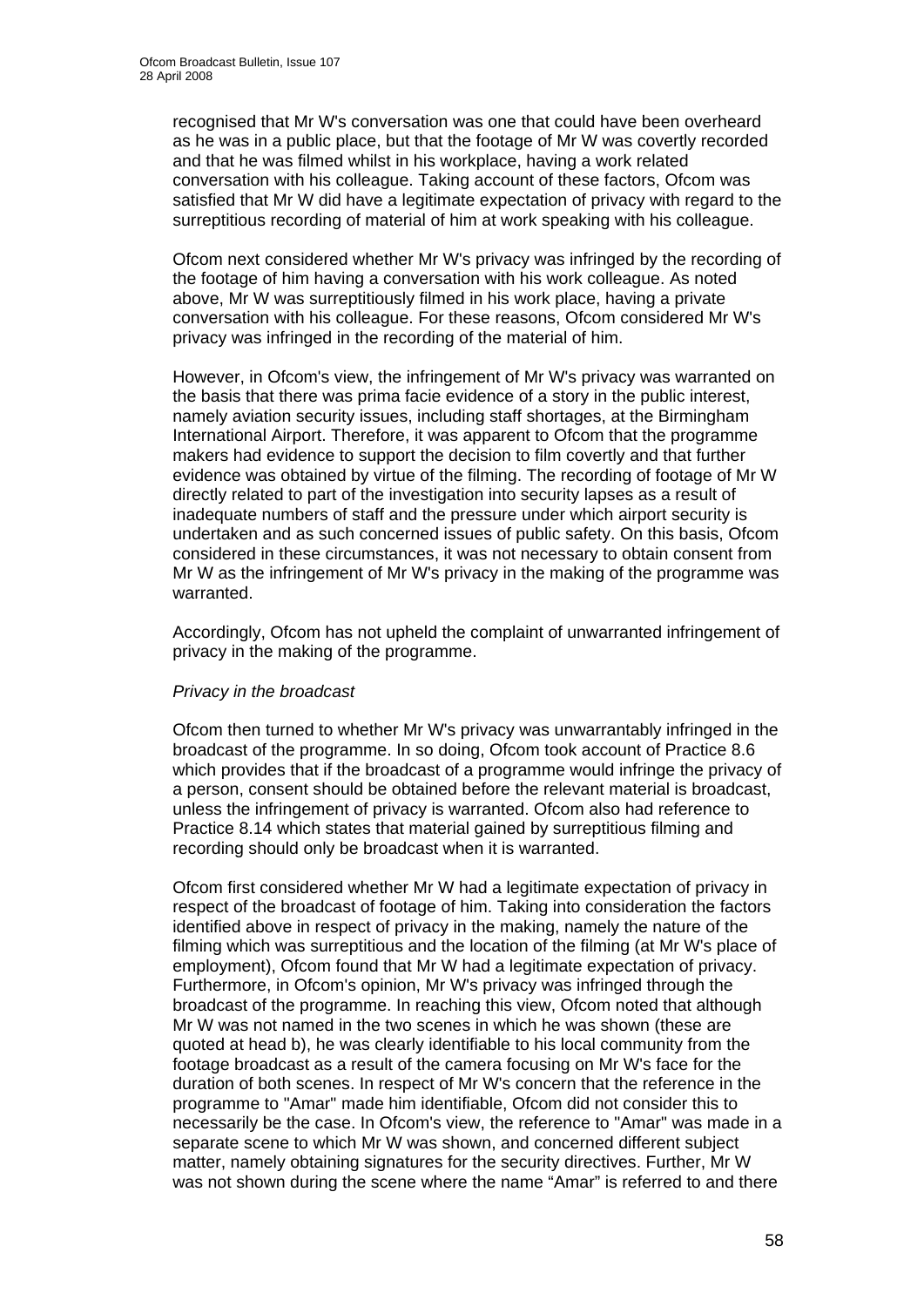recognised that Mr W's conversation was one that could have been overheard as he was in a public place, but that the footage of Mr W was covertly recorded and that he was filmed whilst in his workplace, having a work related conversation with his colleague. Taking account of these factors, Ofcom was satisfied that Mr W did have a legitimate expectation of privacy with regard to the surreptitious recording of material of him at work speaking with his colleague.

Ofcom next considered whether Mr W's privacy was infringed by the recording of the footage of him having a conversation with his work colleague. As noted above, Mr W was surreptitiously filmed in his work place, having a private conversation with his colleague. For these reasons, Ofcom considered Mr W's privacy was infringed in the recording of the material of him.

However, in Ofcom's view, the infringement of Mr W's privacy was warranted on the basis that there was prima facie evidence of a story in the public interest, namely aviation security issues, including staff shortages, at the Birmingham International Airport. Therefore, it was apparent to Ofcom that the programme makers had evidence to support the decision to film covertly and that further evidence was obtained by virtue of the filming. The recording of footage of Mr W directly related to part of the investigation into security lapses as a result of inadequate numbers of staff and the pressure under which airport security is undertaken and as such concerned issues of public safety. On this basis, Ofcom considered in these circumstances, it was not necessary to obtain consent from Mr W as the infringement of Mr W's privacy in the making of the programme was warranted.

Accordingly, Ofcom has not upheld the complaint of unwarranted infringement of privacy in the making of the programme.

*Privacy in the broadcast*

Ofcom then turned to whether Mr W's privacy was unwarrantably infringed in the broadcast of the programme. In so doing, Ofcom took account of Practice 8.6 which provides that if the broadcast of a programme would infringe the privacy of a person, consent should be obtained before the relevant material is broadcast, unless the infringement of privacy is warranted. Ofcom also had reference to Practice 8.14 which states that material gained by surreptitious filming and recording should only be broadcast when it is warranted.

Ofcom first considered whether Mr W had a legitimate expectation of privacy in respect of the broadcast of footage of him. Taking into consideration the factors identified above in respect of privacy in the making, namely the nature of the filming which was surreptitious and the location of the filming (at Mr W's place of employment), Ofcom found that Mr W had a legitimate expectation of privacy. Furthermore, in Ofcom's opinion, Mr W's privacy was infringed through the broadcast of the programme. In reaching this view, Ofcom noted that although Mr W was not named in the two scenes in which he was shown (these are quoted at head b), he was clearly identifiable to his local community from the footage broadcast as a result of the camera focusing on Mr W's face for the duration of both scenes. In respect of Mr W's concern that the reference in the programme to "Amar" made him identifiable, Ofcom did not consider this to necessarily be the case. In Ofcom's view, the reference to "Amar" was made in a separate scene to which Mr W was shown, and concerned different subject matter, namely obtaining signatures for the security directives. Further, Mr W was not shown during the scene where the name "Amar" is referred to and there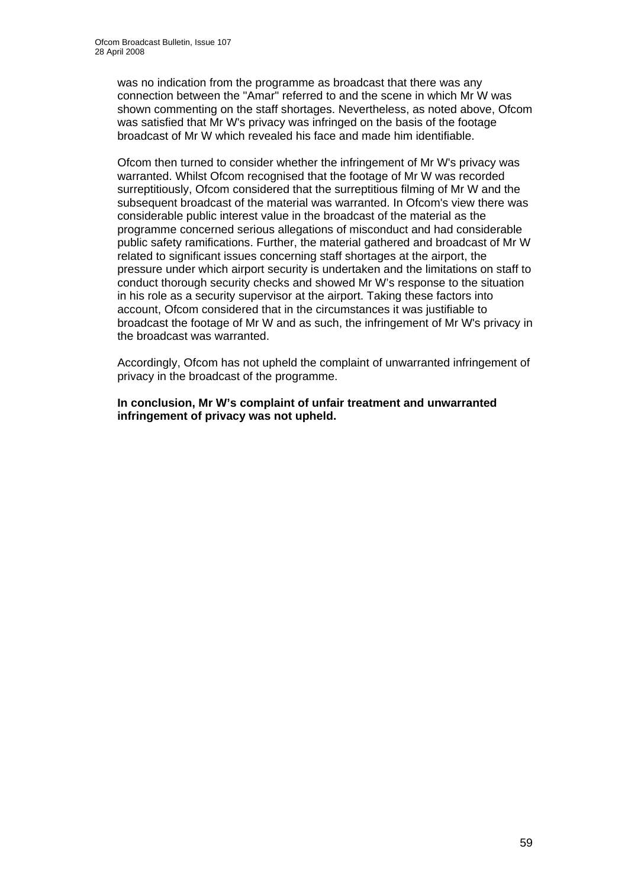was no indication from the programme as broadcast that there was any connection between the "Amar" referred to and the scene in which Mr W was shown commenting on the staff shortages. Nevertheless, as noted above, Ofcom was satisfied that Mr W's privacy was infringed on the basis of the footage broadcast of Mr W which revealed his face and made him identifiable.

Ofcom then turned to consider whether the infringement of Mr W's privacy was warranted. Whilst Ofcom recognised that the footage of Mr W was recorded surreptitiously, Ofcom considered that the surreptitious filming of Mr W and the subsequent broadcast of the material was warranted. In Ofcom's view there was considerable public interest value in the broadcast of the material as the programme concerned serious allegations of misconduct and had considerable public safety ramifications. Further, the material gathered and broadcast of Mr W related to significant issues concerning staff shortages at the airport, the pressure under which airport security is undertaken and the limitations on staff to conduct thorough security checks and showed Mr W's response to the situation in his role as a security supervisor at the airport. Taking these factors into account, Ofcom considered that in the circumstances it was justifiable to broadcast the footage of Mr W and as such, the infringement of Mr W's privacy in the broadcast was warranted.

Accordingly, Ofcom has not upheld the complaint of unwarranted infringement of privacy in the broadcast of the programme.

**In conclusion, Mr W's complaint of unfair treatment and unwarranted infringement of privacy was not upheld.**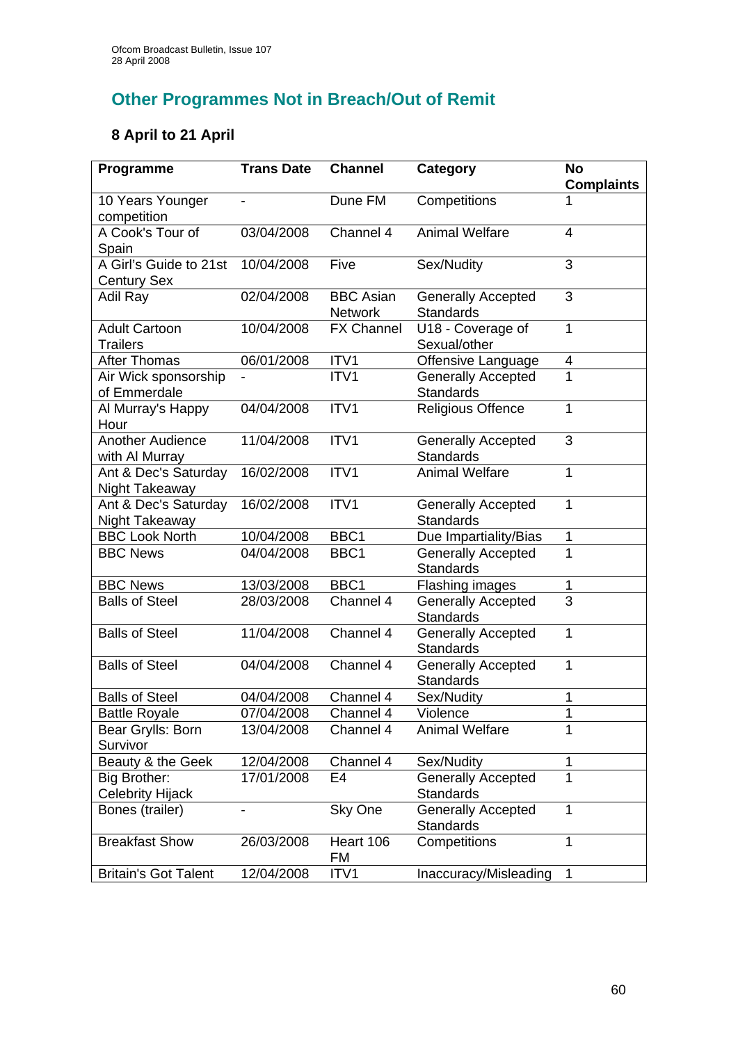## Other Programmes Not in Breach/Out of Remit

### 8 April to 21 April

| Programme | Trans Date | Channel | Category | No Complaints |
|---|---|---|---|---|
| 10 Years Younger competition | - | Dune FM | Competitions | 1 |
| A Cook's Tour of Spain | 03/04/2008 | Channel 4 | Animal Welfare | 4 |
| A Girl's Guide to 21st Century Sex | 10/04/2008 | Five | Sex/Nudity | 3 |
| Adil Ray | 02/04/2008 | BBC Asian Network | Generally Accepted Standards | 3 |
| Adult Cartoon Trailers | 10/04/2008 | FX Channel | U18 - Coverage of Sexual/other | 1 |
| After Thomas | 06/01/2008 | ITV1 | Offensive Language | 4 |
| Air Wick sponsorship of Emmerdale | - | ITV1 | Generally Accepted Standards | 1 |
| Al Murray's Happy Hour | 04/04/2008 | ITV1 | Religious Offence | 1 |
| Another Audience with Al Murray | 11/04/2008 | ITV1 | Generally Accepted Standards | 3 |
| Ant & Dec's Saturday Night Takeaway | 16/02/2008 | ITV1 | Animal Welfare | 1 |
| Ant & Dec's Saturday Night Takeaway | 16/02/2008 | ITV1 | Generally Accepted Standards | 1 |
| BBC Look North | 10/04/2008 | BBC1 | Due Impartiality/Bias | 1 |
| BBC News | 04/04/2008 | BBC1 | Generally Accepted Standards | 1 |
| BBC News | 13/03/2008 | BBC1 | Flashing images | 1 |
| Balls of Steel | 28/03/2008 | Channel 4 | Generally Accepted Standards | 3 |
| Balls of Steel | 11/04/2008 | Channel 4 | Generally Accepted Standards | 1 |
| Balls of Steel | 04/04/2008 | Channel 4 | Generally Accepted Standards | 1 |
| Balls of Steel | 04/04/2008 | Channel 4 | Sex/Nudity | 1 |
| Battle Royale | 07/04/2008 | Channel 4 | Violence | 1 |
| Bear Grylls: Born Survivor | 13/04/2008 | Channel 4 | Animal Welfare | 1 |
| Beauty & the Geek | 12/04/2008 | Channel 4 | Sex/Nudity | 1 |
| Big Brother: Celebrity Hijack | 17/01/2008 | E4 | Generally Accepted Standards | 1 |
| Bones (trailer) | - | Sky One | Generally Accepted Standards | 1 |
| Breakfast Show | 26/03/2008 | Heart 106 FM | Competitions | 1 |
| Britain's Got Talent | 12/04/2008 | ITV1 | Inaccuracy/Misleading | 1 |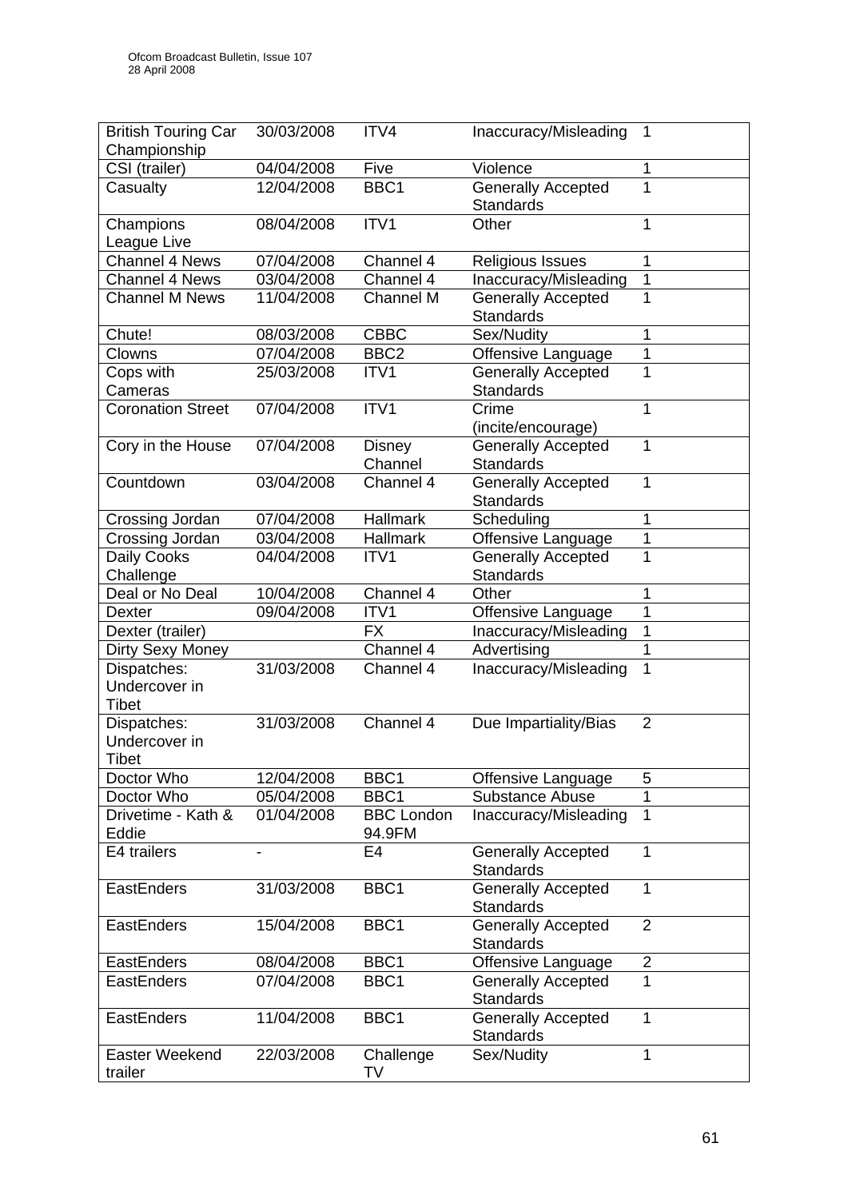| British Touring Car Championship | 30/03/2008 | ITV4 | Inaccuracy/Misleading | 1 |
|---|---|---|---|---|
| CSI (trailer) | 04/04/2008 | Five | Violence | 1 |
| Casualty | 12/04/2008 | BBC1 | Generally Accepted Standards | 1 |
| Champions League Live | 08/04/2008 | ITV1 | Other | 1 |
| Channel 4 News | 07/04/2008 | Channel 4 | Religious Issues | 1 |
| Channel 4 News | 03/04/2008 | Channel 4 | Inaccuracy/Misleading | 1 |
| Channel M News | 11/04/2008 | Channel M | Generally Accepted Standards | 1 |
| Chute! | 08/03/2008 | CBBC | Sex/Nudity | 1 |
| Clowns | 07/04/2008 | BBC2 | Offensive Language | 1 |
| Cops with Cameras | 25/03/2008 | ITV1 | Generally Accepted Standards | 1 |
| Coronation Street | 07/04/2008 | ITV1 | Crime (incite/encourage) | 1 |
| Cory in the House | 07/04/2008 | Disney Channel | Generally Accepted Standards | 1 |
| Countdown | 03/04/2008 | Channel 4 | Generally Accepted Standards | 1 |
| Crossing Jordan | 07/04/2008 | Hallmark | Scheduling | 1 |
| Crossing Jordan | 03/04/2008 | Hallmark | Offensive Language | 1 |
| Daily Cooks Challenge | 04/04/2008 | ITV1 | Generally Accepted Standards | 1 |
| Deal or No Deal | 10/04/2008 | Channel 4 | Other | 1 |
| Dexter | 09/04/2008 | ITV1 | Offensive Language | 1 |
| Dexter (trailer) | | FX | Inaccuracy/Misleading | 1 |
| Dirty Sexy Money | | Channel 4 | Advertising | 1 |
| Dispatches: Undercover in Tibet | 31/03/2008 | Channel 4 | Inaccuracy/Misleading | 1 |
| Dispatches: Undercover in Tibet | 31/03/2008 | Channel 4 | Due Impartiality/Bias | 2 |
| Doctor Who | 12/04/2008 | BBC1 | Offensive Language | 5 |
| Doctor Who | 05/04/2008 | BBC1 | Substance Abuse | 1 |
| Drivetime - Kath & Eddie | 01/04/2008 | BBC London 94.9FM | Inaccuracy/Misleading | 1 |
| E4 trailers | - | E4 | Generally Accepted Standards | 1 |
| EastEnders | 31/03/2008 | BBC1 | Generally Accepted Standards | 1 |
| EastEnders | 15/04/2008 | BBC1 | Generally Accepted Standards | 2 |
| EastEnders | 08/04/2008 | BBC1 | Offensive Language | 2 |
| EastEnders | 07/04/2008 | BBC1 | Generally Accepted Standards | 1 |
| EastEnders | 11/04/2008 | BBC1 | Generally Accepted Standards | 1 |
| Easter Weekend trailer | 22/03/2008 | Challenge TV | Sex/Nudity | 1 |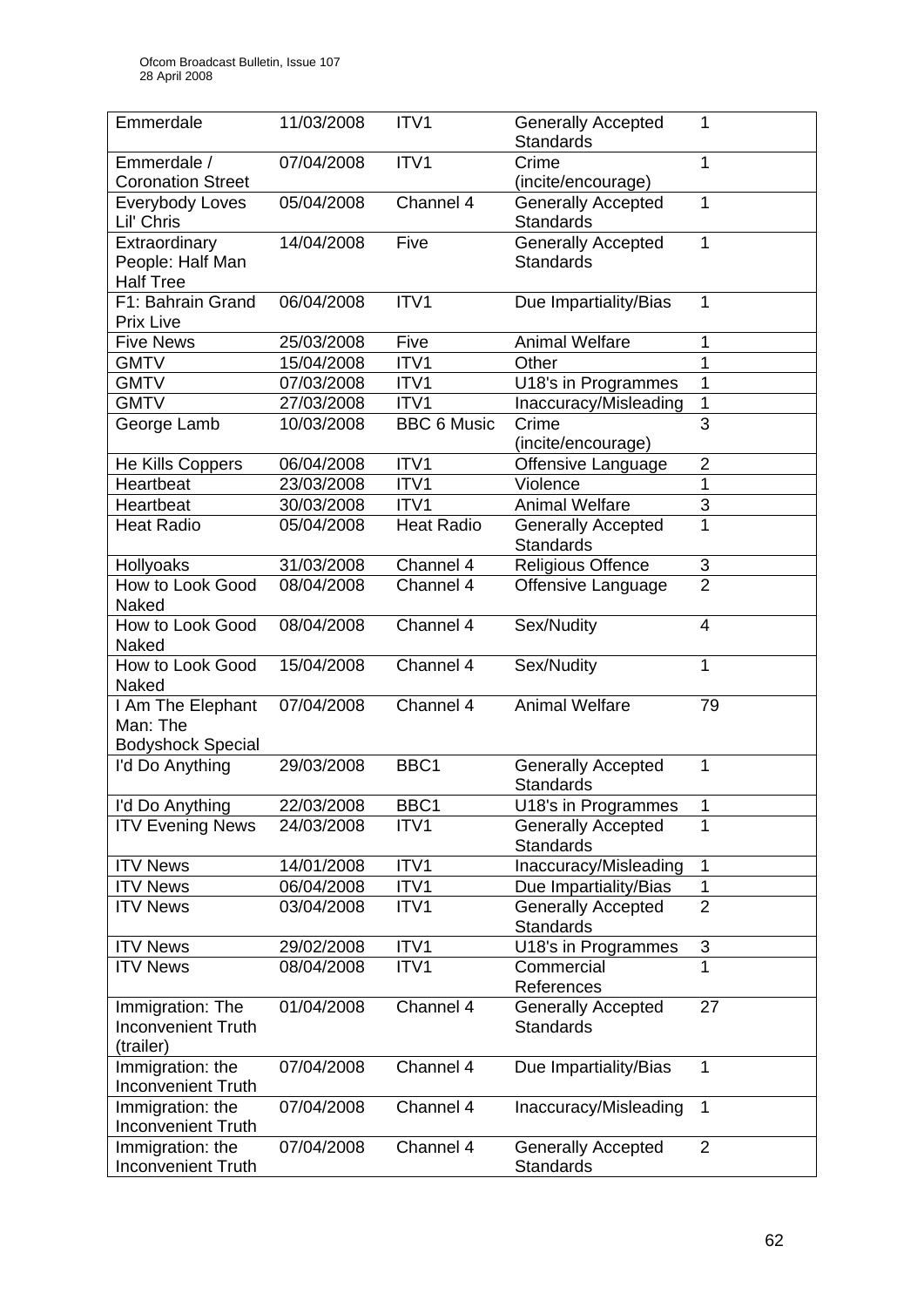| Emmerdale | 11/03/2008 | ITV1 | Generally Accepted Standards | 1 |
|---|---|---|---|---|
| Emmerdale / Coronation Street | 07/04/2008 | ITV1 | Crime (incite/encourage) | 1 |
| Everybody Loves Lil' Chris | 05/04/2008 | Channel 4 | Generally Accepted Standards | 1 |
| Extraordinary People: Half Man Half Tree | 14/04/2008 | Five | Generally Accepted Standards | 1 |
| F1: Bahrain Grand Prix Live | 06/04/2008 | ITV1 | Due Impartiality/Bias | 1 |
| Five News | 25/03/2008 | Five | Animal Welfare | 1 |
| GMTV | 15/04/2008 | ITV1 | Other | 1 |
| GMTV | 07/03/2008 | ITV1 | U18's in Programmes | 1 |
| GMTV | 27/03/2008 | ITV1 | Inaccuracy/Misleading | 1 |
| George Lamb | 10/03/2008 | BBC 6 Music | Crime (incite/encourage) | 3 |
| He Kills Coppers | 06/04/2008 | ITV1 | Offensive Language | 2 |
| Heartbeat | 23/03/2008 | ITV1 | Violence | 1 |
| Heartbeat | 30/03/2008 | ITV1 | Animal Welfare | 3 |
| Heat Radio | 05/04/2008 | Heat Radio | Generally Accepted Standards | 1 |
| Hollyoaks | 31/03/2008 | Channel 4 | Religious Offence | 3 |
| How to Look Good Naked | 08/04/2008 | Channel 4 | Offensive Language | 2 |
| How to Look Good Naked | 08/04/2008 | Channel 4 | Sex/Nudity | 4 |
| How to Look Good Naked | 15/04/2008 | Channel 4 | Sex/Nudity | 1 |
| I Am The Elephant Man: The Bodyshock Special | 07/04/2008 | Channel 4 | Animal Welfare | 79 |
| I'd Do Anything | 29/03/2008 | BBC1 | Generally Accepted Standards | 1 |
| I'd Do Anything | 22/03/2008 | BBC1 | U18's in Programmes | 1 |
| ITV Evening News | 24/03/2008 | ITV1 | Generally Accepted Standards | 1 |
| ITV News | 14/01/2008 | ITV1 | Inaccuracy/Misleading | 1 |
| ITV News | 06/04/2008 | ITV1 | Due Impartiality/Bias | 1 |
| ITV News | 03/04/2008 | ITV1 | Generally Accepted Standards | 2 |
| ITV News | 29/02/2008 | ITV1 | U18's in Programmes | 3 |
| ITV News | 08/04/2008 | ITV1 | Commercial References | 1 |
| Immigration: The Inconvenient Truth (trailer) | 01/04/2008 | Channel 4 | Generally Accepted Standards | 27 |
| Immigration: the Inconvenient Truth | 07/04/2008 | Channel 4 | Due Impartiality/Bias | 1 |
| Immigration: the Inconvenient Truth | 07/04/2008 | Channel 4 | Inaccuracy/Misleading | 1 |
| Immigration: the Inconvenient Truth | 07/04/2008 | Channel 4 | Generally Accepted Standards | 2 |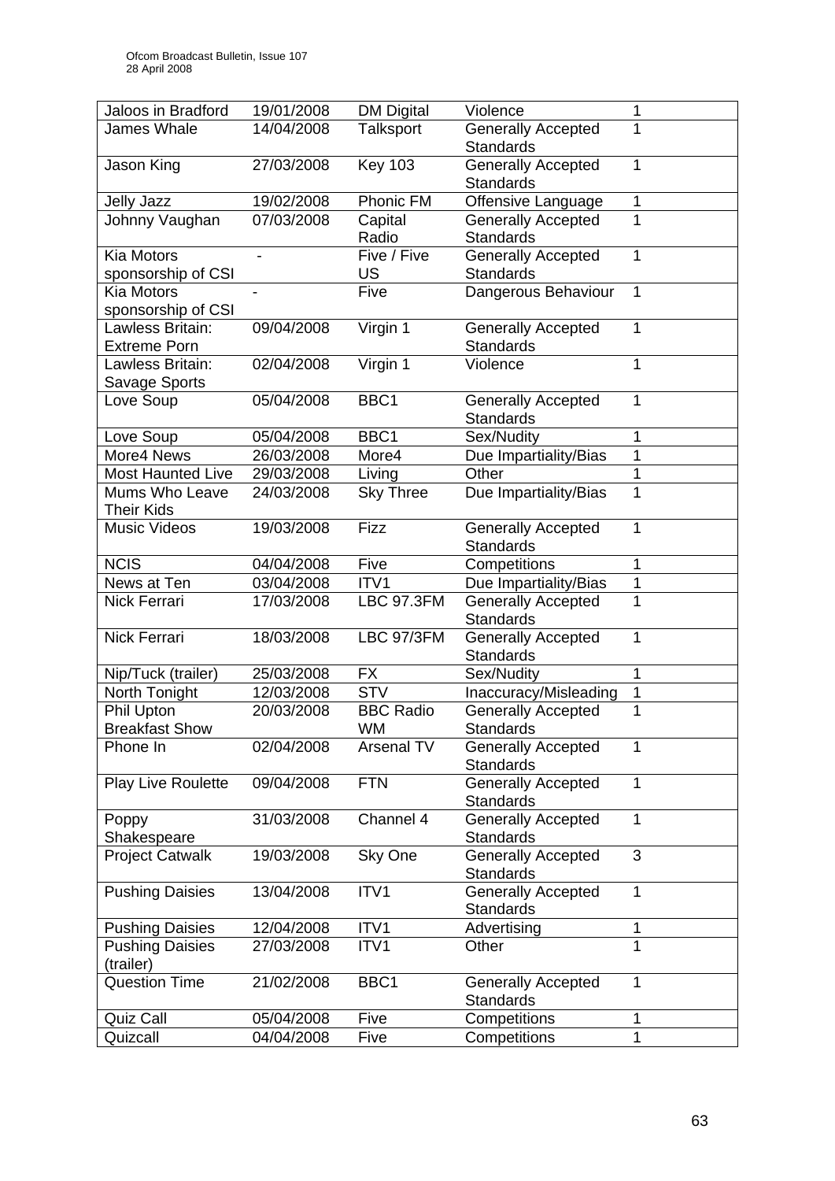| | | | | |
|---|---|---|---|---|
| Jaloos in Bradford | 19/01/2008 | DM Digital | Violence | 1 |
| James Whale | 14/04/2008 | Talksport | Generally Accepted Standards | 1 |
| Jason King | 27/03/2008 | Key 103 | Generally Accepted Standards | 1 |
| Jelly Jazz | 19/02/2008 | Phonic FM | Offensive Language | 1 |
| Johnny Vaughan | 07/03/2008 | Capital Radio | Generally Accepted Standards | 1 |
| Kia Motors sponsorship of CSI | - | Five / Five US | Generally Accepted Standards | 1 |
| Kia Motors sponsorship of CSI | - | Five | Dangerous Behaviour | 1 |
| Lawless Britain: Extreme Porn | 09/04/2008 | Virgin 1 | Generally Accepted Standards | 1 |
| Lawless Britain: Savage Sports | 02/04/2008 | Virgin 1 | Violence | 1 |
| Love Soup | 05/04/2008 | BBC1 | Generally Accepted Standards | 1 |
| Love Soup | 05/04/2008 | BBC1 | Sex/Nudity | 1 |
| More4 News | 26/03/2008 | More4 | Due Impartiality/Bias | 1 |
| Most Haunted Live | 29/03/2008 | Living | Other | 1 |
| Mums Who Leave Their Kids | 24/03/2008 | Sky Three | Due Impartiality/Bias | 1 |
| Music Videos | 19/03/2008 | Fizz | Generally Accepted Standards | 1 |
| NCIS | 04/04/2008 | Five | Competitions | 1 |
| News at Ten | 03/04/2008 | ITV1 | Due Impartiality/Bias | 1 |
| Nick Ferrari | 17/03/2008 | LBC 97.3FM | Generally Accepted Standards | 1 |
| Nick Ferrari | 18/03/2008 | LBC 97/3FM | Generally Accepted Standards | 1 |
| Nip/Tuck (trailer) | 25/03/2008 | FX | Sex/Nudity | 1 |
| North Tonight | 12/03/2008 | STV | Inaccuracy/Misleading | 1 |
| Phil Upton Breakfast Show | 20/03/2008 | BBC Radio WM | Generally Accepted Standards | 1 |
| Phone In | 02/04/2008 | Arsenal TV | Generally Accepted Standards | 1 |
| Play Live Roulette | 09/04/2008 | FTN | Generally Accepted Standards | 1 |
| Poppy Shakespeare | 31/03/2008 | Channel 4 | Generally Accepted Standards | 1 |
| Project Catwalk | 19/03/2008 | Sky One | Generally Accepted Standards | 3 |
| Pushing Daisies | 13/04/2008 | ITV1 | Generally Accepted Standards | 1 |
| Pushing Daisies | 12/04/2008 | ITV1 | Advertising | 1 |
| Pushing Daisies (trailer) | 27/03/2008 | ITV1 | Other | 1 |
| Question Time | 21/02/2008 | BBC1 | Generally Accepted Standards | 1 |
| Quiz Call | 05/04/2008 | Five | Competitions | 1 |
| Quizcall | 04/04/2008 | Five | Competitions | 1 |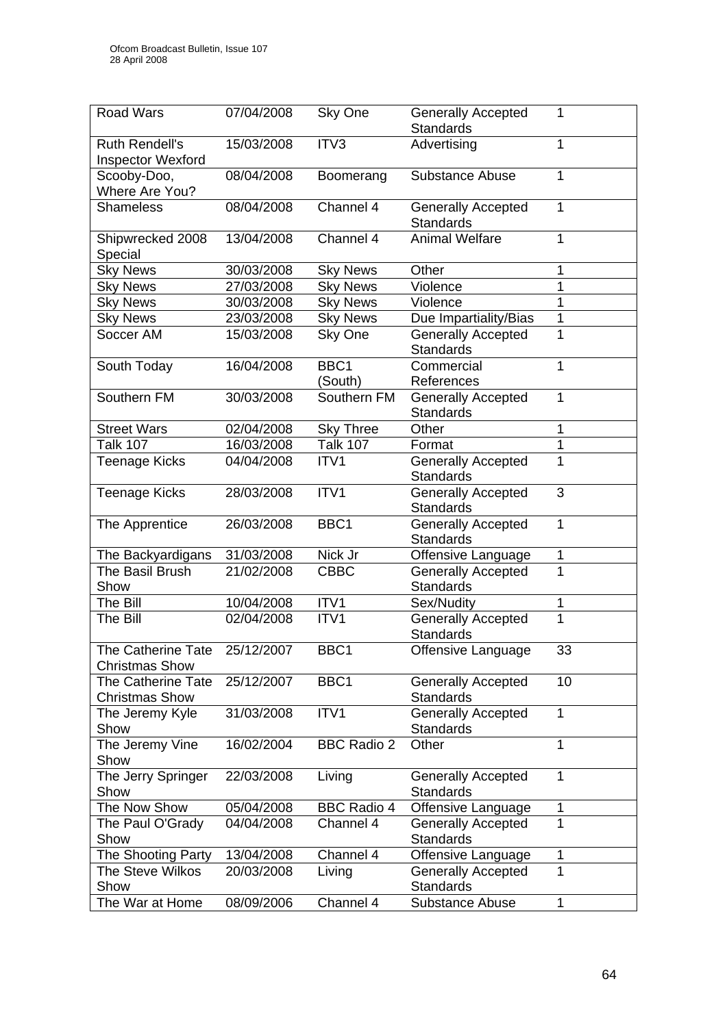| Road Wars | 07/04/2008 | Sky One | Generally Accepted Standards | 1 |
|---|---|---|---|---|
| Ruth Rendell's Inspector Wexford | 15/03/2008 | ITV3 | Advertising | 1 |
| Scooby-Doo, Where Are You? | 08/04/2008 | Boomerang | Substance Abuse | 1 |
| Shameless | 08/04/2008 | Channel 4 | Generally Accepted Standards | 1 |
| Shipwrecked 2008 Special | 13/04/2008 | Channel 4 | Animal Welfare | 1 |
| Sky News | 30/03/2008 | Sky News | Other | 1 |
| Sky News | 27/03/2008 | Sky News | Violence | 1 |
| Sky News | 30/03/2008 | Sky News | Violence | 1 |
| Sky News | 23/03/2008 | Sky News | Due Impartiality/Bias | 1 |
| Soccer AM | 15/03/2008 | Sky One | Generally Accepted Standards | 1 |
| South Today | 16/04/2008 | BBC1 (South) | Commercial References | 1 |
| Southern FM | 30/03/2008 | Southern FM | Generally Accepted Standards | 1 |
| Street Wars | 02/04/2008 | Sky Three | Other | 1 |
| Talk 107 | 16/03/2008 | Talk 107 | Format | 1 |
| Teenage Kicks | 04/04/2008 | ITV1 | Generally Accepted Standards | 1 |
| Teenage Kicks | 28/03/2008 | ITV1 | Generally Accepted Standards | 3 |
| The Apprentice | 26/03/2008 | BBC1 | Generally Accepted Standards | 1 |
| The Backyardigans | 31/03/2008 | Nick Jr | Offensive Language | 1 |
| The Basil Brush Show | 21/02/2008 | CBBC | Generally Accepted Standards | 1 |
| The Bill | 10/04/2008 | ITV1 | Sex/Nudity | 1 |
| The Bill | 02/04/2008 | ITV1 | Generally Accepted Standards | 1 |
| The Catherine Tate Christmas Show | 25/12/2007 | BBC1 | Offensive Language | 33 |
| The Catherine Tate Christmas Show | 25/12/2007 | BBC1 | Generally Accepted Standards | 10 |
| The Jeremy Kyle Show | 31/03/2008 | ITV1 | Generally Accepted Standards | 1 |
| The Jeremy Vine Show | 16/02/2004 | BBC Radio 2 | Other | 1 |
| The Jerry Springer Show | 22/03/2008 | Living | Generally Accepted Standards | 1 |
| The Now Show | 05/04/2008 | BBC Radio 4 | Offensive Language | 1 |
| The Paul O'Grady Show | 04/04/2008 | Channel 4 | Generally Accepted Standards | 1 |
| The Shooting Party | 13/04/2008 | Channel 4 | Offensive Language | 1 |
| The Steve Wilkos Show | 20/03/2008 | Living | Generally Accepted Standards | 1 |
| The War at Home | 08/09/2006 | Channel 4 | Substance Abuse | 1 |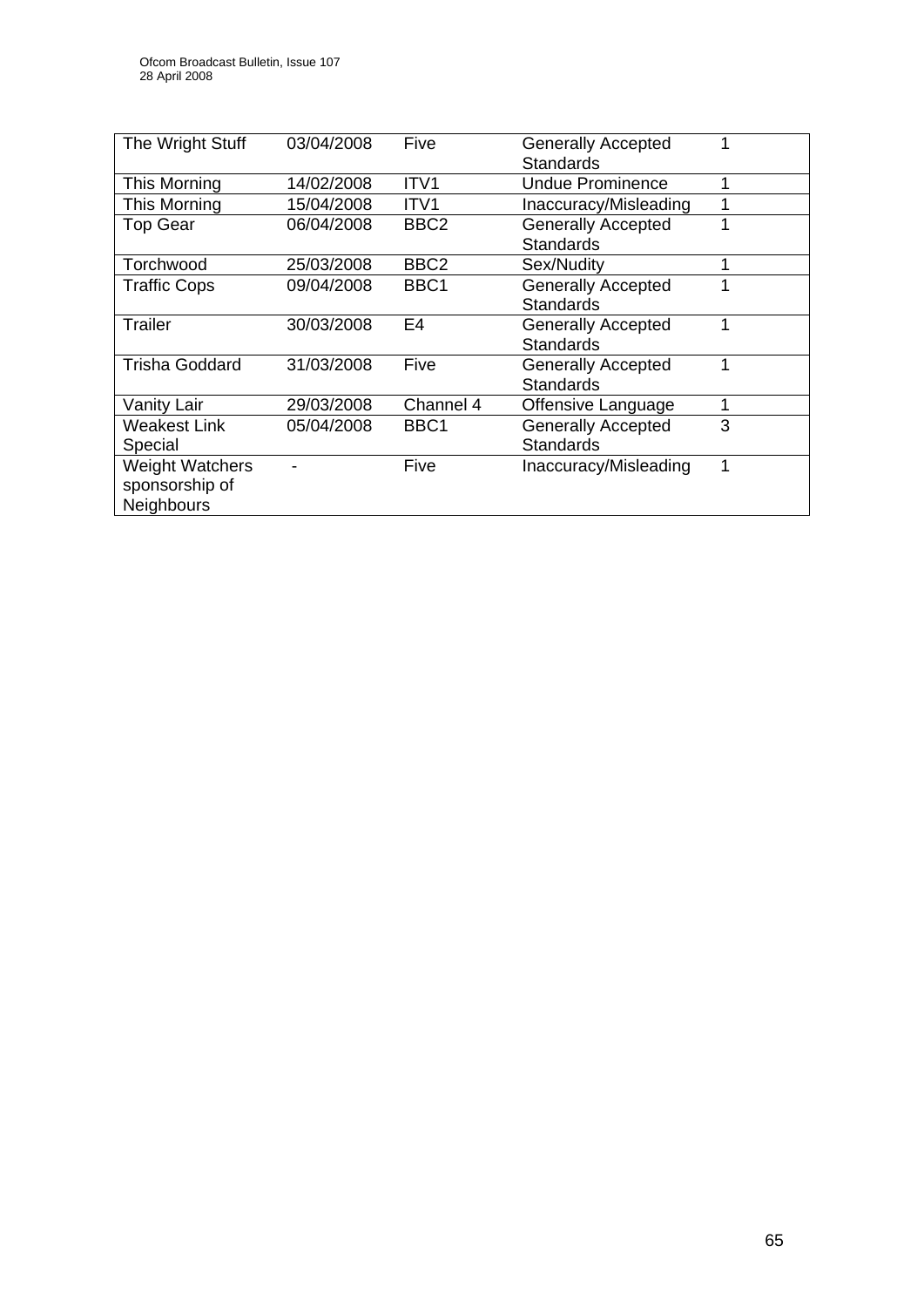| | | | | |
|---|---|---|---|---|
| The Wright Stuff | 03/04/2008 | Five | Generally Accepted Standards | 1 |
| This Morning | 14/02/2008 | ITV1 | Undue Prominence | 1 |
| This Morning | 15/04/2008 | ITV1 | Inaccuracy/Misleading | 1 |
| Top Gear | 06/04/2008 | BBC2 | Generally Accepted Standards | 1 |
| Torchwood | 25/03/2008 | BBC2 | Sex/Nudity | 1 |
| Traffic Cops | 09/04/2008 | BBC1 | Generally Accepted Standards | 1 |
| Trailer | 30/03/2008 | E4 | Generally Accepted Standards | 1 |
| Trisha Goddard | 31/03/2008 | Five | Generally Accepted Standards | 1 |
| Vanity Lair | 29/03/2008 | Channel 4 | Offensive Language | 1 |
| Weakest Link Special | 05/04/2008 | BBC1 | Generally Accepted Standards | 3 |
| Weight Watchers sponsorship of Neighbours | - | Five | Inaccuracy/Misleading | 1 |